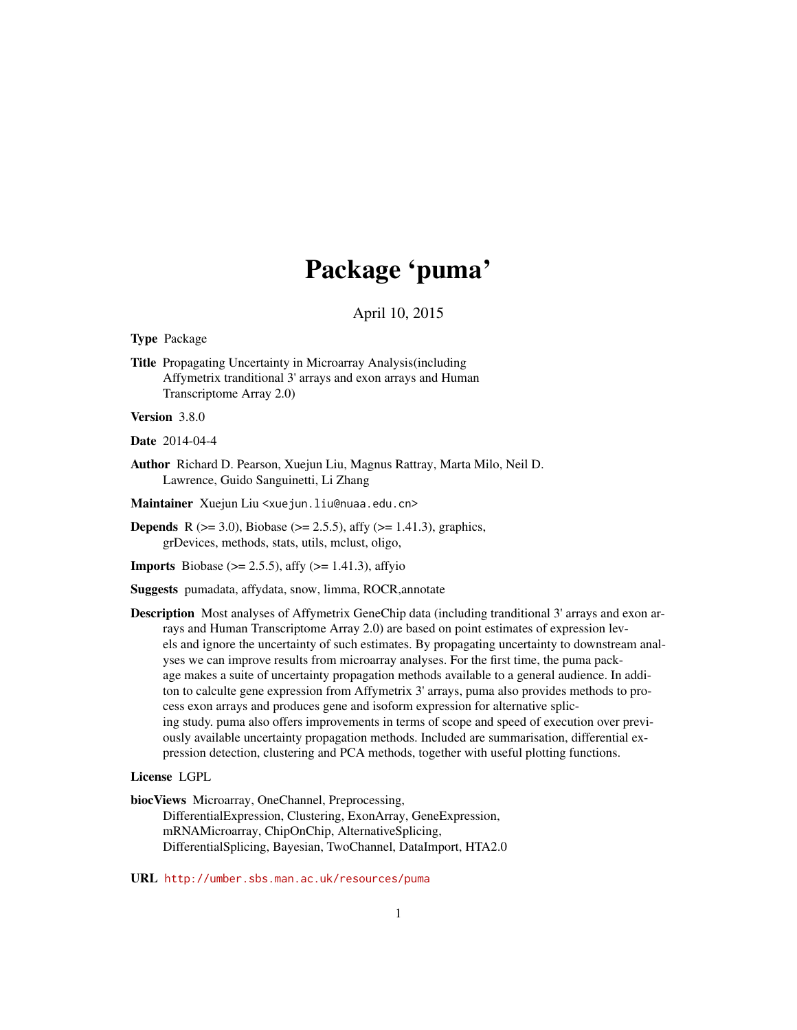# Package 'puma'

April 10, 2015

**Type** Package

**Title** Propagating Uncertainty in Microarray Analysis(including Affymetrix tranditional 3' arrays and exon arrays and Human Transcriptome Array 2.0)

**Version** 3.8.0

**Date** 2014-04-4

**Author** Richard D. Pearson, Xuejun Liu, Magnus Rattray, Marta Milo, Neil D. Lawrence, Guido Sanguinetti, Li Zhang

**Maintainer** Xuejun Liu <xuejun.liu@nuaa.edu.cn>

**Depends** R (>= 3.0), Biobase (>= 2.5.5), affy (>= 1.41.3), graphics, grDevices, methods, stats, utils, mclust, oligo,

**Imports** Biobase (>= 2.5.5), affy (>= 1.41.3), affyio

**Suggests** pumadata, affydata, snow, limma, ROCR,annotate

**Description** Most analyses of Affymetrix GeneChip data (including tranditional 3' arrays and exon arrays and Human Transcriptome Array 2.0) are based on point estimates of expression levels and ignore the uncertainty of such estimates. By propagating uncertainty to downstream analyses we can improve results from microarray analyses. For the first time, the puma package makes a suite of uncertainty propagation methods available to a general audience. In additon to calculte gene expression from Affymetrix 3' arrays, puma also provides methods to process exon arrays and produces gene and isoform expression for alternative splicing study. puma also offers improvements in terms of scope and speed of execution over previously available uncertainty propagation methods. Included are summarisation, differential expression detection, clustering and PCA methods, together with useful plotting functions.

**License** LGPL

**biocViews** Microarray, OneChannel, Preprocessing, DifferentialExpression, Clustering, ExonArray, GeneExpression, mRNAMicroarray, ChipOnChip, AlternativeSplicing, DifferentialSplicing, Bayesian, TwoChannel, DataImport, HTA2.0

**URL** http://umber.sbs.man.ac.uk/resources/puma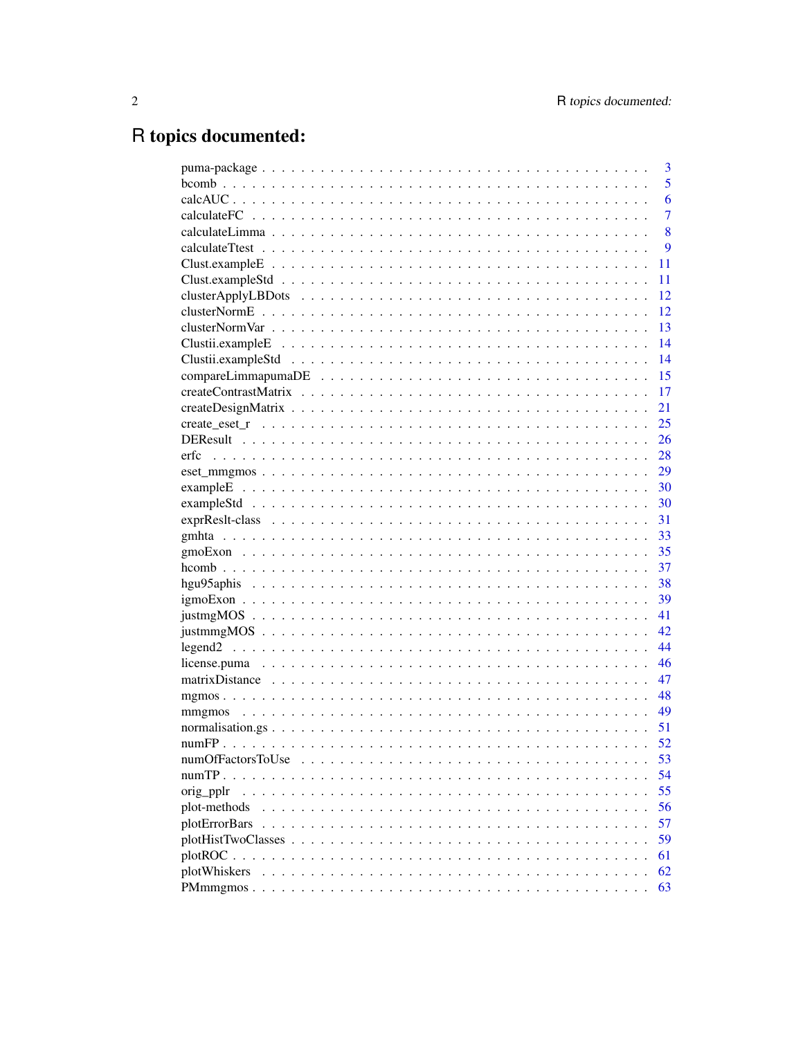# R topics documented:

| | |
|---|---|
| puma-package | 3 |
| bcomb | 5 |
| calcAUC | 6 |
| calculateFC | 7 |
| calculateLimma | 8 |
| calculateTtest | 9 |
| Clust.exampleE | 11 |
| Clust.exampleStd | 11 |
| clusterApplyLBDots | 12 |
| clusterNormE | 12 |
| clusterNormVar | 13 |
| Clustii.exampleE | 14 |
| Clustii.exampleStd | 14 |
| compareLimmapumaDE | 15 |
| createContrastMatrix | 17 |
| createDesignMatrix | 21 |
| create_eset_r | 25 |
| DEResult | 26 |
| erfc | 28 |
| eset_mmgmos | 29 |
| exampleE | 30 |
| exampleStd | 30 |
| exprReslt-class | 31 |
| gmhta | 33 |
| gmoExon | 35 |
| hcomb | 37 |
| hgu95aphis | 38 |
| igmoExon | 39 |
| justmgMOS | 41 |
| justmmgMOS | 42 |
| legend2 | 44 |
| license.puma | 46 |
| matrixDistance | 47 |
| mgmos | 48 |
| mmgmos | 49 |
| normalisation.gs | 51 |
| numFP | 52 |
| numOfFactorsToUse | 53 |
| numTP | 54 |
| orig_pplr | 55 |
| plot-methods | 56 |
| plotErrorBars | 57 |
| plotHistTwoClasses | 59 |
| plotROC | 61 |
| plotWhiskers | 62 |
| PMmmgmos | 63 |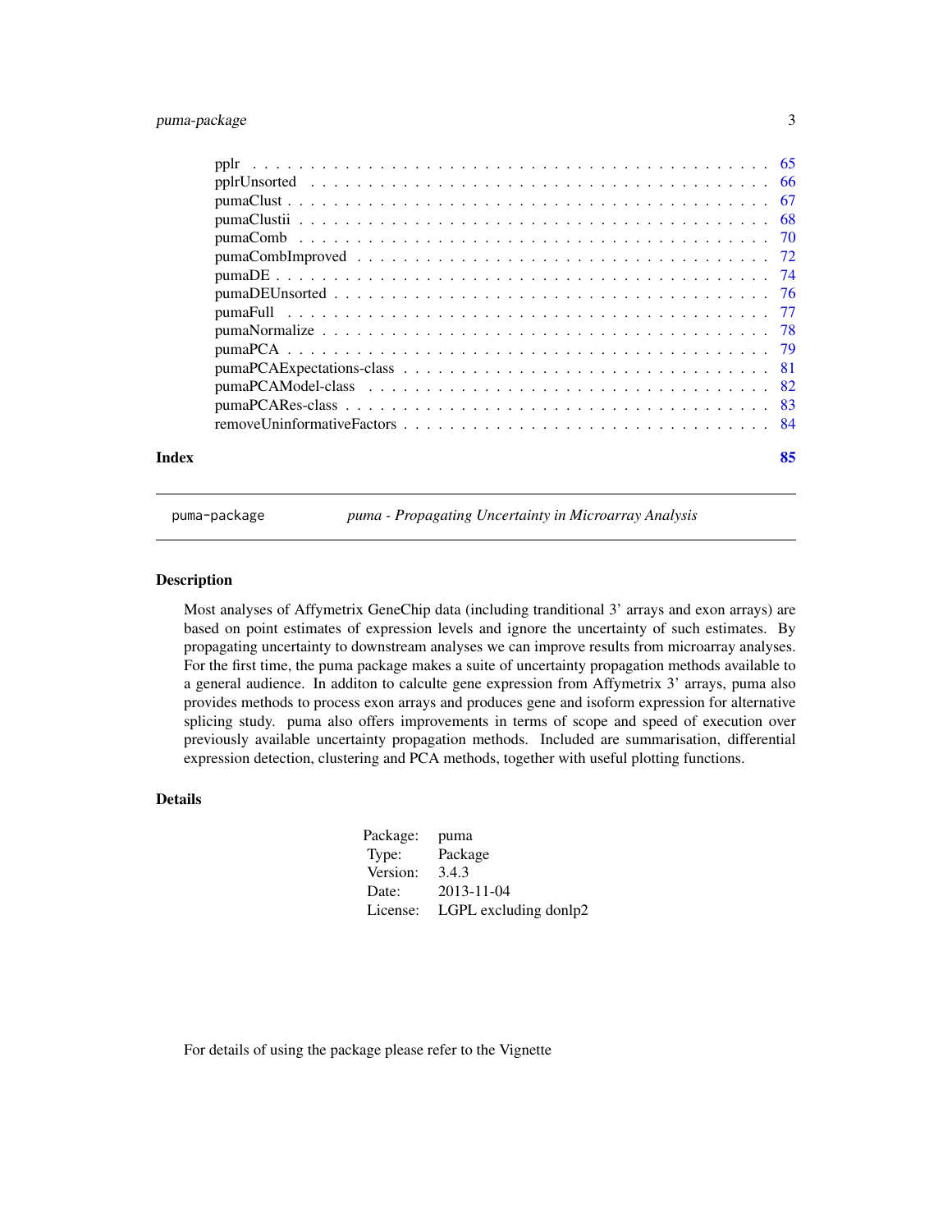| | |
|---|---|
| pplr | 65 |
| pplrUnsorted | 66 |
| pumaClust | 67 |
| pumaClustii | 68 |
| pumaComb | 70 |
| pumaCombImproved | 72 |
| pumaDE | 74 |
| pumaDEUnsorted | 76 |
| pumaFull | 77 |
| pumaNormalize | 78 |
| pumaPCA | 79 |
| pumaPCAExpectations-class | 81 |
| pumaPCAModel-class | 82 |
| pumaPCARes-class | 83 |
| removeUninformativeFactors | 84 |

**Index** 85

---

## puma-package — *puma - Propagating Uncertainty in Microarray Analysis*

### Description

Most analyses of Affymetrix GeneChip data (including tranditional 3' arrays and exon arrays) are based on point estimates of expression levels and ignore the uncertainty of such estimates. By propagating uncertainty to downstream analyses we can improve results from microarray analyses. For the first time, the puma package makes a suite of uncertainty propagation methods available to a general audience. In additon to calculte gene expression from Affymetrix 3' arrays, puma also provides methods to process exon arrays and produces gene and isoform expression for alternative splicing study. puma also offers improvements in terms of scope and speed of execution over previously available uncertainty propagation methods. Included are summarisation, differential expression detection, clustering and PCA methods, together with useful plotting functions.

### Details

| | |
|---|---|
| Package: | puma |
| Type: | Package |
| Version: | 3.4.3 |
| Date: | 2013-11-04 |
| License: | LGPL excluding donlp2 |

For details of using the package please refer to the Vignette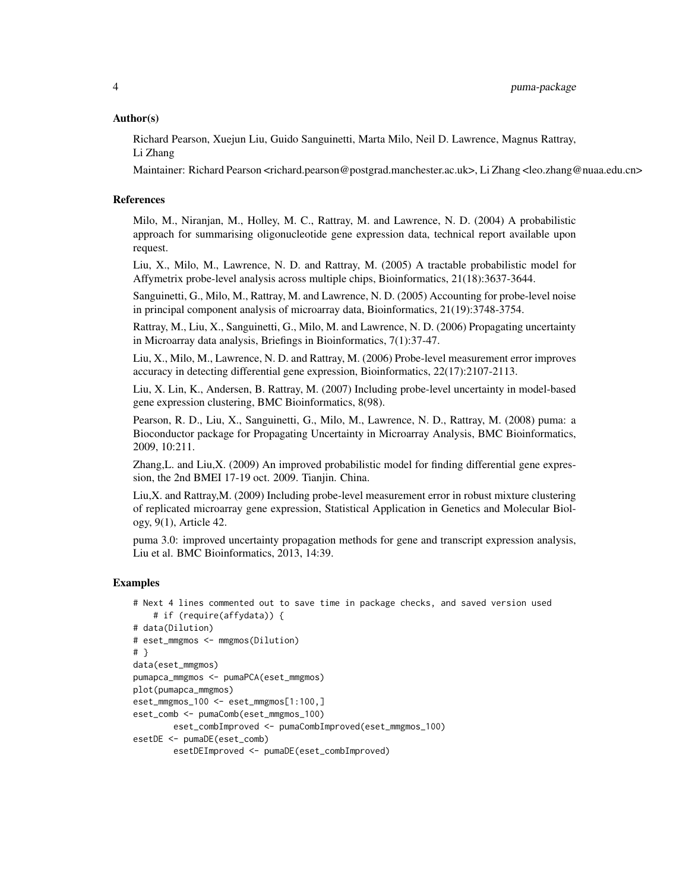## Author(s)

Richard Pearson, Xuejun Liu, Guido Sanguinetti, Marta Milo, Neil D. Lawrence, Magnus Rattray, Li Zhang

Maintainer: Richard Pearson <richard.pearson@postgrad.manchester.ac.uk>, Li Zhang <leo.zhang@nuaa.edu.cn>

## References

Milo, M., Niranjan, M., Holley, M. C., Rattray, M. and Lawrence, N. D. (2004) A probabilistic approach for summarising oligonucleotide gene expression data, technical report available upon request.

Liu, X., Milo, M., Lawrence, N. D. and Rattray, M. (2005) A tractable probabilistic model for Affymetrix probe-level analysis across multiple chips, Bioinformatics, 21(18):3637-3644.

Sanguinetti, G., Milo, M., Rattray, M. and Lawrence, N. D. (2005) Accounting for probe-level noise in principal component analysis of microarray data, Bioinformatics, 21(19):3748-3754.

Rattray, M., Liu, X., Sanguinetti, G., Milo, M. and Lawrence, N. D. (2006) Propagating uncertainty in Microarray data analysis, Briefings in Bioinformatics, 7(1):37-47.

Liu, X., Milo, M., Lawrence, N. D. and Rattray, M. (2006) Probe-level measurement error improves accuracy in detecting differential gene expression, Bioinformatics, 22(17):2107-2113.

Liu, X. Lin, K., Andersen, B. Rattray, M. (2007) Including probe-level uncertainty in model-based gene expression clustering, BMC Bioinformatics, 8(98).

Pearson, R. D., Liu, X., Sanguinetti, G., Milo, M., Lawrence, N. D., Rattray, M. (2008) puma: a Bioconductor package for Propagating Uncertainty in Microarray Analysis, BMC Bioinformatics, 2009, 10:211.

Zhang,L. and Liu,X. (2009) An improved probabilistic model for finding differential gene expression, the 2nd BMEI 17-19 oct. 2009. Tianjin. China.

Liu,X. and Rattray,M. (2009) Including probe-level measurement error in robust mixture clustering of replicated microarray gene expression, Statistical Application in Genetics and Molecular Biology, 9(1), Article 42.

puma 3.0: improved uncertainty propagation methods for gene and transcript expression analysis, Liu et al. BMC Bioinformatics, 2013, 14:39.

## Examples

```
# Next 4 lines commented out to save time in package checks, and saved version used
    # if (require(affydata)) {
# data(Dilution)
# eset_mmgmos <- mmgmos(Dilution)
# }
data(eset_mmgmos)
pumapca_mmgmos <- pumaPCA(eset_mmgmos)
plot(pumapca_mmgmos)
eset_mmgmos_100 <- eset_mmgmos[1:100,]
eset_comb <- pumaComb(eset_mmgmos_100)
        eset_combImproved <- pumaCombImproved(eset_mmgmos_100)
esetDE <- pumaDE(eset_comb)
        esetDEImproved <- pumaDE(eset_combImproved)
```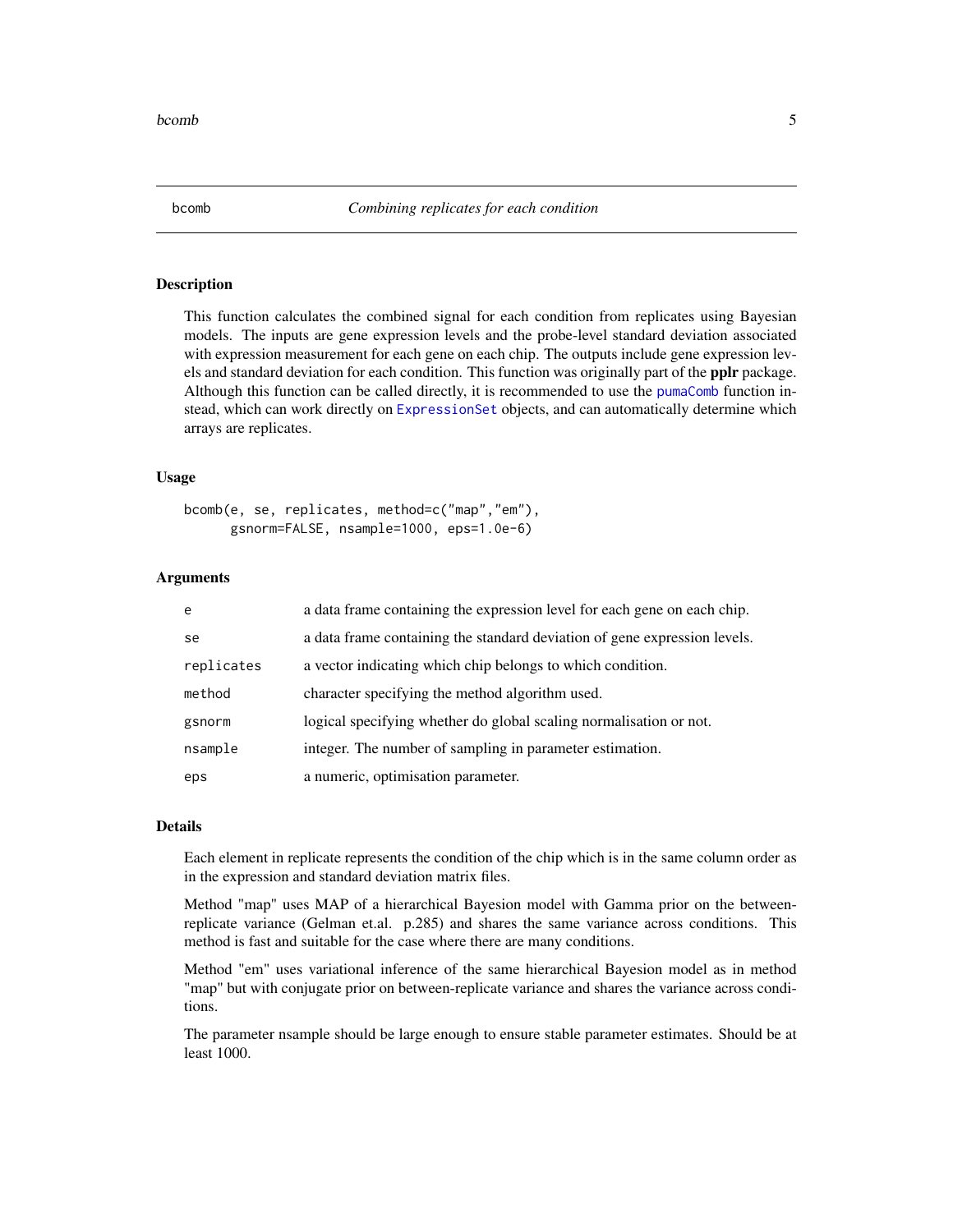# bcomb — *Combining replicates for each condition*

## Description

This function calculates the combined signal for each condition from replicates using Bayesian models. The inputs are gene expression levels and the probe-level standard deviation associated with expression measurement for each gene on each chip. The outputs include gene expression levels and standard deviation for each condition. This function was originally part of the **pplr** package. Although this function can be called directly, it is recommended to use the `pumaComb` function instead, which can work directly on `ExpressionSet` objects, and can automatically determine which arrays are replicates.

## Usage

```
bcomb(e, se, replicates, method=c("map","em"),
      gsnorm=FALSE, nsample=1000, eps=1.0e-6)
```

## Arguments

| | |
|---|---|
| `e` | a data frame containing the expression level for each gene on each chip. |
| `se` | a data frame containing the standard deviation of gene expression levels. |
| `replicates` | a vector indicating which chip belongs to which condition. |
| `method` | character specifying the method algorithm used. |
| `gsnorm` | logical specifying whether do global scaling normalisation or not. |
| `nsample` | integer. The number of sampling in parameter estimation. |
| `eps` | a numeric, optimisation parameter. |

## Details

Each element in replicate represents the condition of the chip which is in the same column order as in the expression and standard deviation matrix files.

Method "map" uses MAP of a hierarchical Bayesion model with Gamma prior on the between-replicate variance (Gelman et.al. p.285) and shares the same variance across conditions. This method is fast and suitable for the case where there are many conditions.

Method "em" uses variational inference of the same hierarchical Bayesion model as in method "map" but with conjugate prior on between-replicate variance and shares the variance across conditions.

The parameter nsample should be large enough to ensure stable parameter estimates. Should be at least 1000.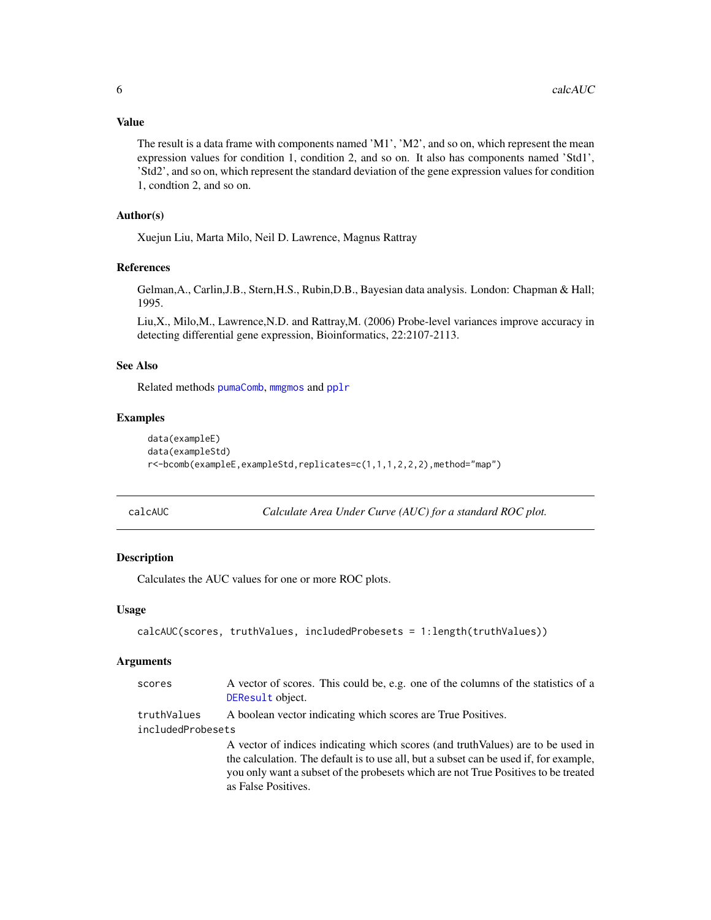### Value

The result is a data frame with components named 'M1', 'M2', and so on, which represent the mean expression values for condition 1, condition 2, and so on. It also has components named 'Std1', 'Std2', and so on, which represent the standard deviation of the gene expression values for condition 1, condtion 2, and so on.

### Author(s)

Xuejun Liu, Marta Milo, Neil D. Lawrence, Magnus Rattray

### References

Gelman,A., Carlin,J.B., Stern,H.S., Rubin,D.B., Bayesian data analysis. London: Chapman & Hall; 1995.

Liu,X., Milo,M., Lawrence,N.D. and Rattray,M. (2006) Probe-level variances improve accuracy in detecting differential gene expression, Bioinformatics, 22:2107-2113.

### See Also

Related methods pumaComb, mmgmos and pplr

### Examples

```
data(exampleE)
data(exampleStd)
r<-bcomb(exampleE,exampleStd,replicates=c(1,1,1,2,2,2),method="map")
```

---

## calcAUC — *Calculate Area Under Curve (AUC) for a standard ROC plot.*

### Description

Calculates the AUC values for one or more ROC plots.

### Usage

```
calcAUC(scores, truthValues, includedProbesets = 1:length(truthValues))
```

### Arguments

| | |
|---|---|
| scores | A vector of scores. This could be, e.g. one of the columns of the statistics of a DEResult object. |
| truthValues | A boolean vector indicating which scores are True Positives. |
| includedProbesets | A vector of indices indicating which scores (and truthValues) are to be used in the calculation. The default is to use all, but a subset can be used if, for example, you only want a subset of the probesets which are not True Positives to be treated as False Positives. |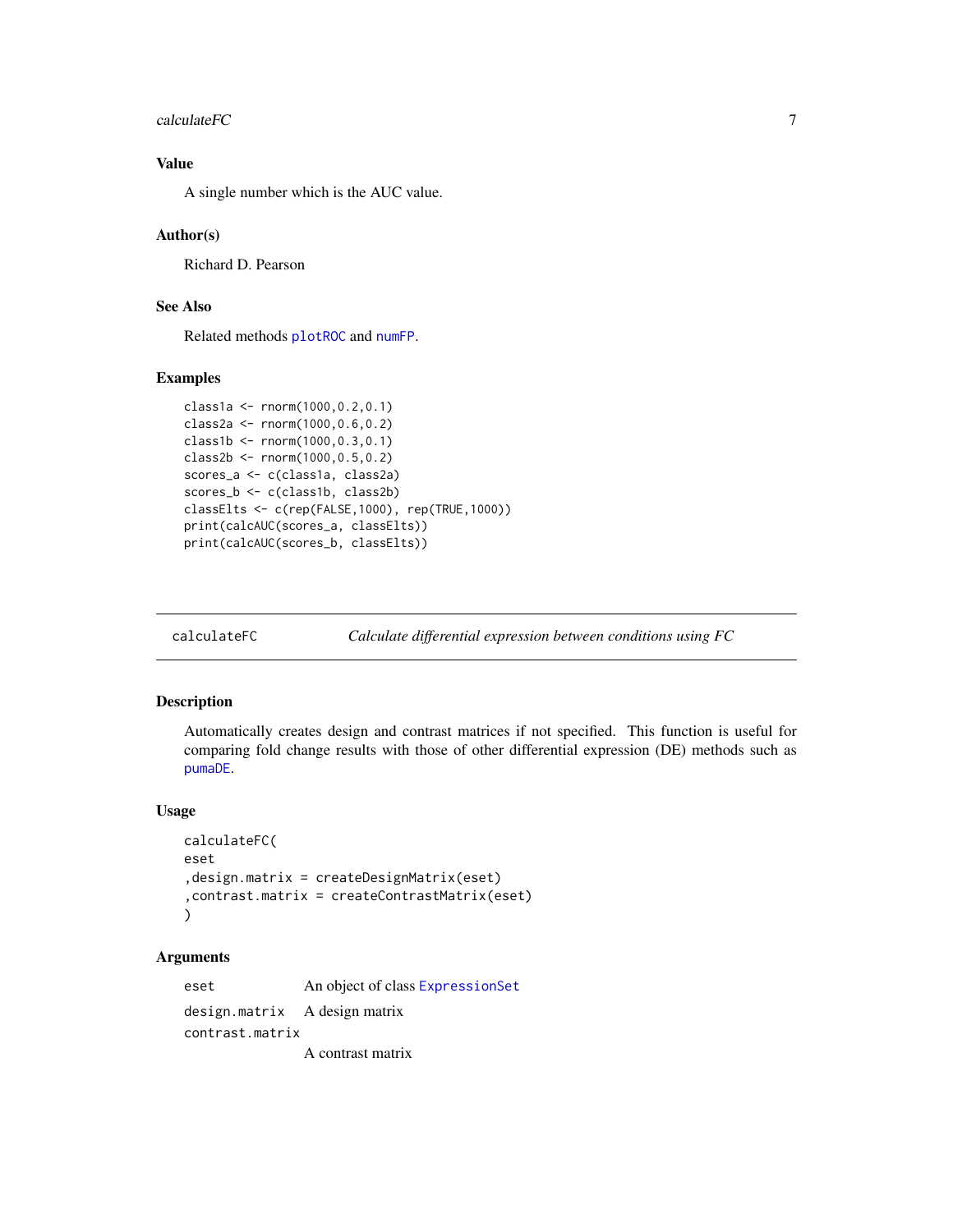### Value

A single number which is the AUC value.

### Author(s)

Richard D. Pearson

### See Also

Related methods `plotROC` and `numFP`.

### Examples

```
class1a <- rnorm(1000,0.2,0.1)
class2a <- rnorm(1000,0.6,0.2)
class1b <- rnorm(1000,0.3,0.1)
class2b <- rnorm(1000,0.5,0.2)
scores_a <- c(class1a, class2a)
scores_b <- c(class1b, class2b)
classElts <- c(rep(FALSE,1000), rep(TRUE,1000))
print(calcAUC(scores_a, classElts))
print(calcAUC(scores_b, classElts))
```

---

## calculateFC — *Calculate differential expression between conditions using FC*

### Description

Automatically creates design and contrast matrices if not specified. This function is useful for comparing fold change results with those of other differential expression (DE) methods such as `pumaDE`.

### Usage

```
calculateFC(
eset
,design.matrix = createDesignMatrix(eset)
,contrast.matrix = createContrastMatrix(eset)
)
```

### Arguments

| | |
|---|---|
| `eset` | An object of class `ExpressionSet` |
| `design.matrix` | A design matrix |
| `contrast.matrix` | A contrast matrix |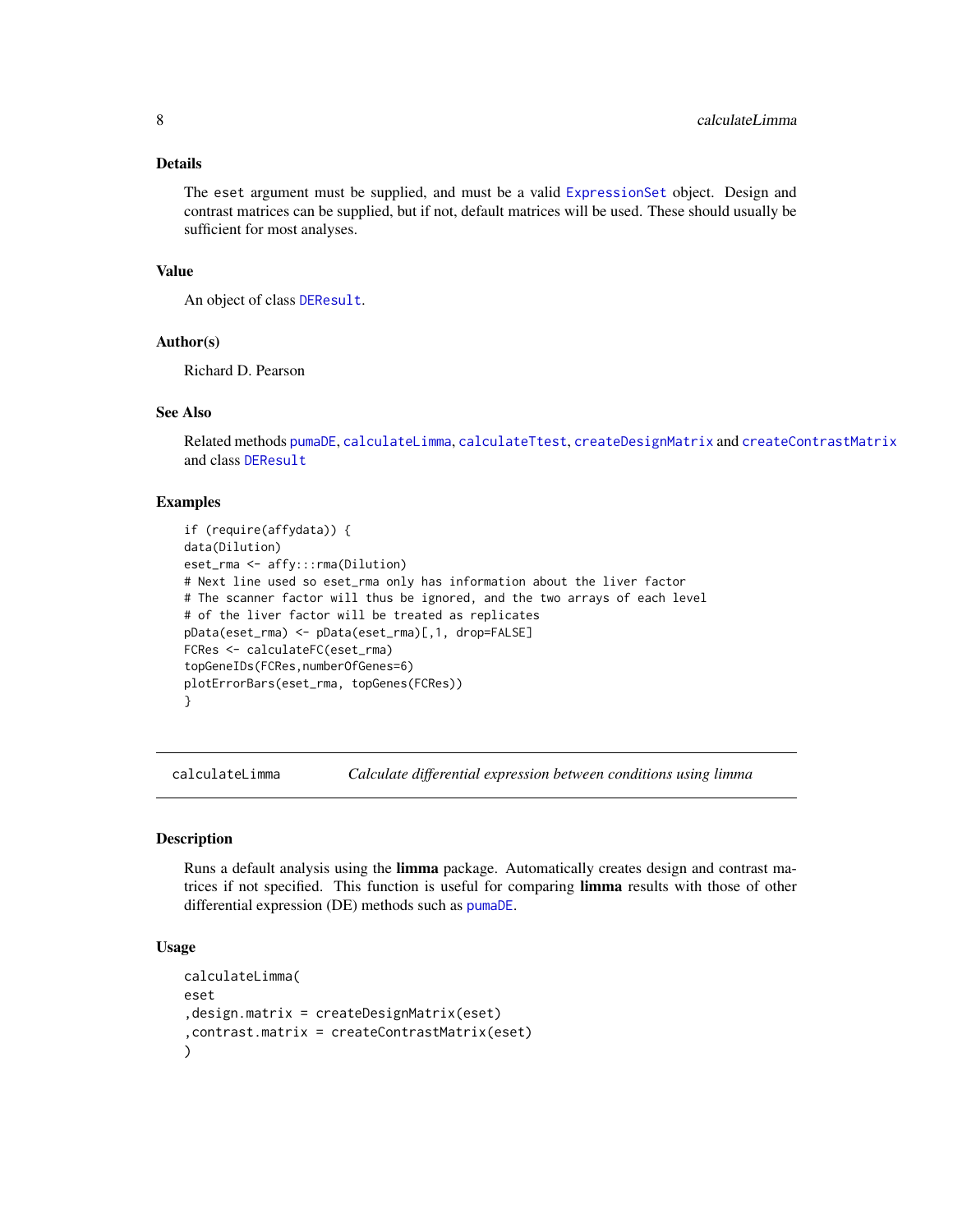### Details

The `eset` argument must be supplied, and must be a valid `ExpressionSet` object. Design and contrast matrices can be supplied, but if not, default matrices will be used. These should usually be sufficient for most analyses.

### Value

An object of class `DEResult`.

### Author(s)

Richard D. Pearson

### See Also

Related methods `pumaDE`, `calculateLimma`, `calculateTtest`, `createDesignMatrix` and `createContrastMatrix` and class `DEResult`

### Examples

```
if (require(affydata)) {
data(Dilution)
eset_rma <- affy:::rma(Dilution)
# Next line used so eset_rma only has information about the liver factor
# The scanner factor will thus be ignored, and the two arrays of each level
# of the liver factor will be treated as replicates
pData(eset_rma) <- pData(eset_rma)[,1, drop=FALSE]
FCRes <- calculateFC(eset_rma)
topGeneIDs(FCRes,numberOfGenes=6)
plotErrorBars(eset_rma, topGenes(FCRes))
}
```

---

## calculateLimma — *Calculate differential expression between conditions using limma*

### Description

Runs a default analysis using the **limma** package. Automatically creates design and contrast matrices if not specified. This function is useful for comparing **limma** results with those of other differential expression (DE) methods such as `pumaDE`.

### Usage

```
calculateLimma(
eset
,design.matrix = createDesignMatrix(eset)
,contrast.matrix = createContrastMatrix(eset)
)
```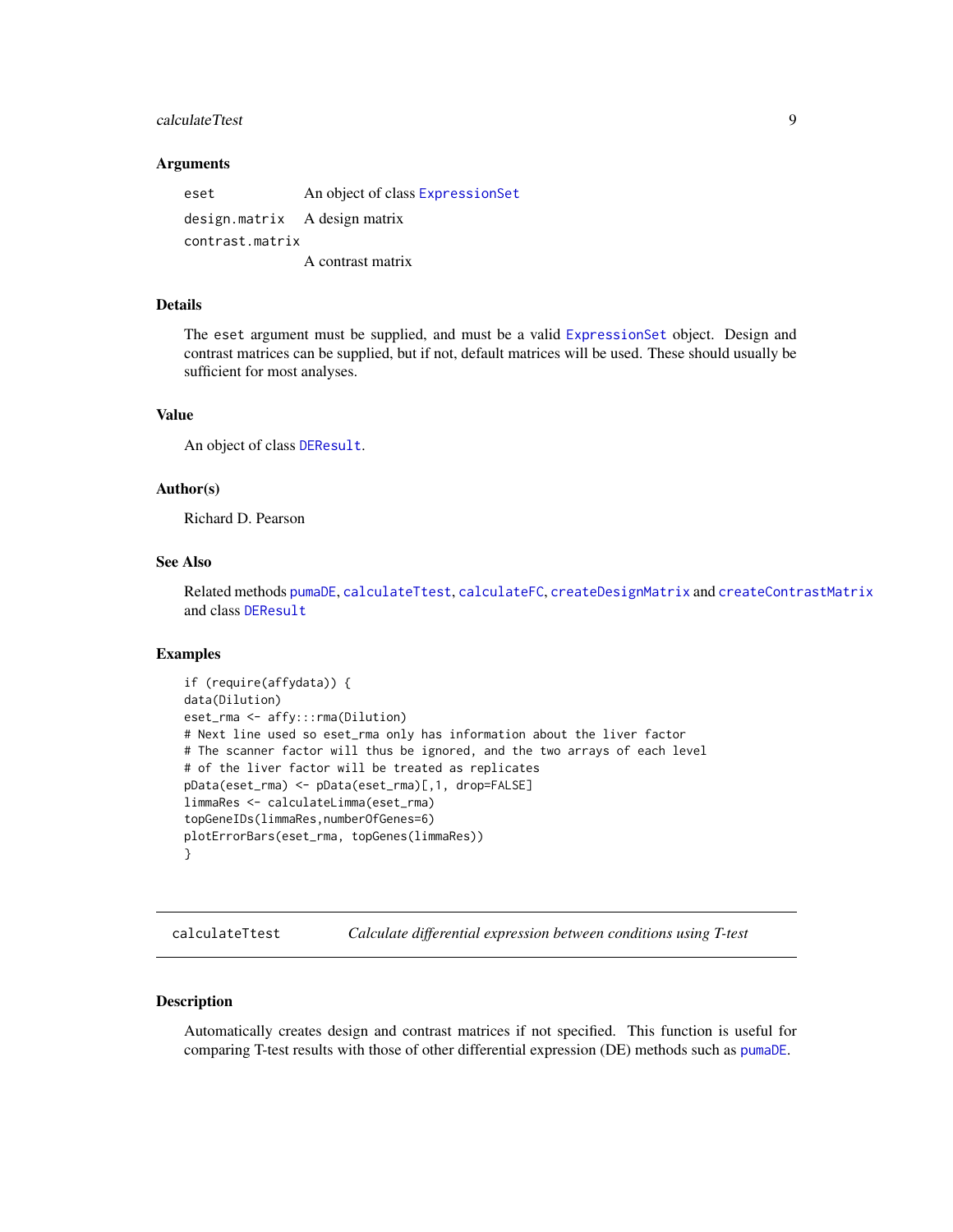### Arguments

| | |
|---|---|
| `eset` | An object of class `ExpressionSet` |
| `design.matrix` | A design matrix |
| `contrast.matrix` | A contrast matrix |

### Details

The `eset` argument must be supplied, and must be a valid `ExpressionSet` object. Design and contrast matrices can be supplied, but if not, default matrices will be used. These should usually be sufficient for most analyses.

### Value

An object of class `DEResult`.

### Author(s)

Richard D. Pearson

### See Also

Related methods `pumaDE`, `calculateTtest`, `calculateFC`, `createDesignMatrix` and `createContrastMatrix` and class `DEResult`

### Examples

```
if (require(affydata)) {
data(Dilution)
eset_rma <- affy:::rma(Dilution)
# Next line used so eset_rma only has information about the liver factor
# The scanner factor will thus be ignored, and the two arrays of each level
# of the liver factor will be treated as replicates
pData(eset_rma) <- pData(eset_rma)[,1, drop=FALSE]
limmaRes <- calculateLimma(eset_rma)
topGeneIDs(limmaRes,numberOfGenes=6)
plotErrorBars(eset_rma, topGenes(limmaRes))
}
```

---

## `calculateTtest` *Calculate differential expression between conditions using T-test*

---

### Description

Automatically creates design and contrast matrices if not specified. This function is useful for comparing T-test results with those of other differential expression (DE) methods such as `pumaDE`.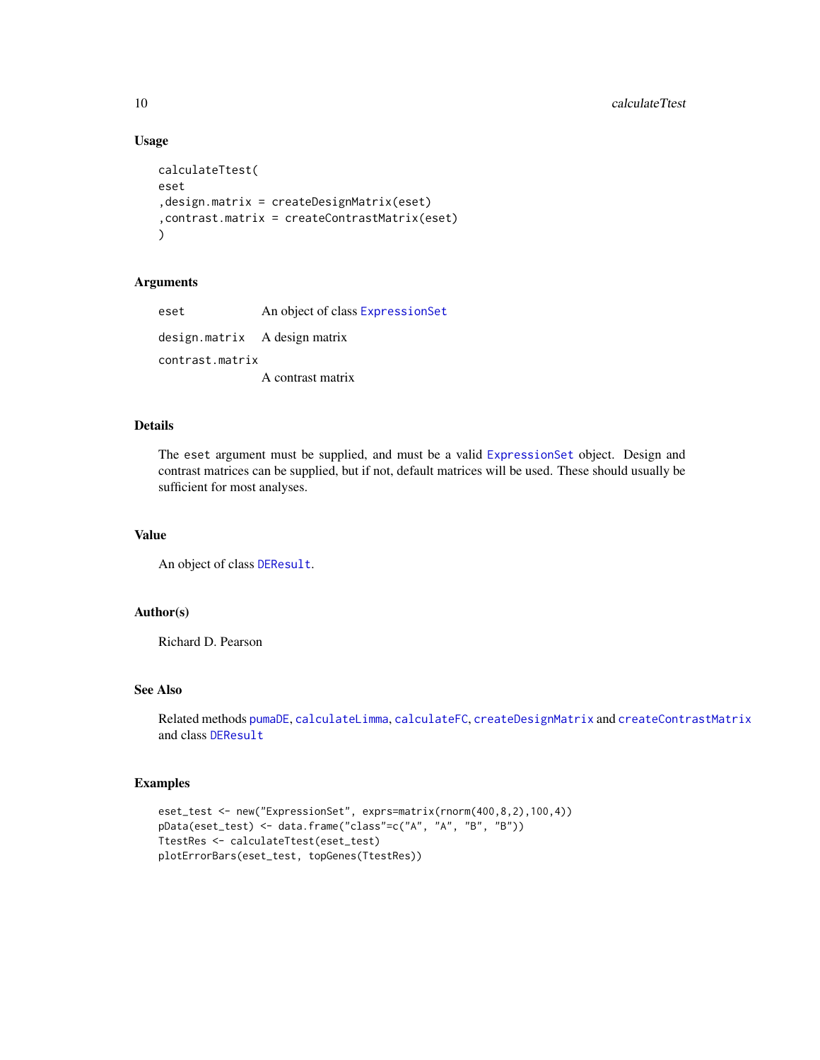### Usage

```
calculateTtest(
eset
,design.matrix = createDesignMatrix(eset)
,contrast.matrix = createContrastMatrix(eset)
)
```

### Arguments

| | |
|---|---|
| eset | An object of class ExpressionSet |
| design.matrix | A design matrix |
| contrast.matrix | A contrast matrix |

### Details

The `eset` argument must be supplied, and must be a valid ExpressionSet object. Design and contrast matrices can be supplied, but if not, default matrices will be used. These should usually be sufficient for most analyses.

### Value

An object of class DEResult.

### Author(s)

Richard D. Pearson

### See Also

Related methods pumaDE, calculateLimma, calculateFC, createDesignMatrix and createContrastMatrix and class DEResult

### Examples

```
eset_test <- new("ExpressionSet", exprs=matrix(rnorm(400,8,2),100,4))
pData(eset_test) <- data.frame("class"=c("A", "A", "B", "B"))
TtestRes <- calculateTtest(eset_test)
plotErrorBars(eset_test, topGenes(TtestRes))
```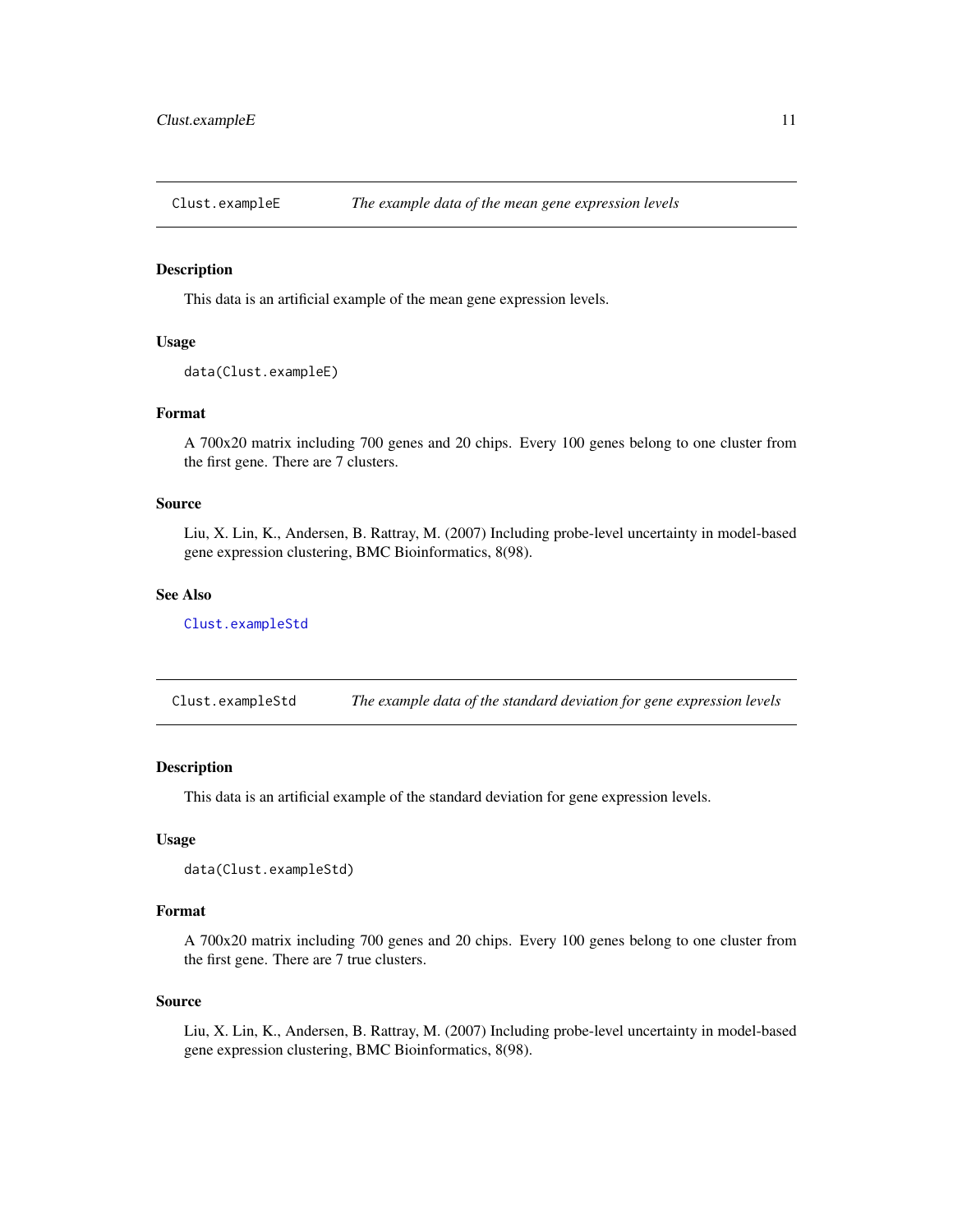## Clust.exampleE — *The example data of the mean gene expression levels*

### Description

This data is an artificial example of the mean gene expression levels.

### Usage

```
data(Clust.exampleE)
```

### Format

A 700x20 matrix including 700 genes and 20 chips. Every 100 genes belong to one cluster from the first gene. There are 7 clusters.

### Source

Liu, X. Lin, K., Andersen, B. Rattray, M. (2007) Including probe-level uncertainty in model-based gene expression clustering, BMC Bioinformatics, 8(98).

### See Also

Clust.exampleStd

## Clust.exampleStd — *The example data of the standard deviation for gene expression levels*

### Description

This data is an artificial example of the standard deviation for gene expression levels.

### Usage

```
data(Clust.exampleStd)
```

### Format

A 700x20 matrix including 700 genes and 20 chips. Every 100 genes belong to one cluster from the first gene. There are 7 true clusters.

### Source

Liu, X. Lin, K., Andersen, B. Rattray, M. (2007) Including probe-level uncertainty in model-based gene expression clustering, BMC Bioinformatics, 8(98).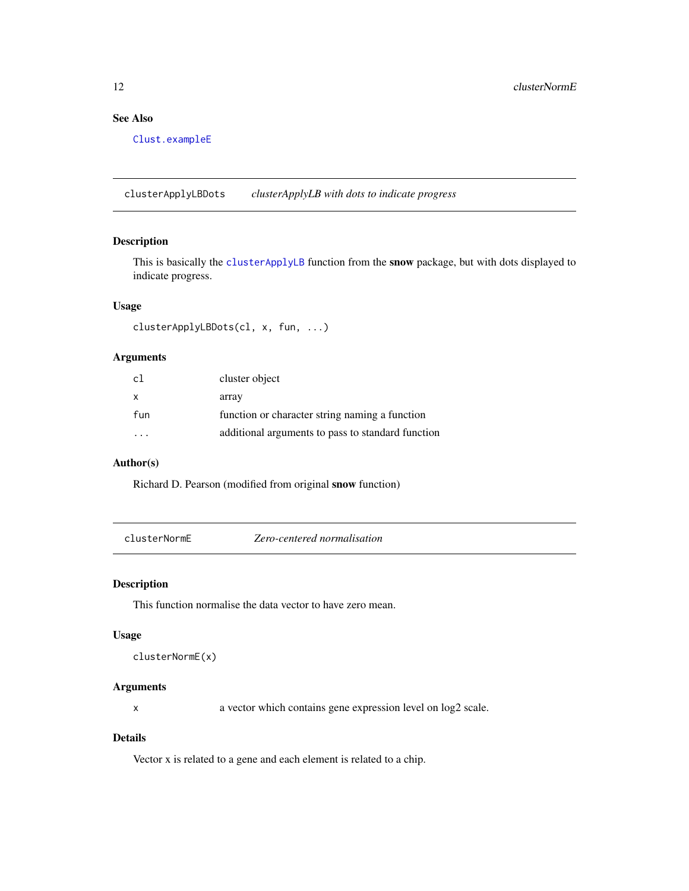## See Also

`Clust.exampleE`

---

## clusterApplyLBDots — *clusterApplyLB with dots to indicate progress*

### Description

This is basically the `clusterApplyLB` function from the **snow** package, but with dots displayed to indicate progress.

### Usage

```
clusterApplyLBDots(cl, x, fun, ...)
```

### Arguments

| | |
|---|---|
| `cl` | cluster object |
| `x` | array |
| `fun` | function or character string naming a function |
| `...` | additional arguments to pass to standard function |

### Author(s)

Richard D. Pearson (modified from original **snow** function)

---

## clusterNormE — *Zero-centered normalisation*

### Description

This function normalise the data vector to have zero mean.

### Usage

```
clusterNormE(x)
```

### Arguments

| | |
|---|---|
| `x` | a vector which contains gene expression level on log2 scale. |

### Details

Vector x is related to a gene and each element is related to a chip.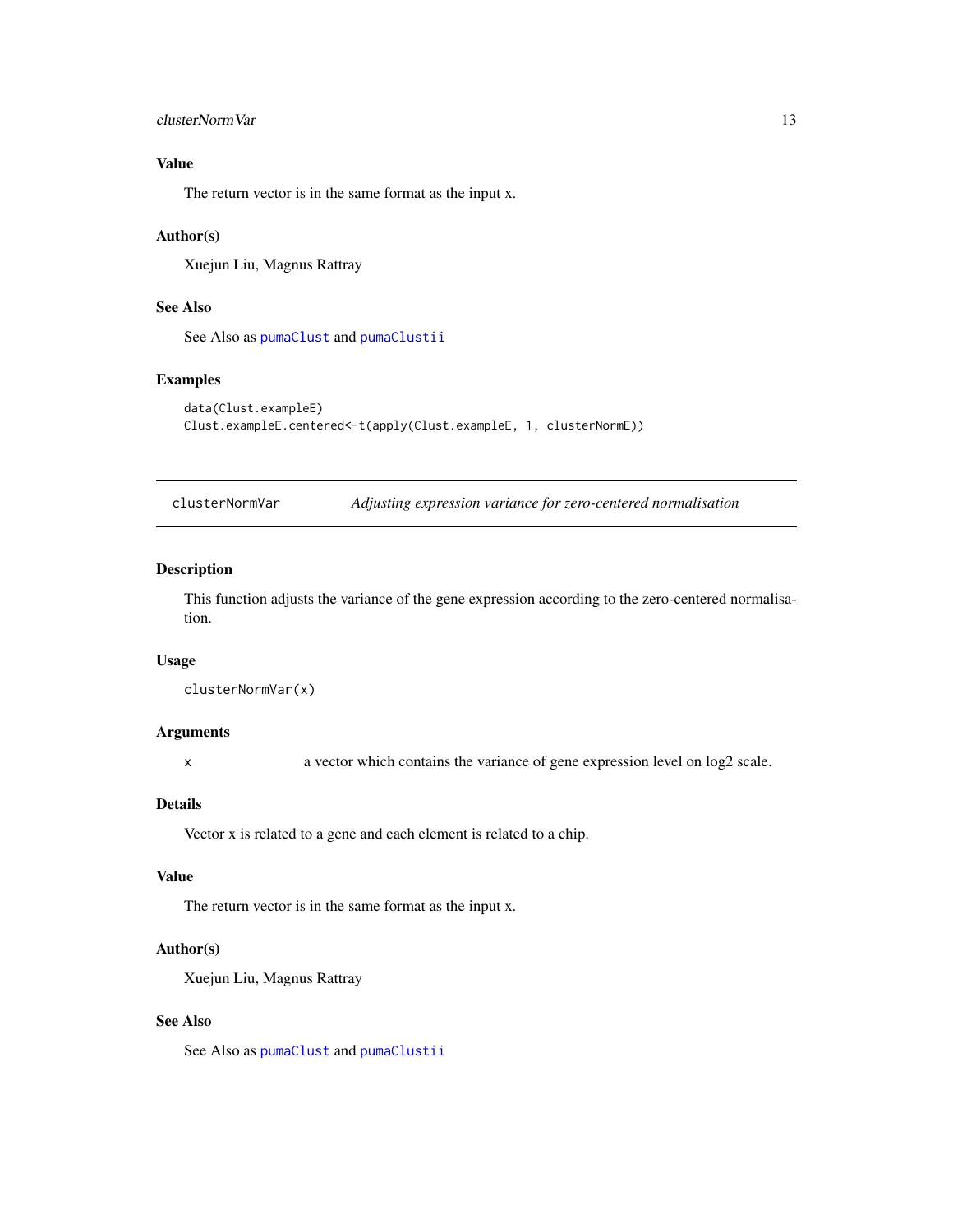### Value

The return vector is in the same format as the input x.

### Author(s)

Xuejun Liu, Magnus Rattray

### See Also

See Also as `pumaClust` and `pumaClustii`

### Examples

```
data(Clust.exampleE)
Clust.exampleE.centered<-t(apply(Clust.exampleE, 1, clusterNormE))
```

---

## clusterNormVar — *Adjusting expression variance for zero-centered normalisation*

---

### Description

This function adjusts the variance of the gene expression according to the zero-centered normalisation.

### Usage

```
clusterNormVar(x)
```

### Arguments

| | |
|---|---|
| x | a vector which contains the variance of gene expression level on log2 scale. |

### Details

Vector x is related to a gene and each element is related to a chip.

### Value

The return vector is in the same format as the input x.

### Author(s)

Xuejun Liu, Magnus Rattray

### See Also

See Also as `pumaClust` and `pumaClustii`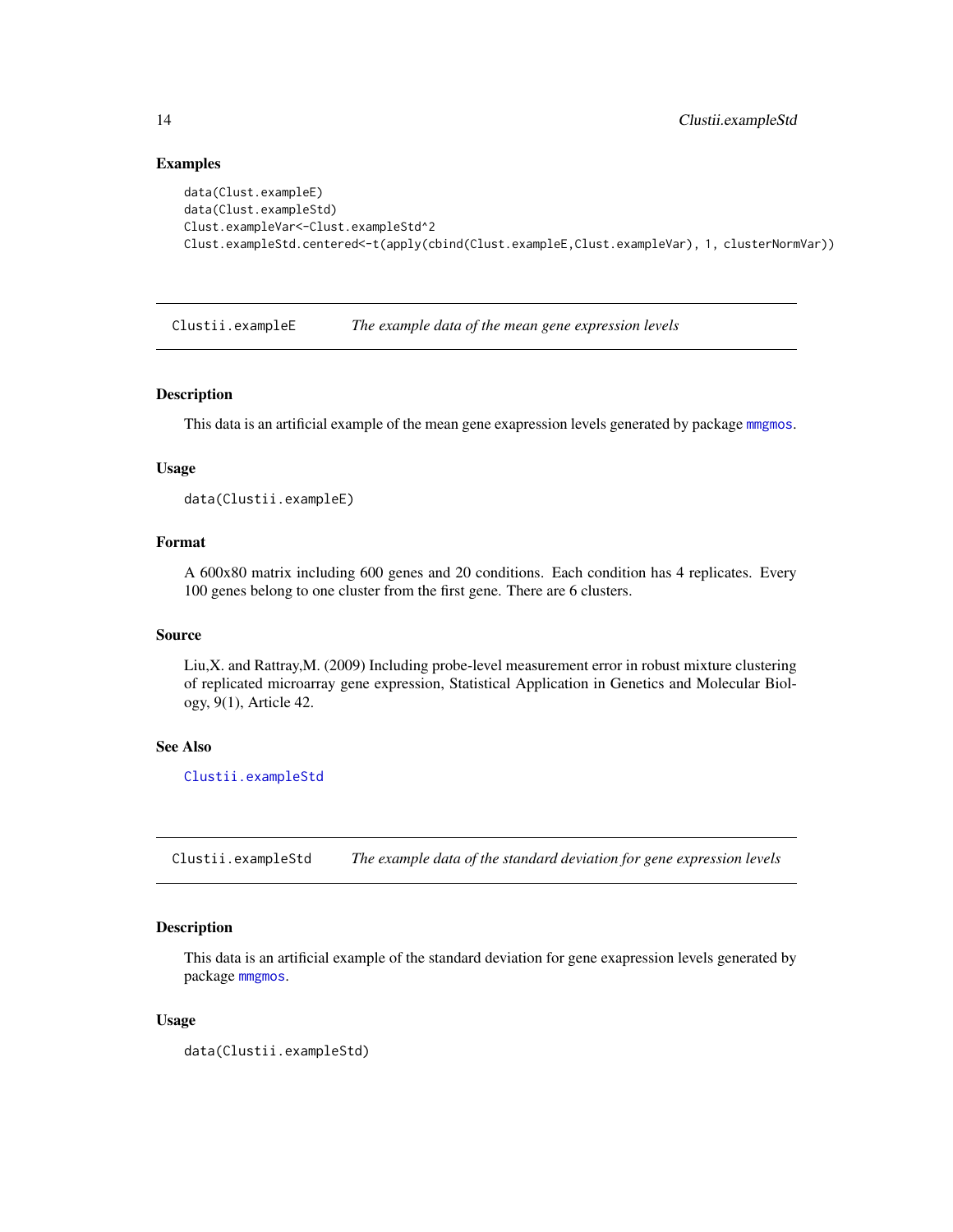### Examples

```
data(Clust.exampleE)
data(Clust.exampleStd)
Clust.exampleVar<-Clust.exampleStd^2
Clust.exampleStd.centered<-t(apply(cbind(Clust.exampleE,Clust.exampleVar), 1, clusterNormVar))
```

---

## Clustii.exampleE *The example data of the mean gene expression levels*

### Description

This data is an artificial example of the mean gene exapression levels generated by package mmgmos.

### Usage

```
data(Clustii.exampleE)
```

### Format

A 600x80 matrix including 600 genes and 20 conditions. Each condition has 4 replicates. Every 100 genes belong to one cluster from the first gene. There are 6 clusters.

### Source

Liu,X. and Rattray,M. (2009) Including probe-level measurement error in robust mixture clustering of replicated microarray gene expression, Statistical Application in Genetics and Molecular Biology, 9(1), Article 42.

### See Also

Clustii.exampleStd

---

## Clustii.exampleStd *The example data of the standard deviation for gene expression levels*

### Description

This data is an artificial example of the standard deviation for gene exapression levels generated by package mmgmos.

### Usage

```
data(Clustii.exampleStd)
```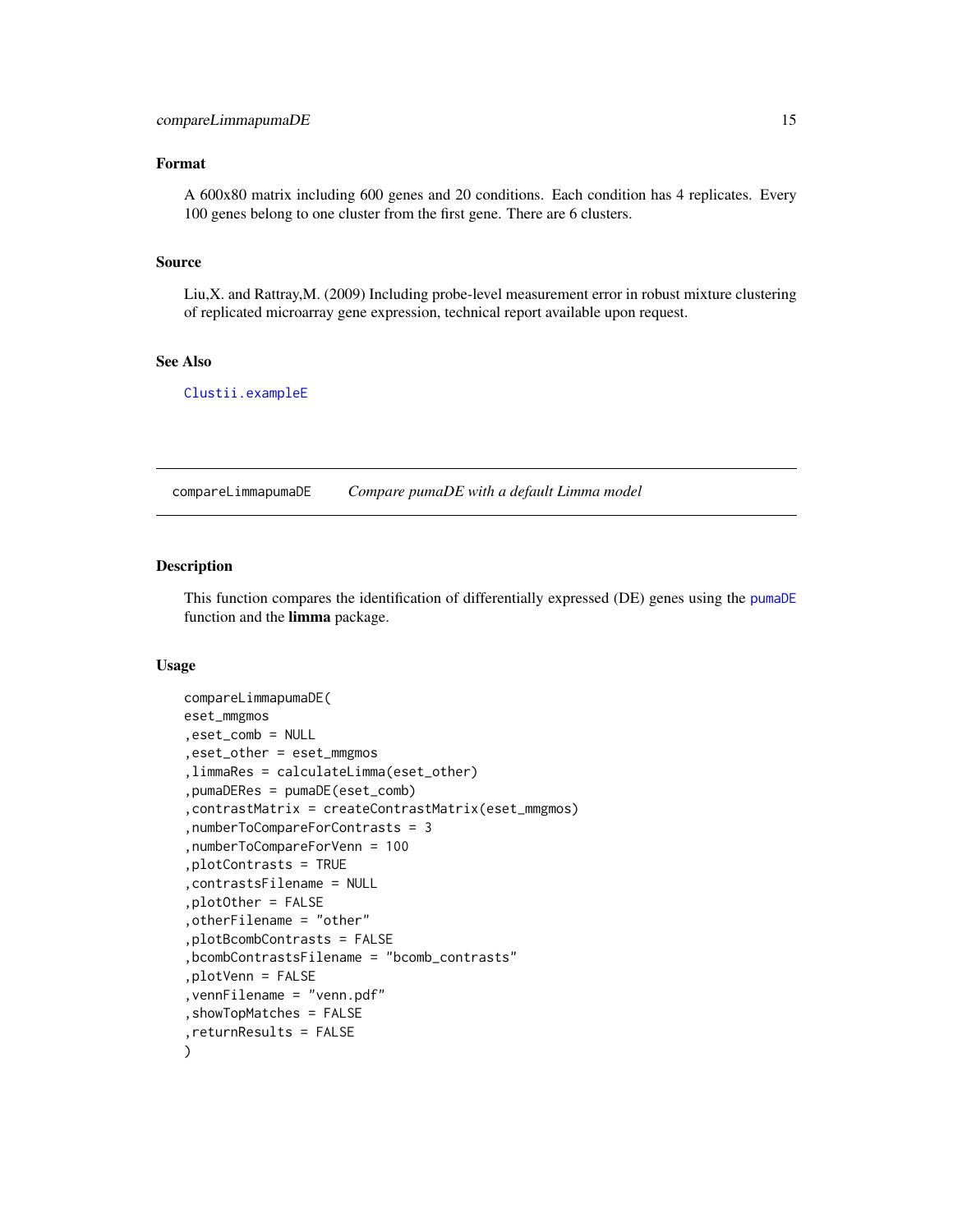### Format

A 600x80 matrix including 600 genes and 20 conditions. Each condition has 4 replicates. Every 100 genes belong to one cluster from the first gene. There are 6 clusters.

### Source

Liu,X. and Rattray,M. (2009) Including probe-level measurement error in robust mixture clustering of replicated microarray gene expression, technical report available upon request.

### See Also

`Clustii.exampleE`

---

## compareLimmapumaDE &nbsp;&nbsp;&nbsp; *Compare pumaDE with a default Limma model*

---

### Description

This function compares the identification of differentially expressed (DE) genes using the `pumaDE` function and the **limma** package.

### Usage

```
compareLimmapumaDE(
eset_mmgmos
,eset_comb = NULL
,eset_other = eset_mmgmos
,limmaRes = calculateLimma(eset_other)
,pumaDERes = pumaDE(eset_comb)
,contrastMatrix = createContrastMatrix(eset_mmgmos)
,numberToCompareForContrasts = 3
,numberToCompareForVenn = 100
,plotContrasts = TRUE
,contrastsFilename = NULL
,plotOther = FALSE
,otherFilename = "other"
,plotBcombContrasts = FALSE
,bcombContrastsFilename = "bcomb_contrasts"
,plotVenn = FALSE
,vennFilename = "venn.pdf"
,showTopMatches = FALSE
,returnResults = FALSE
)
```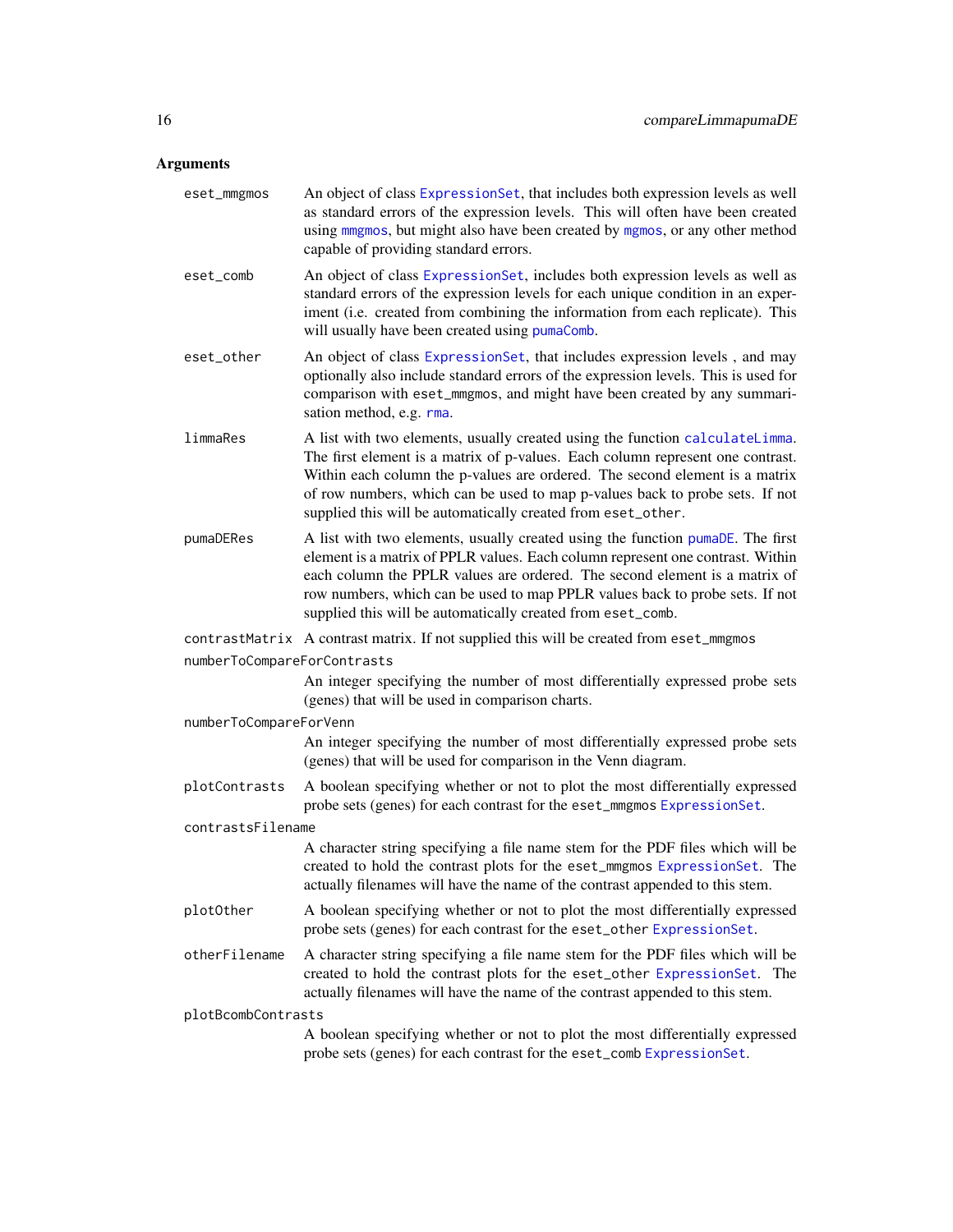## Arguments

`eset_mmgmos` An object of class ExpressionSet, that includes both expression levels as well as standard errors of the expression levels. This will often have been created using mmgmos, but might also have been created by mgmos, or any other method capable of providing standard errors.

`eset_comb` An object of class ExpressionSet, includes both expression levels as well as standard errors of the expression levels for each unique condition in an experiment (i.e. created from combining the information from each replicate). This will usually have been created using pumaComb.

`eset_other` An object of class ExpressionSet, that includes expression levels , and may optionally also include standard errors of the expression levels. This is used for comparison with `eset_mmgmos`, and might have been created by any summarisation method, e.g. rma.

`limmaRes` A list with two elements, usually created using the function calculateLimma. The first element is a matrix of p-values. Each column represent one contrast. Within each column the p-values are ordered. The second element is a matrix of row numbers, which can be used to map p-values back to probe sets. If not supplied this will be automatically created from `eset_other`.

`pumaDERes` A list with two elements, usually created using the function pumaDE. The first element is a matrix of PPLR values. Each column represent one contrast. Within each column the PPLR values are ordered. The second element is a matrix of row numbers, which can be used to map PPLR values back to probe sets. If not supplied this will be automatically created from `eset_comb`.

`contrastMatrix` A contrast matrix. If not supplied this will be created from `eset_mmgmos`

`numberToCompareForContrasts` An integer specifying the number of most differentially expressed probe sets (genes) that will be used in comparison charts.

`numberToCompareForVenn` An integer specifying the number of most differentially expressed probe sets (genes) that will be used for comparison in the Venn diagram.

`plotContrasts` A boolean specifying whether or not to plot the most differentially expressed probe sets (genes) for each contrast for the `eset_mmgmos` ExpressionSet.

`contrastsFilename` A character string specifying a file name stem for the PDF files which will be created to hold the contrast plots for the `eset_mmgmos` ExpressionSet. The actually filenames will have the name of the contrast appended to this stem.

`plotOther` A boolean specifying whether or not to plot the most differentially expressed probe sets (genes) for each contrast for the `eset_other` ExpressionSet.

`otherFilename` A character string specifying a file name stem for the PDF files which will be created to hold the contrast plots for the `eset_other` ExpressionSet. The actually filenames will have the name of the contrast appended to this stem.

`plotBcombContrasts` A boolean specifying whether or not to plot the most differentially expressed probe sets (genes) for each contrast for the `eset_comb` ExpressionSet.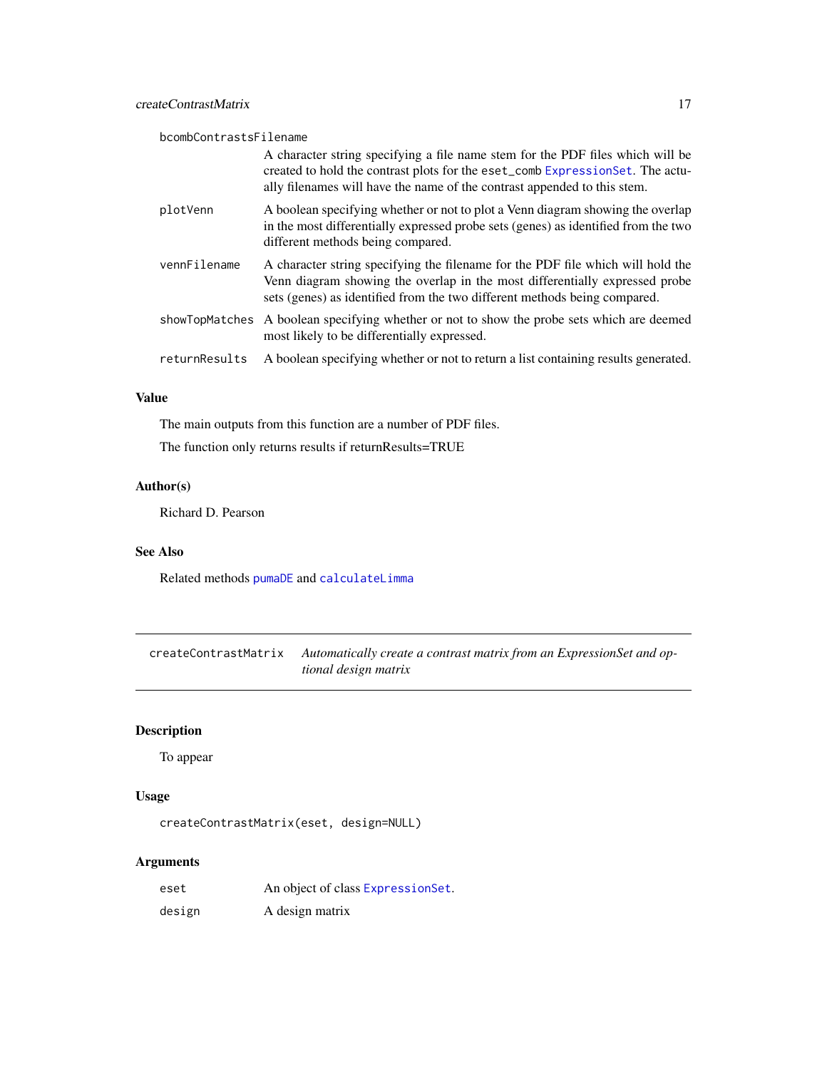| | |
|---|---|
| bcombContrastsFilename | A character string specifying a file name stem for the PDF files which will be created to hold the contrast plots for the eset_comb ExpressionSet. The actually filenames will have the name of the contrast appended to this stem. |
| plotVenn | A boolean specifying whether or not to plot a Venn diagram showing the overlap in the most differentially expressed probe sets (genes) as identified from the two different methods being compared. |
| vennFilename | A character string specifying the filename for the PDF file which will hold the Venn diagram showing the overlap in the most differentially expressed probe sets (genes) as identified from the two different methods being compared. |
| showTopMatches | A boolean specifying whether or not to show the probe sets which are deemed most likely to be differentially expressed. |
| returnResults | A boolean specifying whether or not to return a list containing results generated. |

### Value

The main outputs from this function are a number of PDF files.

The function only returns results if returnResults=TRUE

### Author(s)

Richard D. Pearson

### See Also

Related methods pumaDE and calculateLimma

---

## createContrastMatrix — *Automatically create a contrast matrix from an ExpressionSet and optional design matrix*

### Description

To appear

### Usage

```
createContrastMatrix(eset, design=NULL)
```

### Arguments

| | |
|---|---|
| eset | An object of class ExpressionSet. |
| design | A design matrix |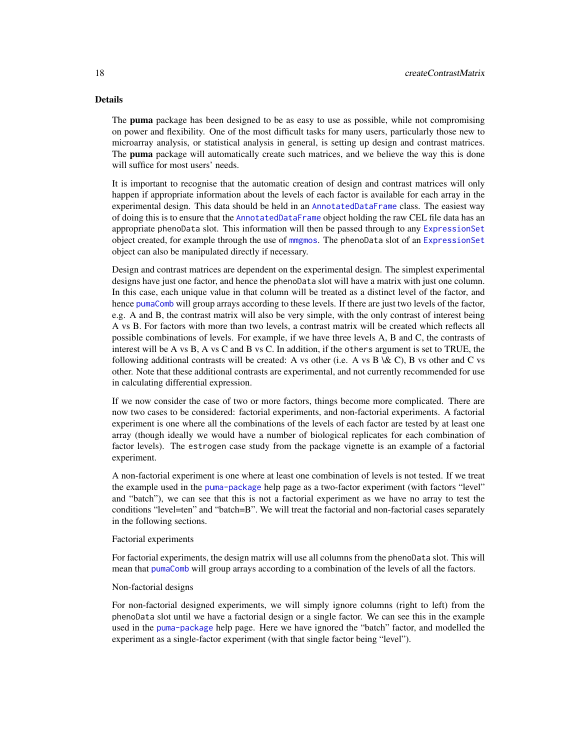## Details

The **puma** package has been designed to be as easy to use as possible, while not compromising on power and flexibility. One of the most difficult tasks for many users, particularly those new to microarray analysis, or statistical analysis in general, is setting up design and contrast matrices. The **puma** package will automatically create such matrices, and we believe the way this is done will suffice for most users' needs.

It is important to recognise that the automatic creation of design and contrast matrices will only happen if appropriate information about the levels of each factor is available for each array in the experimental design. This data should be held in an `AnnotatedDataFrame` class. The easiest way of doing this is to ensure that the `AnnotatedDataFrame` object holding the raw CEL file data has an appropriate `phenoData` slot. This information will then be passed through to any `ExpressionSet` object created, for example through the use of `mmgmos`. The `phenoData` slot of an `ExpressionSet` object can also be manipulated directly if necessary.

Design and contrast matrices are dependent on the experimental design. The simplest experimental designs have just one factor, and hence the `phenoData` slot will have a matrix with just one column. In this case, each unique value in that column will be treated as a distinct level of the factor, and hence `pumaComb` will group arrays according to these levels. If there are just two levels of the factor, e.g. A and B, the contrast matrix will also be very simple, with the only contrast of interest being A vs B. For factors with more than two levels, a contrast matrix will be created which reflects all possible combinations of levels. For example, if we have three levels A, B and C, the contrasts of interest will be A vs B, A vs C and B vs C. In addition, if the `others` argument is set to TRUE, the following additional contrasts will be created: A vs other (i.e. A vs B \& C), B vs other and C vs other. Note that these additional contrasts are experimental, and not currently recommended for use in calculating differential expression.

If we now consider the case of two or more factors, things become more complicated. There are now two cases to be considered: factorial experiments, and non-factorial experiments. A factorial experiment is one where all the combinations of the levels of each factor are tested by at least one array (though ideally we would have a number of biological replicates for each combination of factor levels). The `estrogen` case study from the package vignette is an example of a factorial experiment.

A non-factorial experiment is one where at least one combination of levels is not tested. If we treat the example used in the `puma-package` help page as a two-factor experiment (with factors "level" and "batch"), we can see that this is not a factorial experiment as we have no array to test the conditions "level=ten" and "batch=B". We will treat the factorial and non-factorial cases separately in the following sections.

Factorial experiments

For factorial experiments, the design matrix will use all columns from the `phenoData` slot. This will mean that `pumaComb` will group arrays according to a combination of the levels of all the factors.

Non-factorial designs

For non-factorial designed experiments, we will simply ignore columns (right to left) from the `phenoData` slot until we have a factorial design or a single factor. We can see this in the example used in the `puma-package` help page. Here we have ignored the "batch" factor, and modelled the experiment as a single-factor experiment (with that single factor being "level").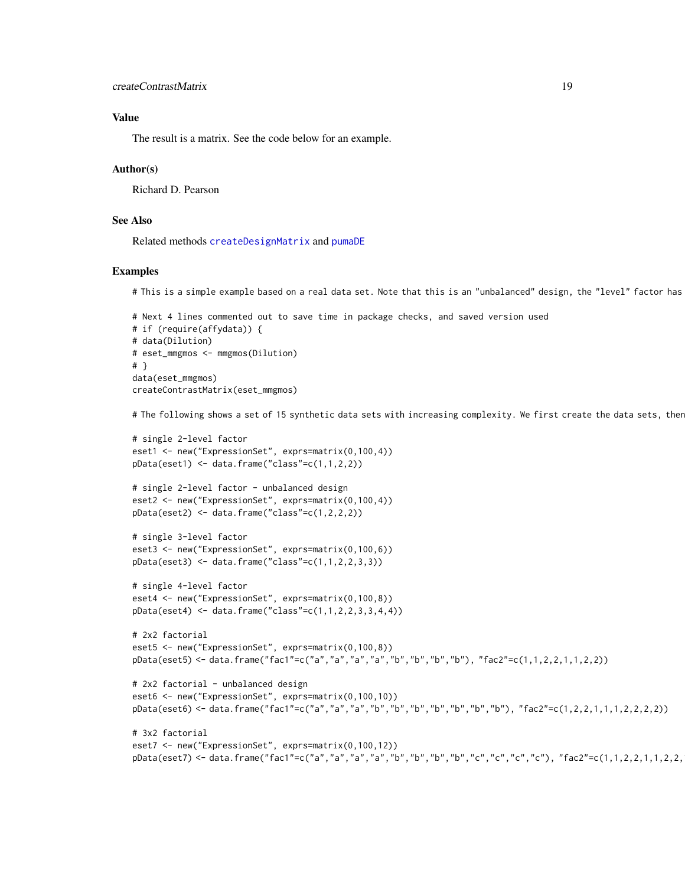## Value

The result is a matrix. See the code below for an example.

## Author(s)

Richard D. Pearson

## See Also

Related methods `createDesignMatrix` and `pumaDE`

## Examples

```
# This is a simple example based on a real data set. Note that this is an "unbalanced" design, the "level" factor has

# Next 4 lines commented out to save time in package checks, and saved version used
# if (require(affydata)) {
# data(Dilution)
# eset_mmgmos <- mmgmos(Dilution)
# }
data(eset_mmgmos)
createContrastMatrix(eset_mmgmos)

# The following shows a set of 15 synthetic data sets with increasing complexity. We first create the data sets, then

# single 2-level factor
eset1 <- new("ExpressionSet", exprs=matrix(0,100,4))
pData(eset1) <- data.frame("class"=c(1,1,2,2))

# single 2-level factor - unbalanced design
eset2 <- new("ExpressionSet", exprs=matrix(0,100,4))
pData(eset2) <- data.frame("class"=c(1,2,2,2))

# single 3-level factor
eset3 <- new("ExpressionSet", exprs=matrix(0,100,6))
pData(eset3) <- data.frame("class"=c(1,1,2,2,3,3))

# single 4-level factor
eset4 <- new("ExpressionSet", exprs=matrix(0,100,8))
pData(eset4) <- data.frame("class"=c(1,1,2,2,3,3,4,4))

# 2x2 factorial
eset5 <- new("ExpressionSet", exprs=matrix(0,100,8))
pData(eset5) <- data.frame("fac1"=c("a","a","a","a","b","b","b","b"), "fac2"=c(1,1,2,2,1,1,2,2))

# 2x2 factorial - unbalanced design
eset6 <- new("ExpressionSet", exprs=matrix(0,100,10))
pData(eset6) <- data.frame("fac1"=c("a","a","a","b","b","b","b","b","b","b"), "fac2"=c(1,2,2,1,1,1,2,2,2,2))

# 3x2 factorial
eset7 <- new("ExpressionSet", exprs=matrix(0,100,12))
pData(eset7) <- data.frame("fac1"=c("a","a","a","a","b","b","b","b","c","c","c","c"), "fac2"=c(1,1,2,2,1,1,2,2,
```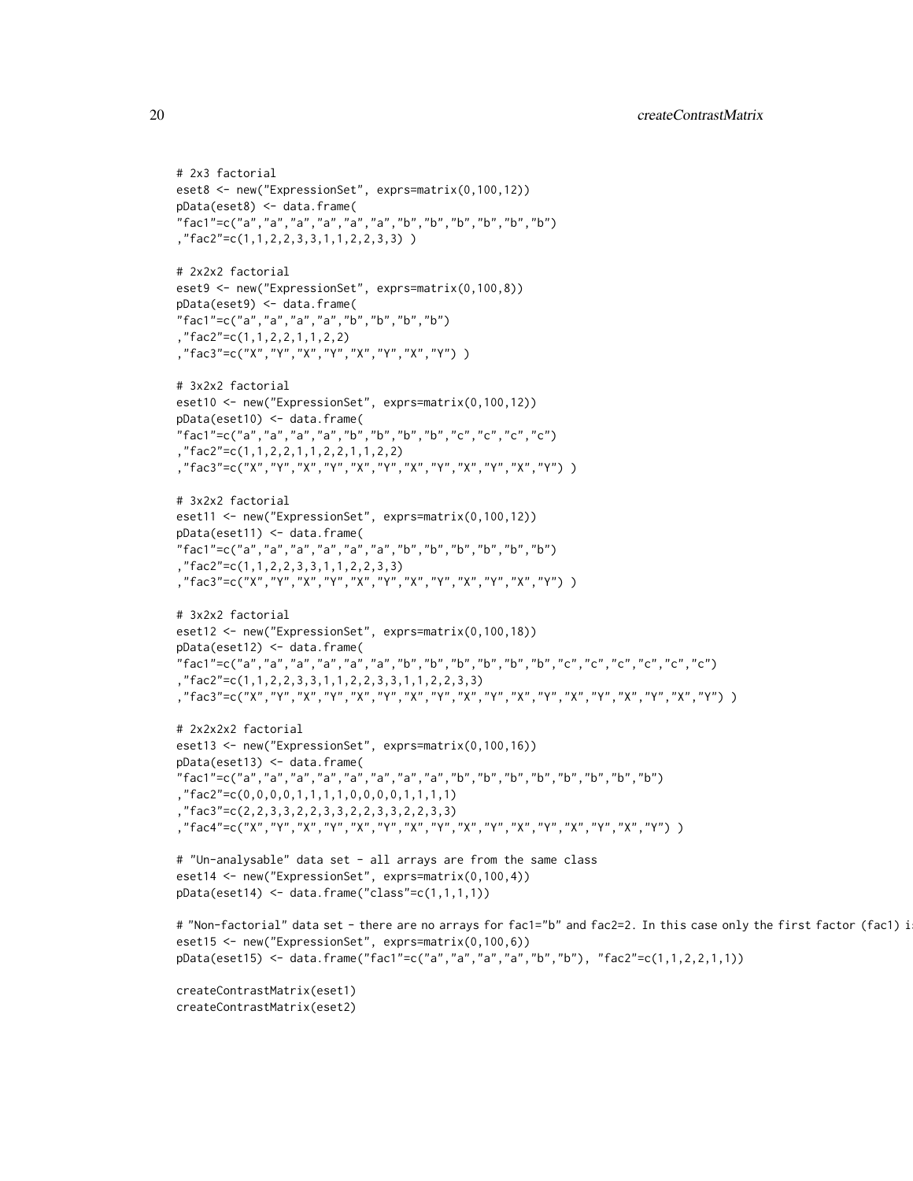```
# 2x3 factorial
eset8 <- new("ExpressionSet", exprs=matrix(0,100,12))
pData(eset8) <- data.frame(
"fac1"=c("a","a","a","a","a","a","b","b","b","b","b","b")
,"fac2"=c(1,1,2,2,3,3,1,1,2,2,3,3) )

# 2x2x2 factorial
eset9 <- new("ExpressionSet", exprs=matrix(0,100,8))
pData(eset9) <- data.frame(
"fac1"=c("a","a","a","a","b","b","b","b")
,"fac2"=c(1,1,2,2,1,1,2,2)
,"fac3"=c("X","Y","X","Y","X","Y","X","Y") )

# 3x2x2 factorial
eset10 <- new("ExpressionSet", exprs=matrix(0,100,12))
pData(eset10) <- data.frame(
"fac1"=c("a","a","a","a","b","b","b","b","c","c","c","c")
,"fac2"=c(1,1,2,2,1,1,2,2,1,1,2,2)
,"fac3"=c("X","Y","X","Y","X","Y","X","Y","X","Y","X","Y") )

# 3x2x2 factorial
eset11 <- new("ExpressionSet", exprs=matrix(0,100,12))
pData(eset11) <- data.frame(
"fac1"=c("a","a","a","a","a","a","b","b","b","b","b","b")
,"fac2"=c(1,1,2,2,3,3,1,1,2,2,3,3)
,"fac3"=c("X","Y","X","Y","X","Y","X","Y","X","Y","X","Y") )

# 3x2x2 factorial
eset12 <- new("ExpressionSet", exprs=matrix(0,100,18))
pData(eset12) <- data.frame(
"fac1"=c("a","a","a","a","a","a","b","b","b","b","b","b","c","c","c","c","c","c")
,"fac2"=c(1,1,2,2,3,3,1,1,2,2,3,3,1,1,2,2,3,3)
,"fac3"=c("X","Y","X","Y","X","Y","X","Y","X","Y","X","Y","X","Y","X","Y","X","Y") )

# 2x2x2x2 factorial
eset13 <- new("ExpressionSet", exprs=matrix(0,100,16))
pData(eset13) <- data.frame(
"fac1"=c("a","a","a","a","a","a","a","a","b","b","b","b","b","b","b","b")
,"fac2"=c(0,0,0,0,1,1,1,1,0,0,0,0,1,1,1,1)
,"fac3"=c(2,2,3,3,2,2,3,3,2,2,3,3,2,2,3,3)
,"fac4"=c("X","Y","X","Y","X","Y","X","Y","X","Y","X","Y","X","Y","X","Y") )

# "Un-analysable" data set - all arrays are from the same class
eset14 <- new("ExpressionSet", exprs=matrix(0,100,4))
pData(eset14) <- data.frame("class"=c(1,1,1,1))

# "Non-factorial" data set - there are no arrays for fac1="b" and fac2=2. In this case only the first factor (fac1) i
eset15 <- new("ExpressionSet", exprs=matrix(0,100,6))
pData(eset15) <- data.frame("fac1"=c("a","a","a","a","b","b"), "fac2"=c(1,1,2,2,1,1))

createContrastMatrix(eset1)
createContrastMatrix(eset2)
```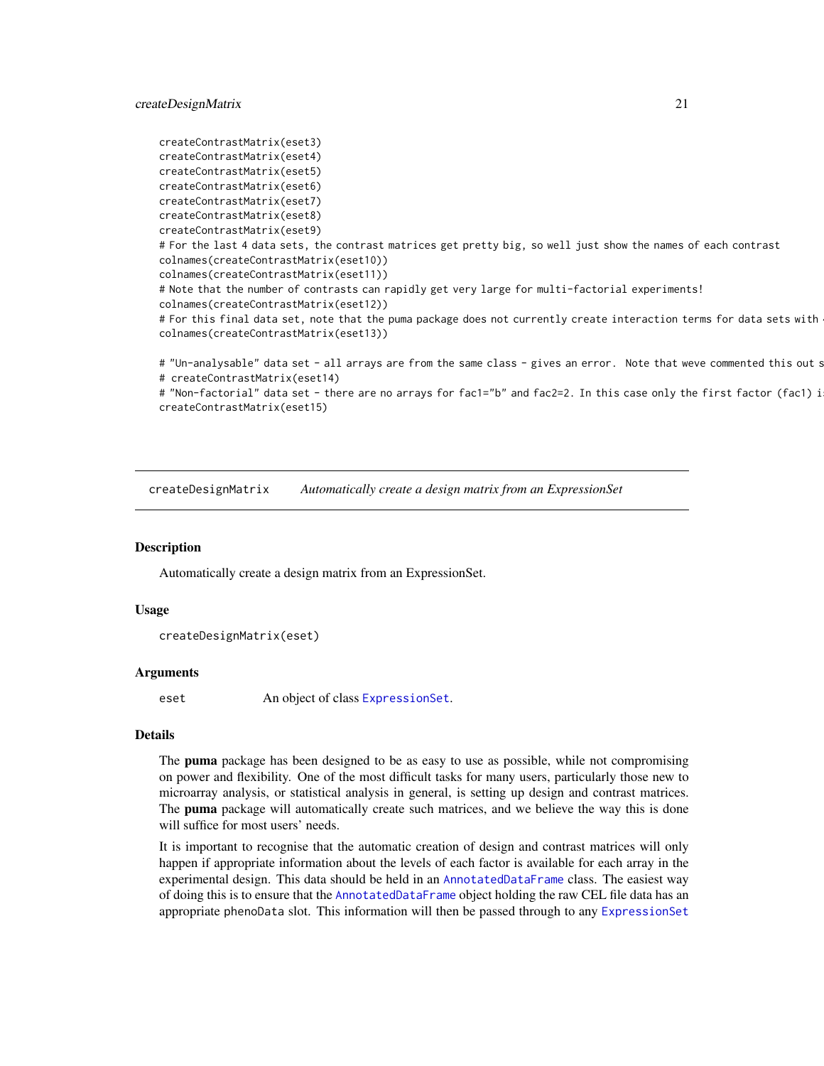```
createContrastMatrix(eset3)
createContrastMatrix(eset4)
createContrastMatrix(eset5)
createContrastMatrix(eset6)
createContrastMatrix(eset7)
createContrastMatrix(eset8)
createContrastMatrix(eset9)
# For the last 4 data sets, the contrast matrices get pretty big, so well just show the names of each contrast
colnames(createContrastMatrix(eset10))
colnames(createContrastMatrix(eset11))
# Note that the number of contrasts can rapidly get very large for multi-factorial experiments!
colnames(createContrastMatrix(eset12))
# For this final data set, note that the puma package does not currently create interaction terms for data sets with 
colnames(createContrastMatrix(eset13))

# "Un-analysable" data set - all arrays are from the same class - gives an error.  Note that weve commented this out s
# createContrastMatrix(eset14)
# "Non-factorial" data set - there are no arrays for fac1="b" and fac2=2. In this case only the first factor (fac1) i
createContrastMatrix(eset15)
```

## createDesignMatrix — *Automatically create a design matrix from an ExpressionSet*

### Description

Automatically create a design matrix from an ExpressionSet.

### Usage

```
createDesignMatrix(eset)
```

### Arguments

| | |
|---|---|
| eset | An object of class ExpressionSet. |

### Details

The **puma** package has been designed to be as easy to use as possible, while not compromising on power and flexibility. One of the most difficult tasks for many users, particularly those new to microarray analysis, or statistical analysis in general, is setting up design and contrast matrices. The **puma** package will automatically create such matrices, and we believe the way this is done will suffice for most users' needs.

It is important to recognise that the automatic creation of design and contrast matrices will only happen if appropriate information about the levels of each factor is available for each array in the experimental design. This data should be held in an AnnotatedDataFrame class. The easiest way of doing this is to ensure that the AnnotatedDataFrame object holding the raw CEL file data has an appropriate phenoData slot. This information will then be passed through to any ExpressionSet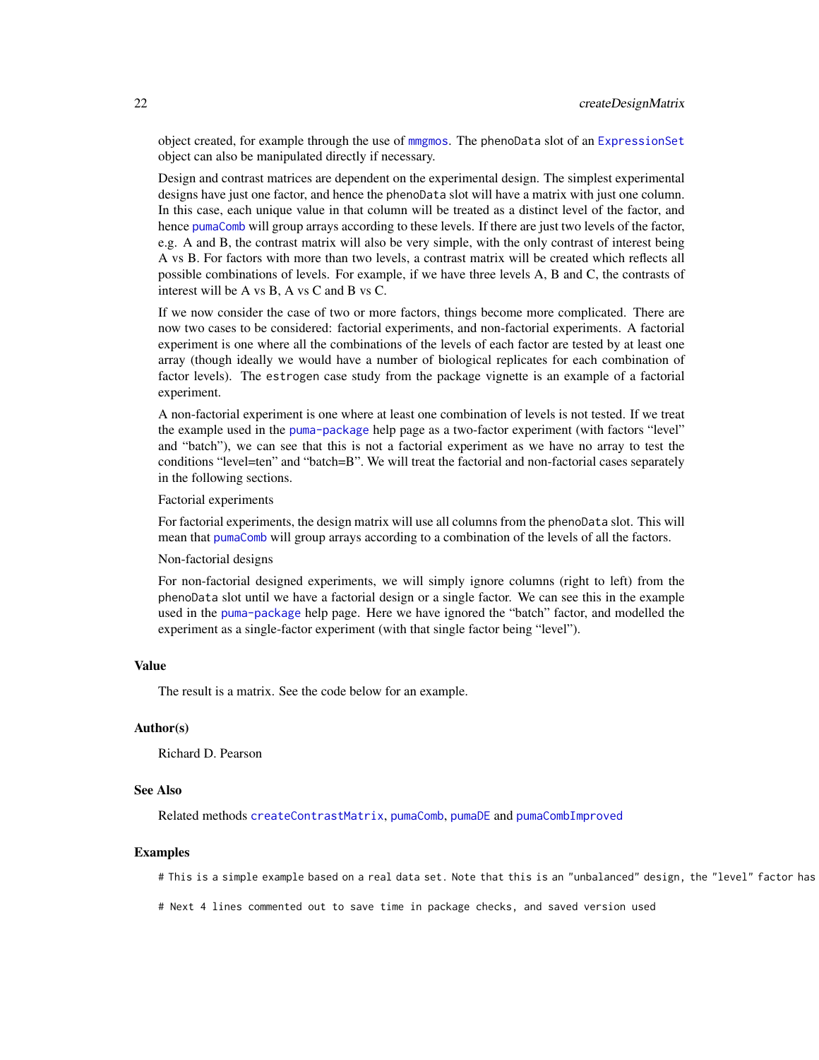object created, for example through the use of mmgmos. The phenoData slot of an ExpressionSet object can also be manipulated directly if necessary.

Design and contrast matrices are dependent on the experimental design. The simplest experimental designs have just one factor, and hence the phenoData slot will have a matrix with just one column. In this case, each unique value in that column will be treated as a distinct level of the factor, and hence pumaComb will group arrays according to these levels. If there are just two levels of the factor, e.g. A and B, the contrast matrix will also be very simple, with the only contrast of interest being A vs B. For factors with more than two levels, a contrast matrix will be created which reflects all possible combinations of levels. For example, if we have three levels A, B and C, the contrasts of interest will be A vs B, A vs C and B vs C.

If we now consider the case of two or more factors, things become more complicated. There are now two cases to be considered: factorial experiments, and non-factorial experiments. A factorial experiment is one where all the combinations of the levels of each factor are tested by at least one array (though ideally we would have a number of biological replicates for each combination of factor levels). The estrogen case study from the package vignette is an example of a factorial experiment.

A non-factorial experiment is one where at least one combination of levels is not tested. If we treat the example used in the puma-package help page as a two-factor experiment (with factors "level" and "batch"), we can see that this is not a factorial experiment as we have no array to test the conditions "level=ten" and "batch=B". We will treat the factorial and non-factorial cases separately in the following sections.

Factorial experiments

For factorial experiments, the design matrix will use all columns from the phenoData slot. This will mean that pumaComb will group arrays according to a combination of the levels of all the factors.

Non-factorial designs

For non-factorial designed experiments, we will simply ignore columns (right to left) from the phenoData slot until we have a factorial design or a single factor. We can see this in the example used in the puma-package help page. Here we have ignored the "batch" factor, and modelled the experiment as a single-factor experiment (with that single factor being "level").

## Value

The result is a matrix. See the code below for an example.

## Author(s)

Richard D. Pearson

## See Also

Related methods createContrastMatrix, pumaComb, pumaDE and pumaCombImproved

## Examples

```
# This is a simple example based on a real data set. Note that this is an "unbalanced" design, the "level" factor has

# Next 4 lines commented out to save time in package checks, and saved version used
```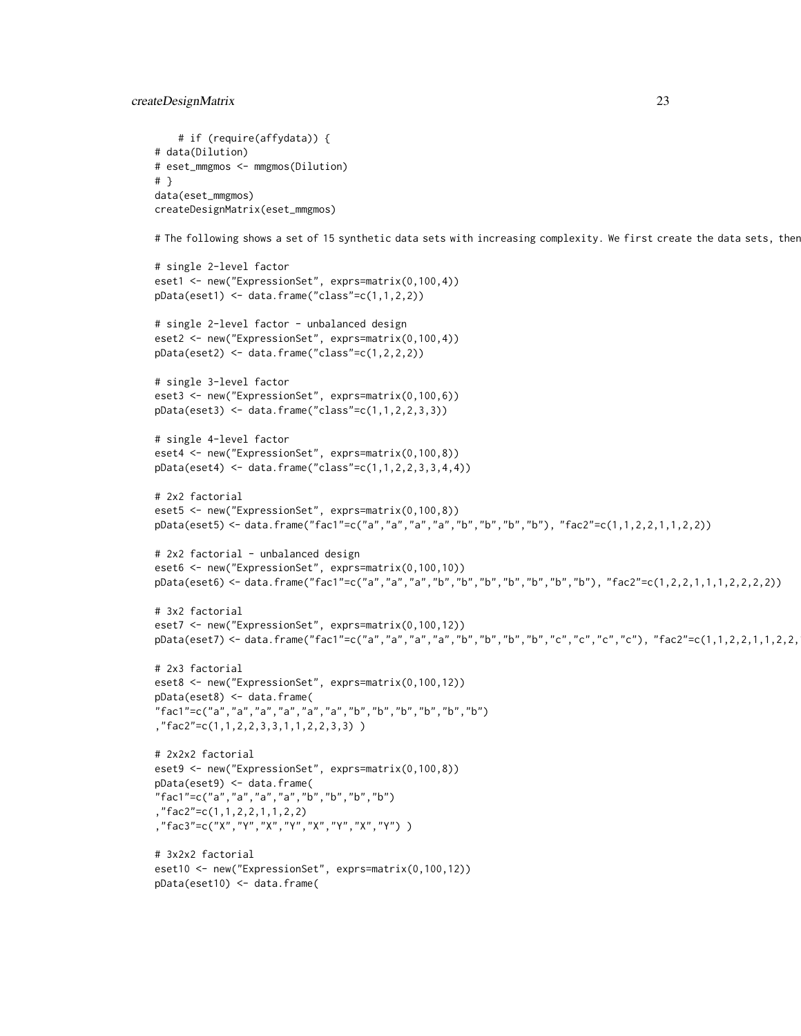```
    # if (require(affydata)) {
# data(Dilution)
# eset_mmgmos <- mmgmos(Dilution)
# }
data(eset_mmgmos)
createDesignMatrix(eset_mmgmos)

# The following shows a set of 15 synthetic data sets with increasing complexity. We first create the data sets, then

# single 2-level factor
eset1 <- new("ExpressionSet", exprs=matrix(0,100,4))
pData(eset1) <- data.frame("class"=c(1,1,2,2))

# single 2-level factor - unbalanced design
eset2 <- new("ExpressionSet", exprs=matrix(0,100,4))
pData(eset2) <- data.frame("class"=c(1,2,2,2))

# single 3-level factor
eset3 <- new("ExpressionSet", exprs=matrix(0,100,6))
pData(eset3) <- data.frame("class"=c(1,1,2,2,3,3))

# single 4-level factor
eset4 <- new("ExpressionSet", exprs=matrix(0,100,8))
pData(eset4) <- data.frame("class"=c(1,1,2,2,3,3,4,4))

# 2x2 factorial
eset5 <- new("ExpressionSet", exprs=matrix(0,100,8))
pData(eset5) <- data.frame("fac1"=c("a","a","a","a","b","b","b","b"), "fac2"=c(1,1,2,2,1,1,2,2))

# 2x2 factorial - unbalanced design
eset6 <- new("ExpressionSet", exprs=matrix(0,100,10))
pData(eset6) <- data.frame("fac1"=c("a","a","a","b","b","b","b","b","b","b"), "fac2"=c(1,2,2,1,1,1,2,2,2,2))

# 3x2 factorial
eset7 <- new("ExpressionSet", exprs=matrix(0,100,12))
pData(eset7) <- data.frame("fac1"=c("a","a","a","a","b","b","b","b","c","c","c","c"), "fac2"=c(1,1,2,2,1,1,2,2,

# 2x3 factorial
eset8 <- new("ExpressionSet", exprs=matrix(0,100,12))
pData(eset8) <- data.frame(
"fac1"=c("a","a","a","a","a","a","b","b","b","b","b","b")
,"fac2"=c(1,1,2,2,3,3,1,1,2,2,3,3) )

# 2x2x2 factorial
eset9 <- new("ExpressionSet", exprs=matrix(0,100,8))
pData(eset9) <- data.frame(
"fac1"=c("a","a","a","a","b","b","b","b")
,"fac2"=c(1,1,2,2,1,1,2,2)
,"fac3"=c("X","Y","X","Y","X","Y","X","Y") )

# 3x2x2 factorial
eset10 <- new("ExpressionSet", exprs=matrix(0,100,12))
pData(eset10) <- data.frame(
```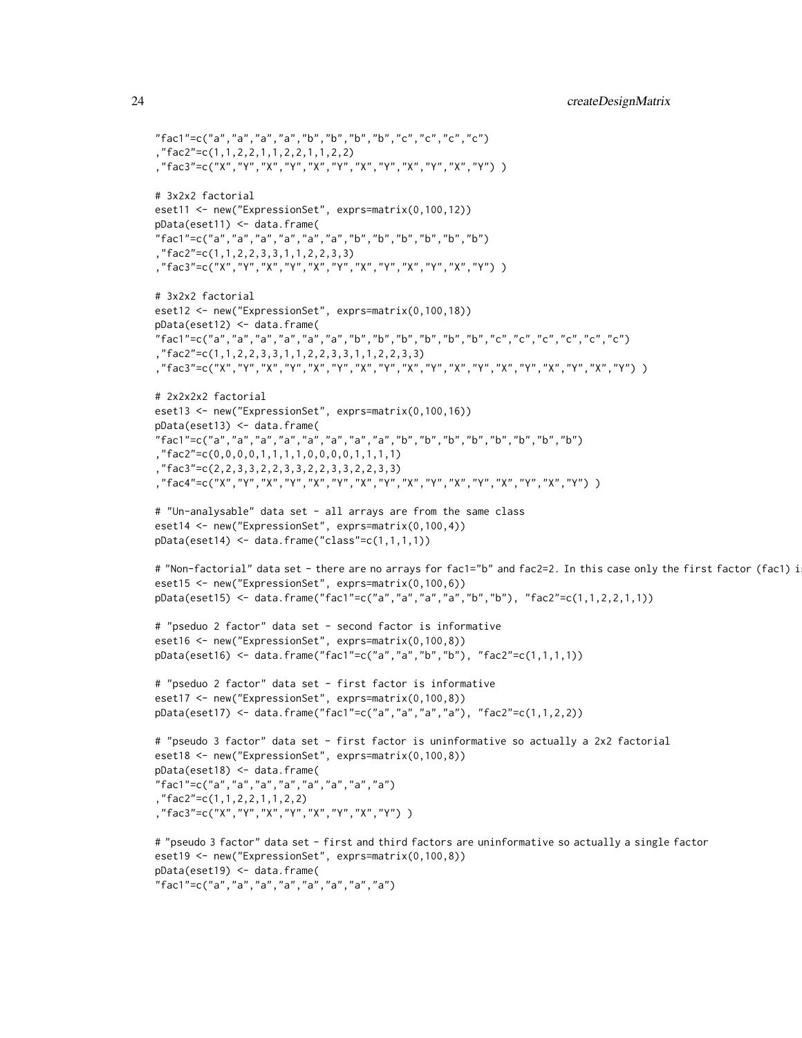```
"fac1"=c("a","a","a","a","b","b","b","b","c","c","c","c")
,"fac2"=c(1,1,2,2,1,1,2,2,1,1,2,2)
,"fac3"=c("X","Y","X","Y","X","Y","X","Y","X","Y","X","Y") )

# 3x2x2 factorial
eset11 <- new("ExpressionSet", exprs=matrix(0,100,12))
pData(eset11) <- data.frame(
"fac1"=c("a","a","a","a","a","a","b","b","b","b","b","b")
,"fac2"=c(1,1,2,2,3,3,1,1,2,2,3,3)
,"fac3"=c("X","Y","X","Y","X","Y","X","Y","X","Y","X","Y") )

# 3x2x2 factorial
eset12 <- new("ExpressionSet", exprs=matrix(0,100,18))
pData(eset12) <- data.frame(
"fac1"=c("a","a","a","a","a","a","b","b","b","b","b","b","c","c","c","c","c","c")
,"fac2"=c(1,1,2,2,3,3,1,1,2,2,3,3,1,1,2,2,3,3)
,"fac3"=c("X","Y","X","Y","X","Y","X","Y","X","Y","X","Y","X","Y","X","Y","X","Y") )

# 2x2x2x2 factorial
eset13 <- new("ExpressionSet", exprs=matrix(0,100,16))
pData(eset13) <- data.frame(
"fac1"=c("a","a","a","a","a","a","a","a","b","b","b","b","b","b","b","b")
,"fac2"=c(0,0,0,0,1,1,1,1,0,0,0,0,1,1,1,1)
,"fac3"=c(2,2,3,3,2,2,3,3,2,2,3,3,2,2,3,3)
,"fac4"=c("X","Y","X","Y","X","Y","X","Y","X","Y","X","Y","X","Y","X","Y") )

# "Un-analysable" data set - all arrays are from the same class
eset14 <- new("ExpressionSet", exprs=matrix(0,100,4))
pData(eset14) <- data.frame("class"=c(1,1,1,1))

# "Non-factorial" data set - there are no arrays for fac1="b" and fac2=2. In this case only the first factor (fac1) i
eset15 <- new("ExpressionSet", exprs=matrix(0,100,6))
pData(eset15) <- data.frame("fac1"=c("a","a","a","a","b","b"), "fac2"=c(1,1,2,2,1,1))

# "pseduo 2 factor" data set - second factor is informative
eset16 <- new("ExpressionSet", exprs=matrix(0,100,8))
pData(eset16) <- data.frame("fac1"=c("a","a","b","b"), "fac2"=c(1,1,1,1))

# "pseduo 2 factor" data set - first factor is informative
eset17 <- new("ExpressionSet", exprs=matrix(0,100,8))
pData(eset17) <- data.frame("fac1"=c("a","a","a","a"), "fac2"=c(1,1,2,2))

# "pseudo 3 factor" data set - first factor is uninformative so actually a 2x2 factorial
eset18 <- new("ExpressionSet", exprs=matrix(0,100,8))
pData(eset18) <- data.frame(
"fac1"=c("a","a","a","a","a","a","a","a")
,"fac2"=c(1,1,2,2,1,1,2,2)
,"fac3"=c("X","Y","X","Y","X","Y","X","Y") )

# "pseudo 3 factor" data set - first and third factors are uninformative so actually a single factor
eset19 <- new("ExpressionSet", exprs=matrix(0,100,8))
pData(eset19) <- data.frame(
"fac1"=c("a","a","a","a","a","a","a","a")
```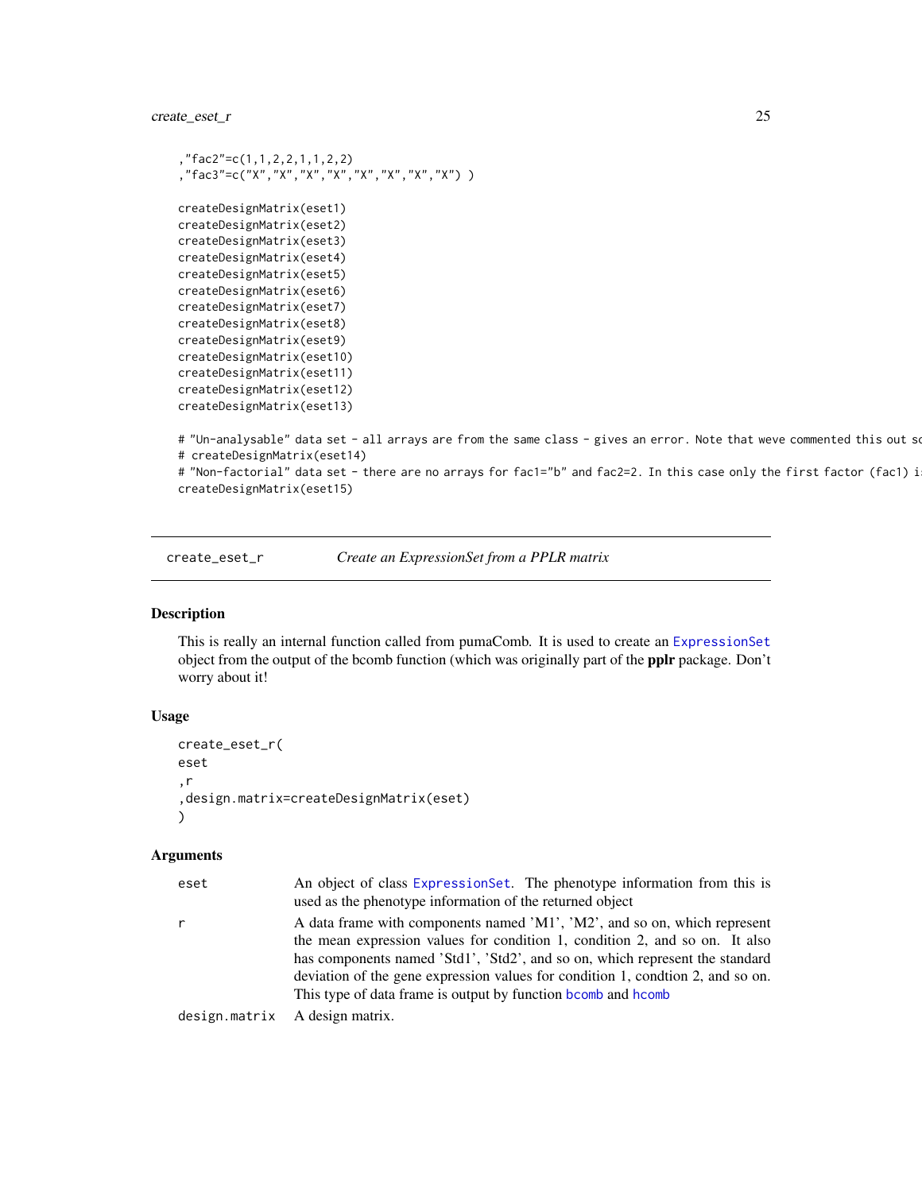```
,"fac2"=c(1,1,2,2,1,1,2,2)
,"fac3"=c("X","X","X","X","X","X","X","X") )

createDesignMatrix(eset1)
createDesignMatrix(eset2)
createDesignMatrix(eset3)
createDesignMatrix(eset4)
createDesignMatrix(eset5)
createDesignMatrix(eset6)
createDesignMatrix(eset7)
createDesignMatrix(eset8)
createDesignMatrix(eset9)
createDesignMatrix(eset10)
createDesignMatrix(eset11)
createDesignMatrix(eset12)
createDesignMatrix(eset13)

# "Un-analysable" data set - all arrays are from the same class - gives an error. Note that weve commented this out so
# createDesignMatrix(eset14)
# "Non-factorial" data set - there are no arrays for fac1="b" and fac2=2. In this case only the first factor (fac1) i
createDesignMatrix(eset15)
```

---

## create_eset_r — *Create an ExpressionSet from a PPLR matrix*

### Description

This is really an internal function called from pumaComb. It is used to create an ExpressionSet object from the output of the bcomb function (which was originally part of the **pplr** package. Don't worry about it!

### Usage

```
create_eset_r(
eset
,r
,design.matrix=createDesignMatrix(eset)
)
```

### Arguments

| | |
|---|---|
| eset | An object of class ExpressionSet. The phenotype information from this is used as the phenotype information of the returned object |
| r | A data frame with components named 'M1', 'M2', and so on, which represent the mean expression values for condition 1, condition 2, and so on. It also has components named 'Std1', 'Std2', and so on, which represent the standard deviation of the gene expression values for condition 1, condtion 2, and so on. This type of data frame is output by function bcomb and hcomb |
| design.matrix | A design matrix. |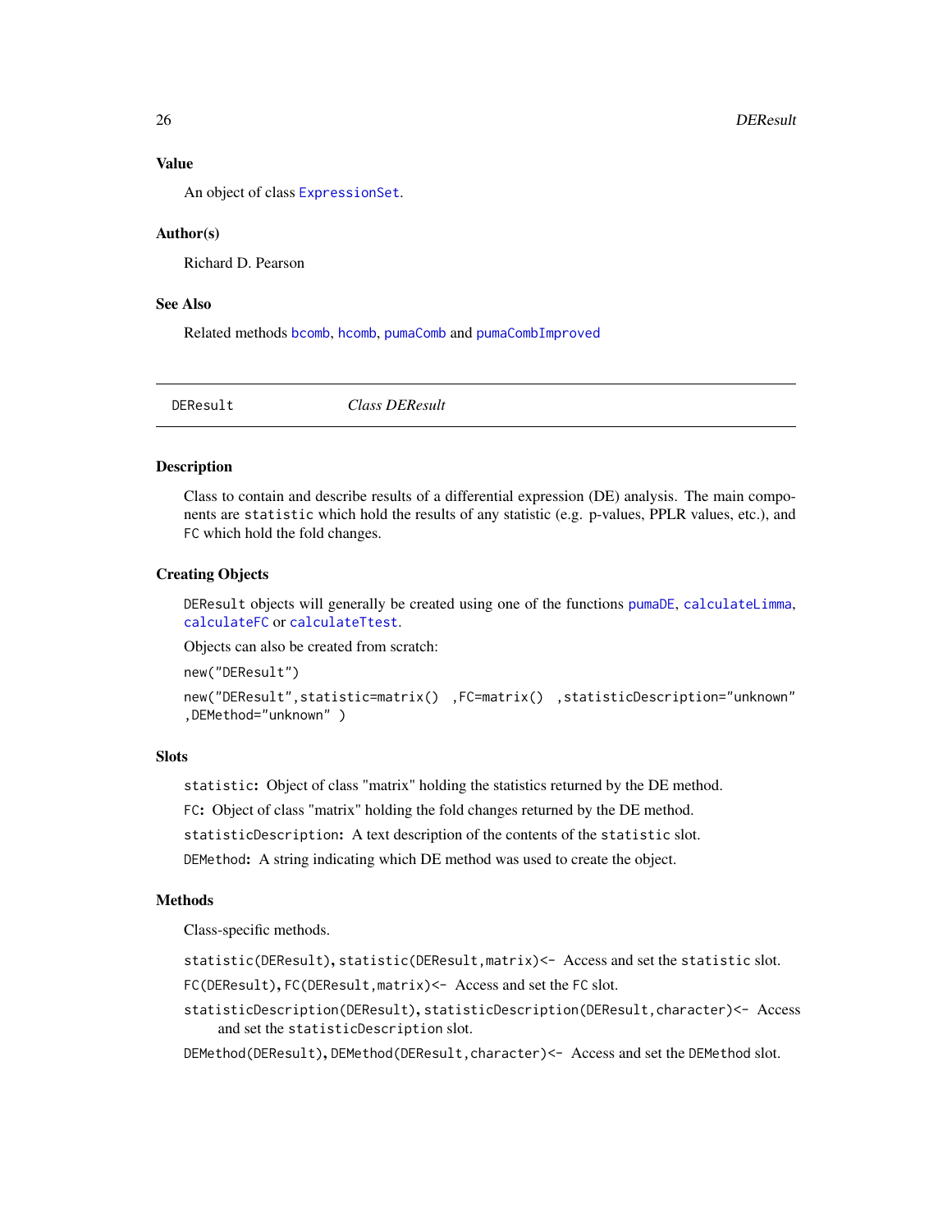### Value

An object of class `ExpressionSet`.

### Author(s)

Richard D. Pearson

### See Also

Related methods `bcomb`, `hcomb`, `pumaComb` and `pumaCombImproved`

---

## DEResult — *Class DEResult*

---

### Description

Class to contain and describe results of a differential expression (DE) analysis. The main components are `statistic` which hold the results of any statistic (e.g. p-values, PPLR values, etc.), and `FC` which hold the fold changes.

### Creating Objects

`DEResult` objects will generally be created using one of the functions `pumaDE`, `calculateLimma`, `calculateFC` or `calculateTtest`.

Objects can also be created from scratch:

```
new("DEResult")
```

```
new("DEResult",statistic=matrix() ,FC=matrix() ,statisticDescription="unknown"
,DEMethod="unknown" )
```

### Slots

**`statistic`:** Object of class "matrix" holding the statistics returned by the DE method.

**`FC`:** Object of class "matrix" holding the fold changes returned by the DE method.

**`statisticDescription`:** A text description of the contents of the `statistic` slot.

**`DEMethod`:** A string indicating which DE method was used to create the object.

### Methods

Class-specific methods.

**`statistic(DEResult)`, `statistic(DEResult,matrix)<-`** Access and set the `statistic` slot.

**`FC(DEResult)`, `FC(DEResult,matrix)<-`** Access and set the `FC` slot.

**`statisticDescription(DEResult)`, `statisticDescription(DEResult,character)<-`** Access and set the `statisticDescription` slot.

**`DEMethod(DEResult)`, `DEMethod(DEResult,character)<-`** Access and set the `DEMethod` slot.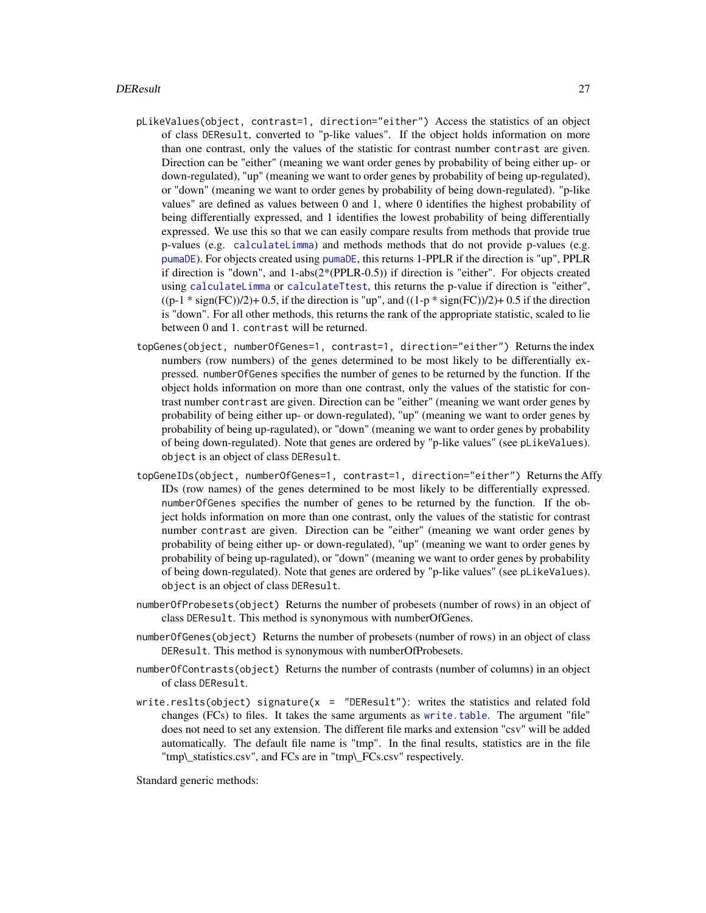`pLikeValues(object, contrast=1, direction="either")` Access the statistics of an object of class `DEResult`, converted to "p-like values". If the object holds information on more than one contrast, only the values of the statistic for contrast number `contrast` are given. Direction can be "either" (meaning we want order genes by probability of being either up- or down-regulated), "up" (meaning we want to order genes by probability of being up-regulated), or "down" (meaning we want to order genes by probability of being down-regulated). "p-like values" are defined as values between 0 and 1, where 0 identifies the highest probability of being differentially expressed, and 1 identifies the lowest probability of being differentially expressed. We use this so that we can easily compare results from methods that provide true p-values (e.g. `calculateLimma`) and methods methods that do not provide p-values (e.g. `pumaDE`). For objects created using `pumaDE`, this returns 1-PPLR if the direction is "up", PPLR if direction is "down", and 1-abs(2*(PPLR-0.5)) if direction is "either". For objects created using `calculateLimma` or `calculateTtest`, this returns the p-value if direction is "either", ((p-1 * sign(FC))/2)+ 0.5, if the direction is "up", and ((1-p * sign(FC))/2)+ 0.5 if the direction is "down". For all other methods, this returns the rank of the appropriate statistic, scaled to lie between 0 and 1. `contrast` will be returned.

`topGenes(object, numberOfGenes=1, contrast=1, direction="either")` Returns the index numbers (row numbers) of the genes determined to be most likely to be differentially expressed. `numberOfGenes` specifies the number of genes to be returned by the function. If the object holds information on more than one contrast, only the values of the statistic for contrast number `contrast` are given. Direction can be "either" (meaning we want order genes by probability of being either up- or down-regulated), "up" (meaning we want to order genes by probability of being up-ragulated), or "down" (meaning we want to order genes by probability of being down-regulated). Note that genes are ordered by "p-like values" (see `pLikeValues`). `object` is an object of class `DEResult`.

`topGeneIDs(object, numberOfGenes=1, contrast=1, direction="either")` Returns the Affy IDs (row names) of the genes determined to be most likely to be differentially expressed. `numberOfGenes` specifies the number of genes to be returned by the function. If the object holds information on more than one contrast, only the values of the statistic for contrast number `contrast` are given. Direction can be "either" (meaning we want order genes by probability of being either up- or down-regulated), "up" (meaning we want to order genes by probability of being up-ragulated), or "down" (meaning we want to order genes by probability of being down-regulated). Note that genes are ordered by "p-like values" (see `pLikeValues`). `object` is an object of class `DEResult`.

`numberOfProbesets(object)` Returns the number of probesets (number of rows) in an object of class `DEResult`. This method is synonymous with numberOfGenes.

`numberOfGenes(object)` Returns the number of probesets (number of rows) in an object of class `DEResult`. This method is synonymous with numberOfProbesets.

`numberOfContrasts(object)` Returns the number of contrasts (number of columns) in an object of class `DEResult`.

`write.reslts(object) signature(x = "DEResult")`: writes the statistics and related fold changes (FCs) to files. It takes the same arguments as `write.table`. The argument "file" does not need to set any extension. The different file marks and extension "csv" will be added automatically. The default file name is "tmp". In the final results, statistics are in the file "tmp\_statistics.csv", and FCs are in "tmp\_FCs.csv" respectively.

Standard generic methods: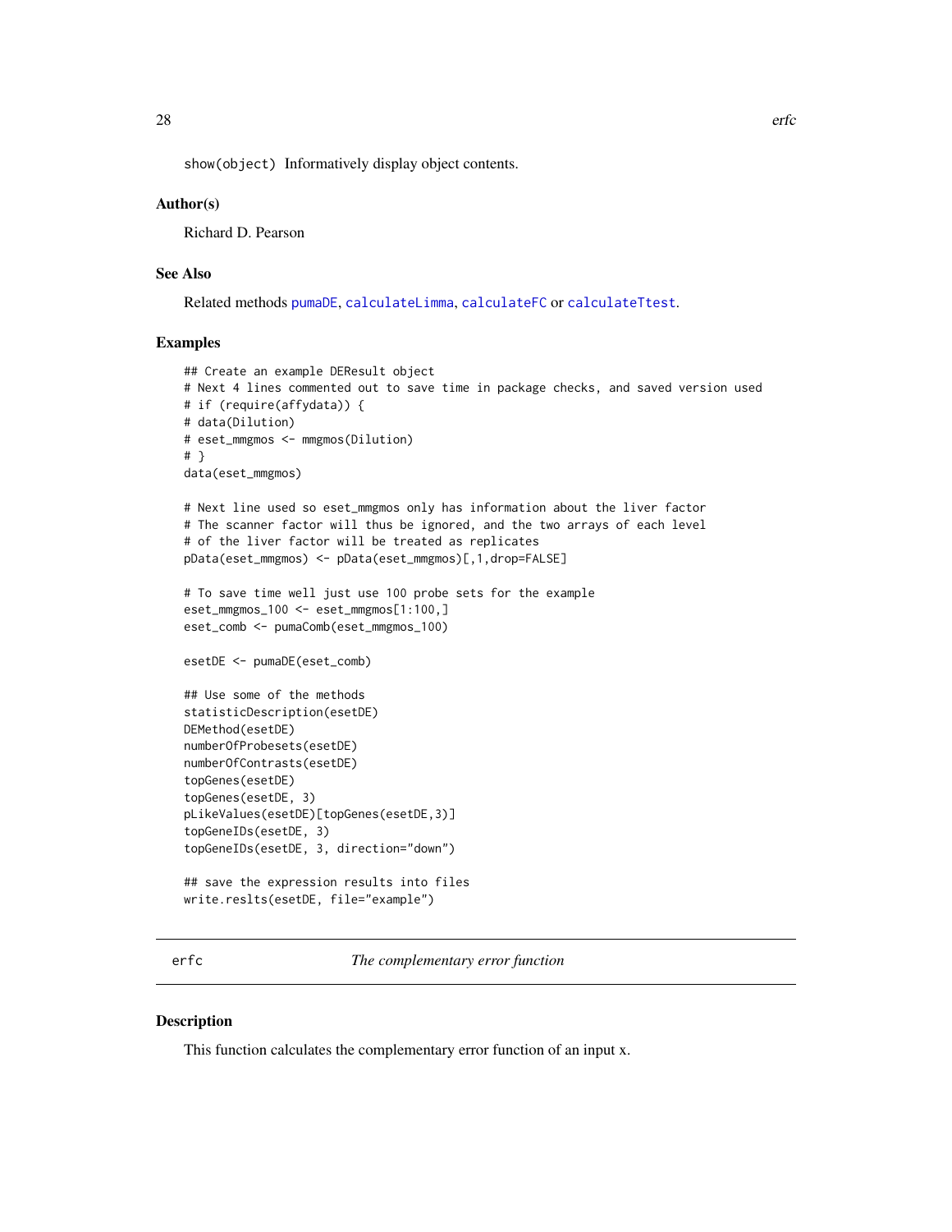show(object) Informatively display object contents.

## Author(s)

Richard D. Pearson

## See Also

Related methods pumaDE, calculateLimma, calculateFC or calculateTtest.

## Examples

```
## Create an example DEResult object
# Next 4 lines commented out to save time in package checks, and saved version used
# if (require(affydata)) {
# data(Dilution)
# eset_mmgmos <- mmgmos(Dilution)
# }
data(eset_mmgmos)

# Next line used so eset_mmgmos only has information about the liver factor
# The scanner factor will thus be ignored, and the two arrays of each level
# of the liver factor will be treated as replicates
pData(eset_mmgmos) <- pData(eset_mmgmos)[,1,drop=FALSE]

# To save time well just use 100 probe sets for the example
eset_mmgmos_100 <- eset_mmgmos[1:100,]
eset_comb <- pumaComb(eset_mmgmos_100)

esetDE <- pumaDE(eset_comb)

## Use some of the methods
statisticDescription(esetDE)
DEMethod(esetDE)
numberOfProbesets(esetDE)
numberOfContrasts(esetDE)
topGenes(esetDE)
topGenes(esetDE, 3)
pLikeValues(esetDE)[topGenes(esetDE,3)]
topGeneIDs(esetDE, 3)
topGeneIDs(esetDE, 3, direction="down")

## save the expression results into files
write.reslts(esetDE, file="example")
```

---

# erfc *The complementary error function*

## Description

This function calculates the complementary error function of an input x.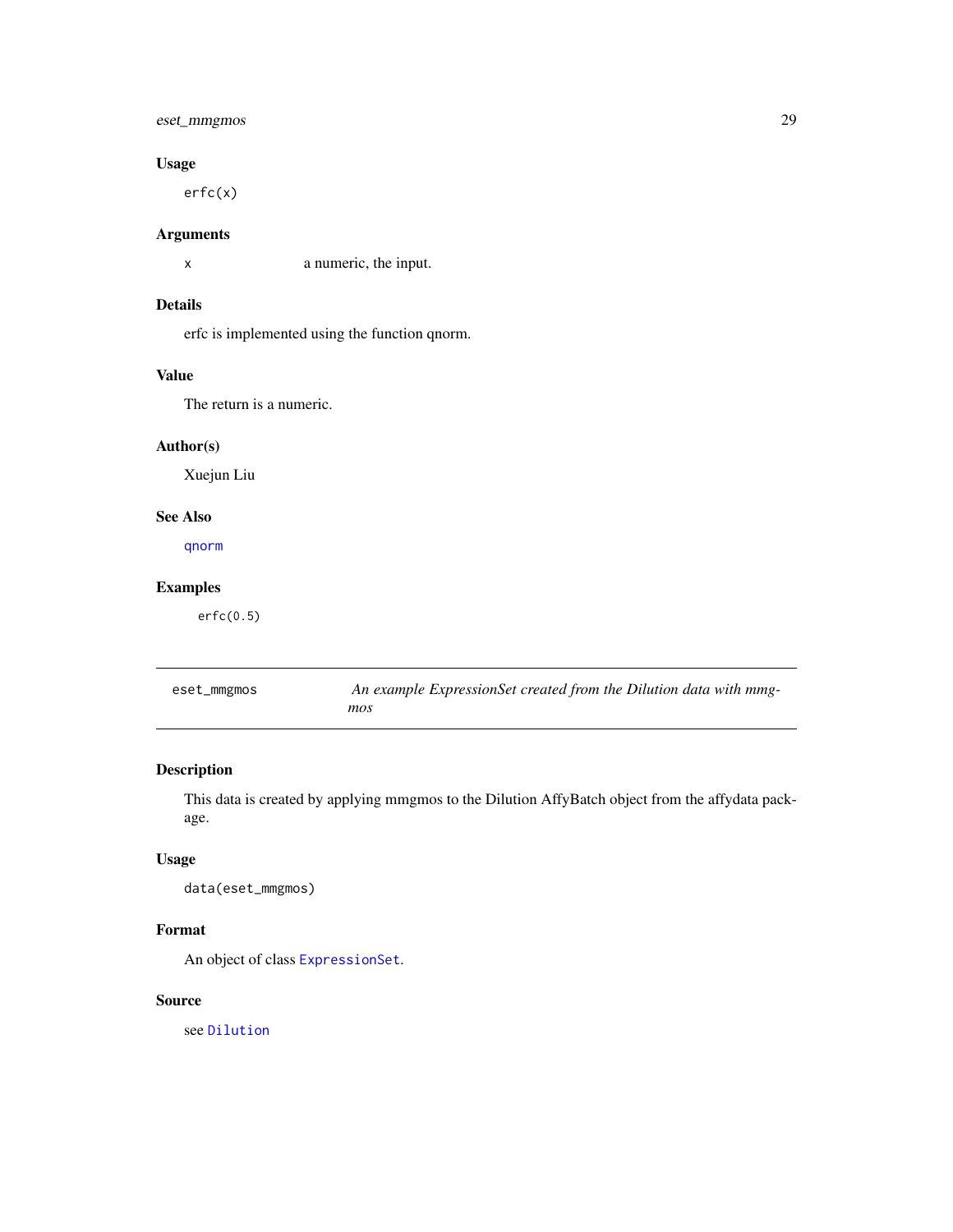## Usage

```
erfc(x)
```

## Arguments

| | |
|---|---|
| x | a numeric, the input. |

## Details

erfc is implemented using the function qnorm.

## Value

The return is a numeric.

## Author(s)

Xuejun Liu

## See Also

qnorm

## Examples

```
erfc(0.5)
```

---

# eset_mmgmos — *An example ExpressionSet created from the Dilution data with mmgmos*

## Description

This data is created by applying mmgmos to the Dilution AffyBatch object from the affydata package.

## Usage

```
data(eset_mmgmos)
```

## Format

An object of class `ExpressionSet`.

## Source

see `Dilution`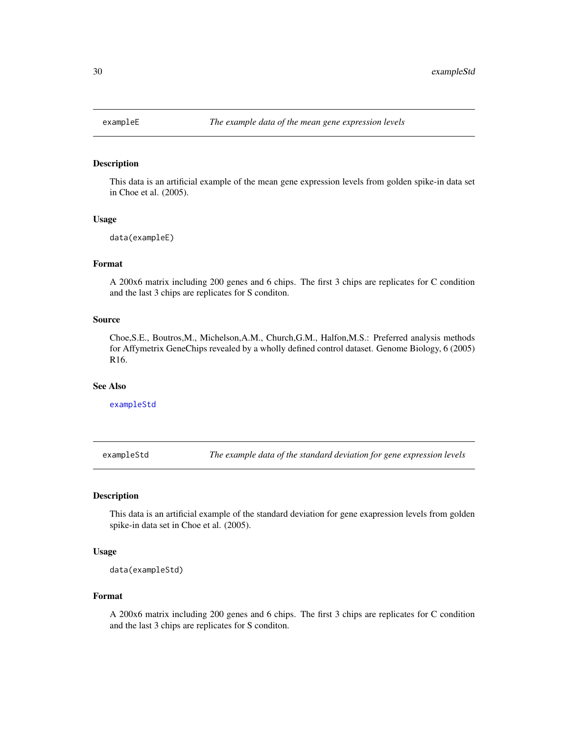## exampleE *The example data of the mean gene expression levels*

### Description

This data is an artificial example of the mean gene expression levels from golden spike-in data set in Choe et al. (2005).

### Usage

```
data(exampleE)
```

### Format

A 200x6 matrix including 200 genes and 6 chips. The first 3 chips are replicates for C condition and the last 3 chips are replicates for S conditon.

### Source

Choe,S.E., Boutros,M., Michelson,A.M., Church,G.M., Halfon,M.S.: Preferred analysis methods for Affymetrix GeneChips revealed by a wholly defined control dataset. Genome Biology, 6 (2005) R16.

### See Also

exampleStd

## exampleStd *The example data of the standard deviation for gene expression levels*

### Description

This data is an artificial example of the standard deviation for gene exapression levels from golden spike-in data set in Choe et al. (2005).

### Usage

```
data(exampleStd)
```

### Format

A 200x6 matrix including 200 genes and 6 chips. The first 3 chips are replicates for C condition and the last 3 chips are replicates for S conditon.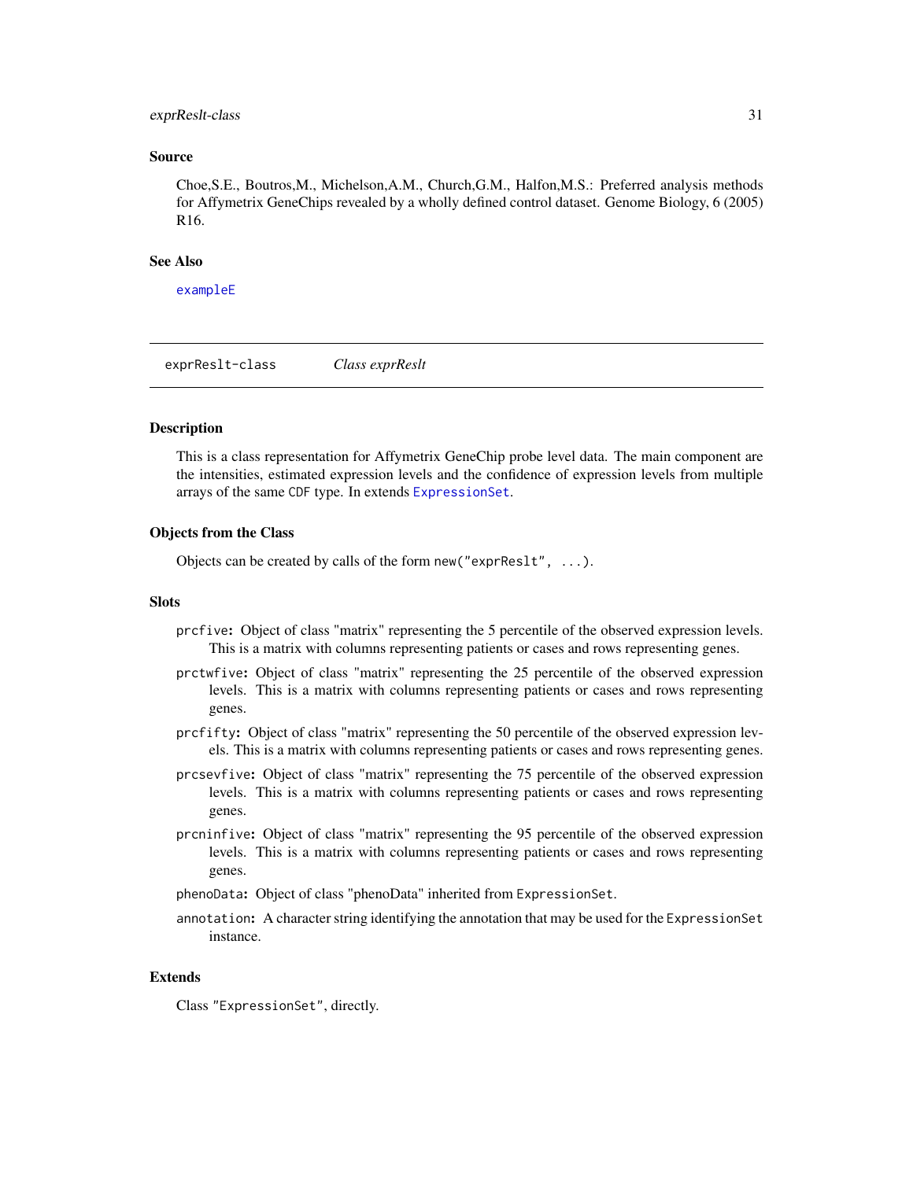### Source

Choe,S.E., Boutros,M., Michelson,A.M., Church,G.M., Halfon,M.S.: Preferred analysis methods for Affymetrix GeneChips revealed by a wholly defined control dataset. Genome Biology, 6 (2005) R16.

### See Also

`exampleE`

---

## exprReslt-class — *Class exprReslt*

---

### Description

This is a class representation for Affymetrix GeneChip probe level data. The main component are the intensities, estimated expression levels and the confidence of expression levels from multiple arrays of the same `CDF` type. In extends `ExpressionSet`.

### Objects from the Class

Objects can be created by calls of the form `new("exprReslt", ...)`.

### Slots

- `prcfive`: Object of class "matrix" representing the 5 percentile of the observed expression levels. This is a matrix with columns representing patients or cases and rows representing genes.
- `prctwfive`: Object of class "matrix" representing the 25 percentile of the observed expression levels. This is a matrix with columns representing patients or cases and rows representing genes.
- `prcfifty`: Object of class "matrix" representing the 50 percentile of the observed expression levels. This is a matrix with columns representing patients or cases and rows representing genes.
- `prcsevfive`: Object of class "matrix" representing the 75 percentile of the observed expression levels. This is a matrix with columns representing patients or cases and rows representing genes.
- `prcninfive`: Object of class "matrix" representing the 95 percentile of the observed expression levels. This is a matrix with columns representing patients or cases and rows representing genes.
- `phenoData`: Object of class "phenoData" inherited from `ExpressionSet`.
- `annotation`: A character string identifying the annotation that may be used for the `ExpressionSet` instance.

### Extends

Class `"ExpressionSet"`, directly.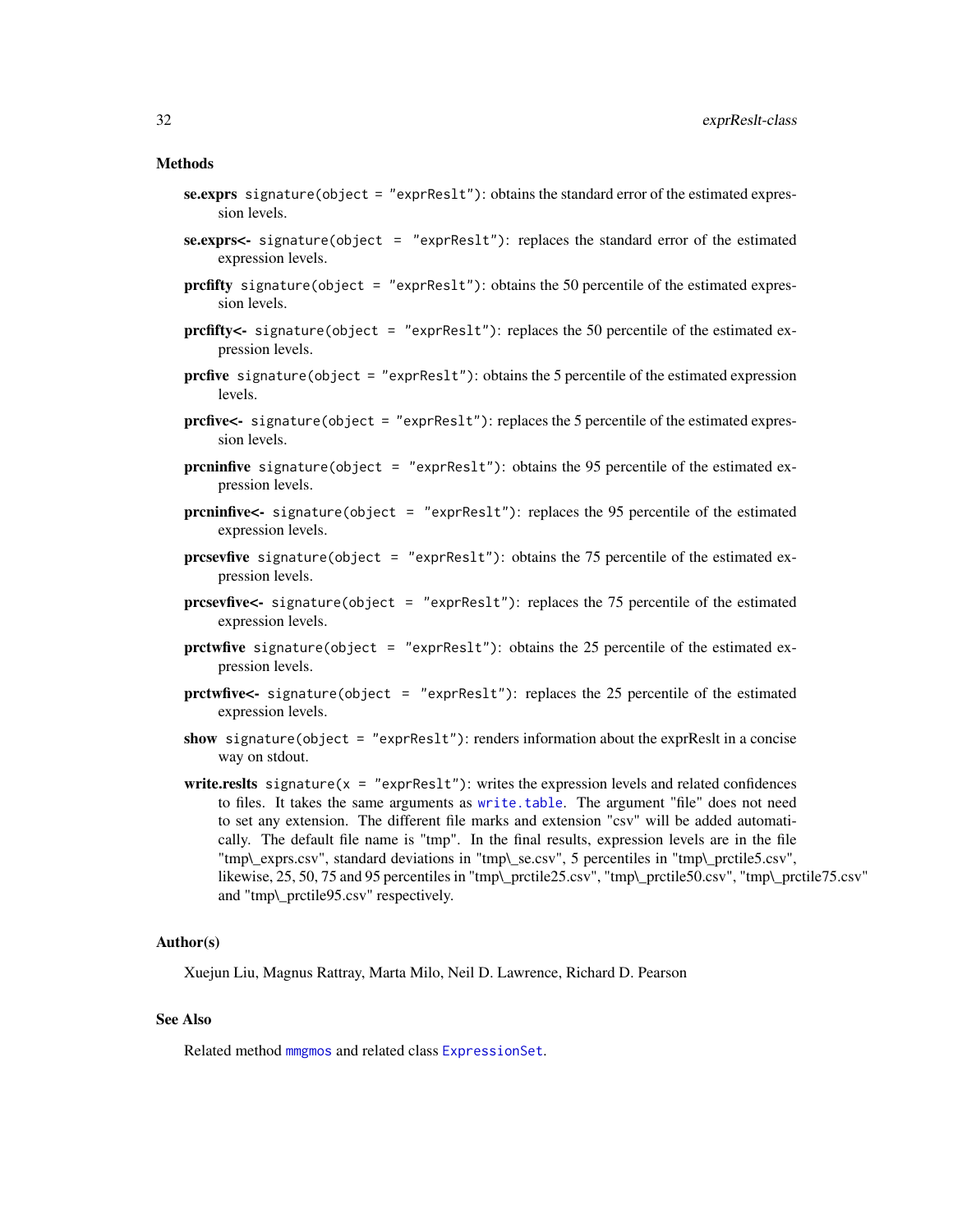### Methods

- **se.exprs** `signature(object = "exprReslt")`: obtains the standard error of the estimated expression levels.
- **se.exprs<-** `signature(object = "exprReslt")`: replaces the standard error of the estimated expression levels.
- **prcfifty** `signature(object = "exprReslt")`: obtains the 50 percentile of the estimated expression levels.
- **prcfifty<-** `signature(object = "exprReslt")`: replaces the 50 percentile of the estimated expression levels.
- **prcfive** `signature(object = "exprReslt")`: obtains the 5 percentile of the estimated expression levels.
- **prcfive<-** `signature(object = "exprReslt")`: replaces the 5 percentile of the estimated expression levels.
- **prcninfive** `signature(object = "exprReslt")`: obtains the 95 percentile of the estimated expression levels.
- **prcninfive<-** `signature(object = "exprReslt")`: replaces the 95 percentile of the estimated expression levels.
- **prcsevfive** `signature(object = "exprReslt")`: obtains the 75 percentile of the estimated expression levels.
- **prcsevfive<-** `signature(object = "exprReslt")`: replaces the 75 percentile of the estimated expression levels.
- **prctwfive** `signature(object = "exprReslt")`: obtains the 25 percentile of the estimated expression levels.
- **prctwfive<-** `signature(object = "exprReslt")`: replaces the 25 percentile of the estimated expression levels.
- **show** `signature(object = "exprReslt")`: renders information about the exprReslt in a concise way on stdout.
- **write.reslts** `signature(x = "exprReslt")`: writes the expression levels and related confidences to files. It takes the same arguments as `write.table`. The argument "file" does not need to set any extension. The different file marks and extension "csv" will be added automatically. The default file name is "tmp". In the final results, expression levels are in the file "tmp\_exprs.csv", standard deviations in "tmp\_se.csv", 5 percentiles in "tmp\_prctile5.csv", likewise, 25, 50, 75 and 95 percentiles in "tmp\_prctile25.csv", "tmp\_prctile50.csv", "tmp\_prctile75.csv" and "tmp\_prctile95.csv" respectively.

### Author(s)

Xuejun Liu, Magnus Rattray, Marta Milo, Neil D. Lawrence, Richard D. Pearson

### See Also

Related method `mmgmos` and related class `ExpressionSet`.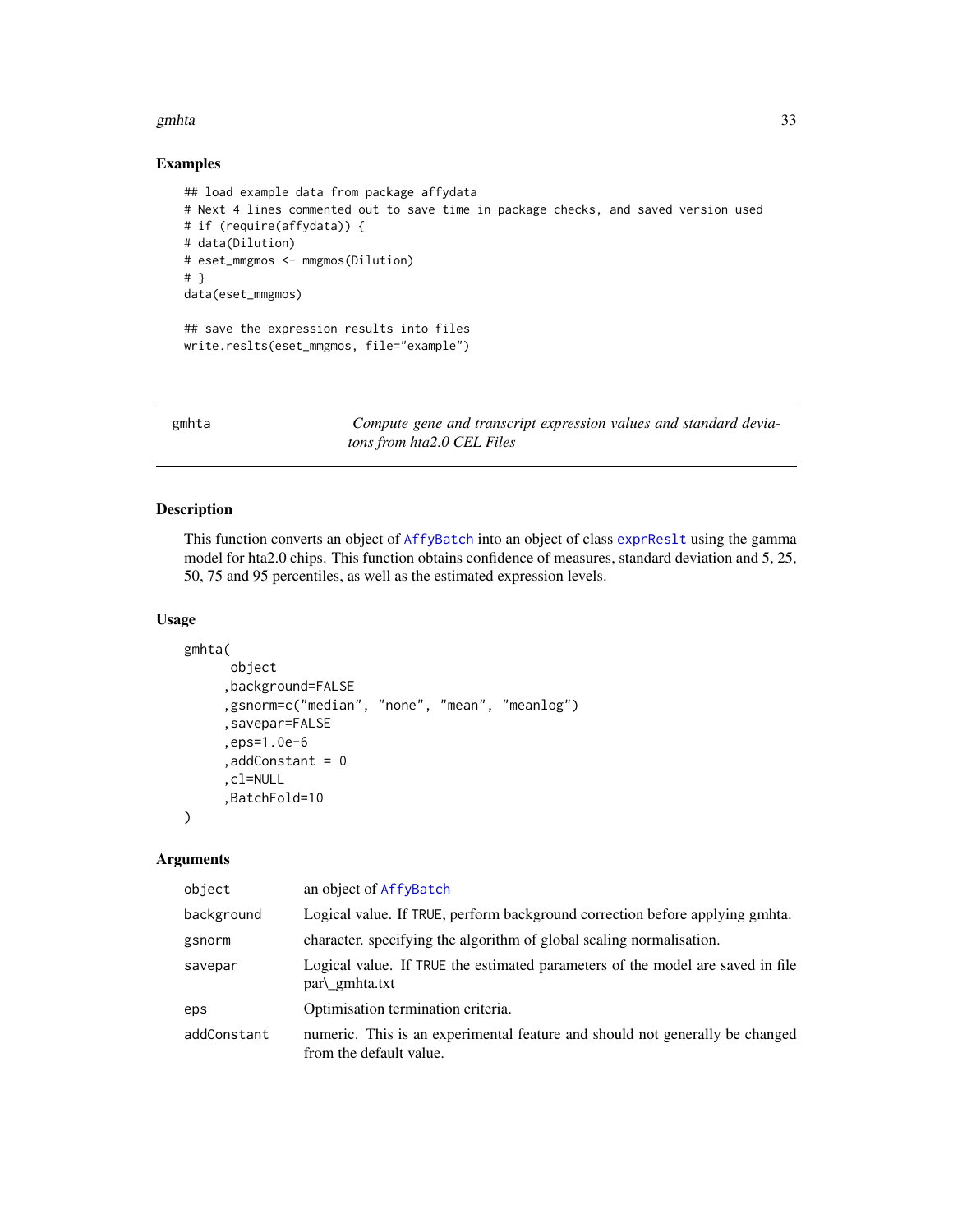### Examples

```
## load example data from package affydata
# Next 4 lines commented out to save time in package checks, and saved version used
# if (require(affydata)) {
# data(Dilution)
# eset_mmgmos <- mmgmos(Dilution)
# }
data(eset_mmgmos)

## save the expression results into files
write.reslts(eset_mmgmos, file="example")
```

---

## gmhta — *Compute gene and transcript expression values and standard deviatons from hta2.0 CEL Files*

---

### Description

This function converts an object of AffyBatch into an object of class exprReslt using the gamma model for hta2.0 chips. This function obtains confidence of measures, standard deviation and 5, 25, 50, 75 and 95 percentiles, as well as the estimated expression levels.

### Usage

```
gmhta(
      object
     ,background=FALSE
     ,gsnorm=c("median", "none", "mean", "meanlog")
     ,savepar=FALSE
     ,eps=1.0e-6
     ,addConstant = 0
     ,cl=NULL
     ,BatchFold=10
)
```

### Arguments

| | |
|---|---|
| object | an object of AffyBatch |
| background | Logical value. If TRUE, perform background correction before applying gmhta. |
| gsnorm | character. specifying the algorithm of global scaling normalisation. |
| savepar | Logical value. If TRUE the estimated parameters of the model are saved in file par\_gmhta.txt |
| eps | Optimisation termination criteria. |
| addConstant | numeric. This is an experimental feature and should not generally be changed from the default value. |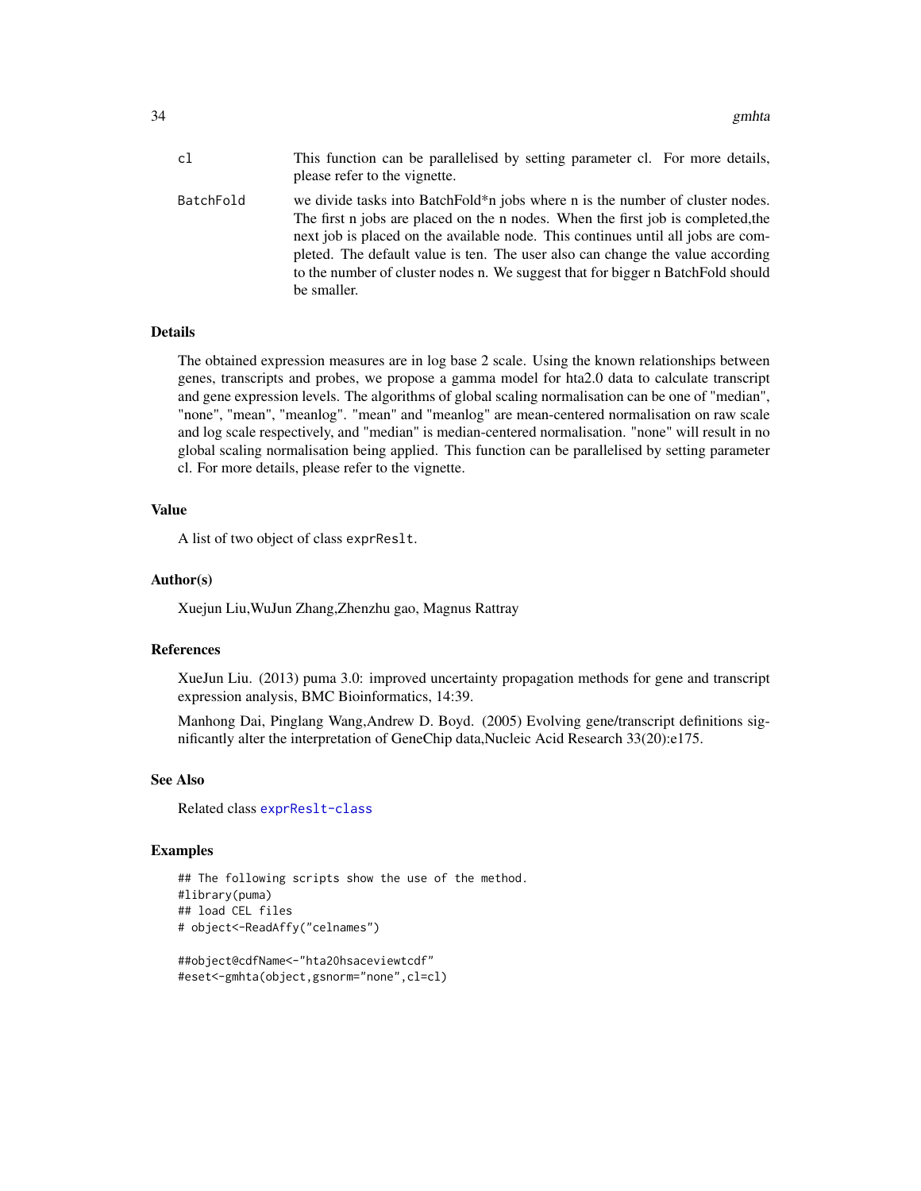| | |
|---|---|
| cl | This function can be parallelised by setting parameter cl. For more details, please refer to the vignette. |
| BatchFold | we divide tasks into BatchFold*n jobs where n is the number of cluster nodes. The first n jobs are placed on the n nodes. When the first job is completed,the next job is placed on the available node. This continues until all jobs are completed. The default value is ten. The user also can change the value according to the number of cluster nodes n. We suggest that for bigger n BatchFold should be smaller. |

### Details

The obtained expression measures are in log base 2 scale. Using the known relationships between genes, transcripts and probes, we propose a gamma model for hta2.0 data to calculate transcript and gene expression levels. The algorithms of global scaling normalisation can be one of "median", "none", "mean", "meanlog". "mean" and "meanlog" are mean-centered normalisation on raw scale and log scale respectively, and "median" is median-centered normalisation. "none" will result in no global scaling normalisation being applied. This function can be parallelised by setting parameter cl. For more details, please refer to the vignette.

### Value

A list of two object of class `exprReslt`.

### Author(s)

Xuejun Liu,WuJun Zhang,Zhenzhu gao, Magnus Rattray

### References

XueJun Liu. (2013) puma 3.0: improved uncertainty propagation methods for gene and transcript expression analysis, BMC Bioinformatics, 14:39.

Manhong Dai, Pinglang Wang,Andrew D. Boyd. (2005) Evolving gene/transcript definitions significantly alter the interpretation of GeneChip data,Nucleic Acid Research 33(20):e175.

### See Also

Related class `exprReslt-class`

### Examples

```
## The following scripts show the use of the method.
#library(puma)
## load CEL files
# object<-ReadAffy("celnames")

##object@cdfName<-"hta20hsaceviewtcdf"
#eset<-gmhta(object,gsnorm="none",cl=cl)
```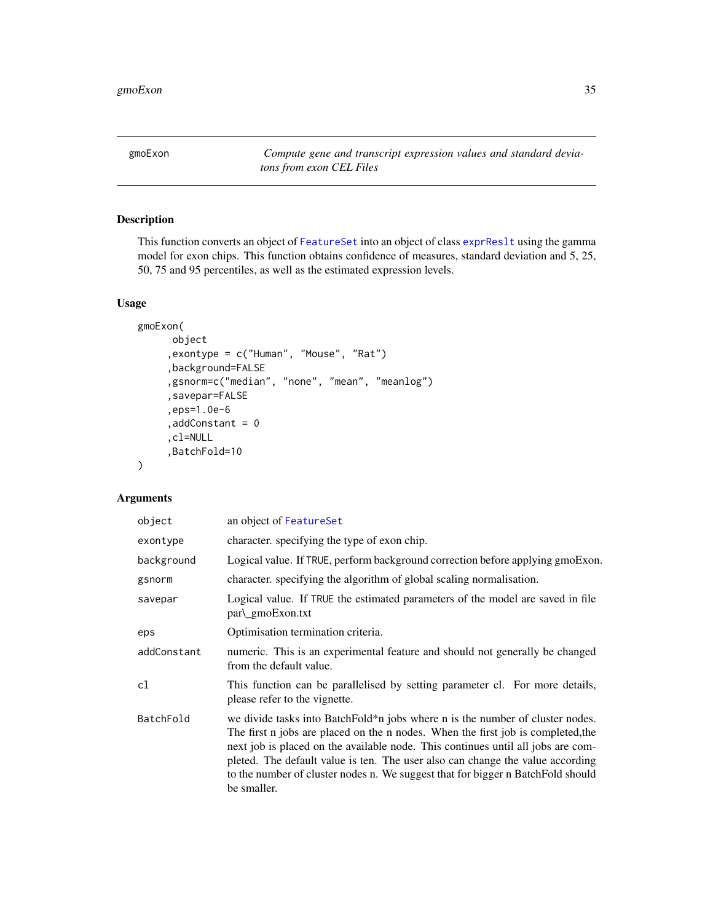gmoExon    *Compute gene and transcript expression values and standard deviatons from exon CEL Files*

## Description

This function converts an object of FeatureSet into an object of class exprReslt using the gamma model for exon chips. This function obtains confidence of measures, standard deviation and 5, 25, 50, 75 and 95 percentiles, as well as the estimated expression levels.

## Usage

```
gmoExon(
       object
      ,exontype = c("Human", "Mouse", "Rat")
      ,background=FALSE
      ,gsnorm=c("median", "none", "mean", "meanlog")
      ,savepar=FALSE
      ,eps=1.0e-6
      ,addConstant = 0
      ,cl=NULL
      ,BatchFold=10
)
```

## Arguments

| | |
|---|---|
| `object` | an object of FeatureSet |
| `exontype` | character. specifying the type of exon chip. |
| `background` | Logical value. If TRUE, perform background correction before applying gmoExon. |
| `gsnorm` | character. specifying the algorithm of global scaling normalisation. |
| `savepar` | Logical value. If TRUE the estimated parameters of the model are saved in file par\_gmoExon.txt |
| `eps` | Optimisation termination criteria. |
| `addConstant` | numeric. This is an experimental feature and should not generally be changed from the default value. |
| `cl` | This function can be parallelised by setting parameter cl. For more details, please refer to the vignette. |
| `BatchFold` | we divide tasks into BatchFold*n jobs where n is the number of cluster nodes. The first n jobs are placed on the n nodes. When the first job is completed,the next job is placed on the available node. This continues until all jobs are completed. The default value is ten. The user also can change the value according to the number of cluster nodes n. We suggest that for bigger n BatchFold should be smaller. |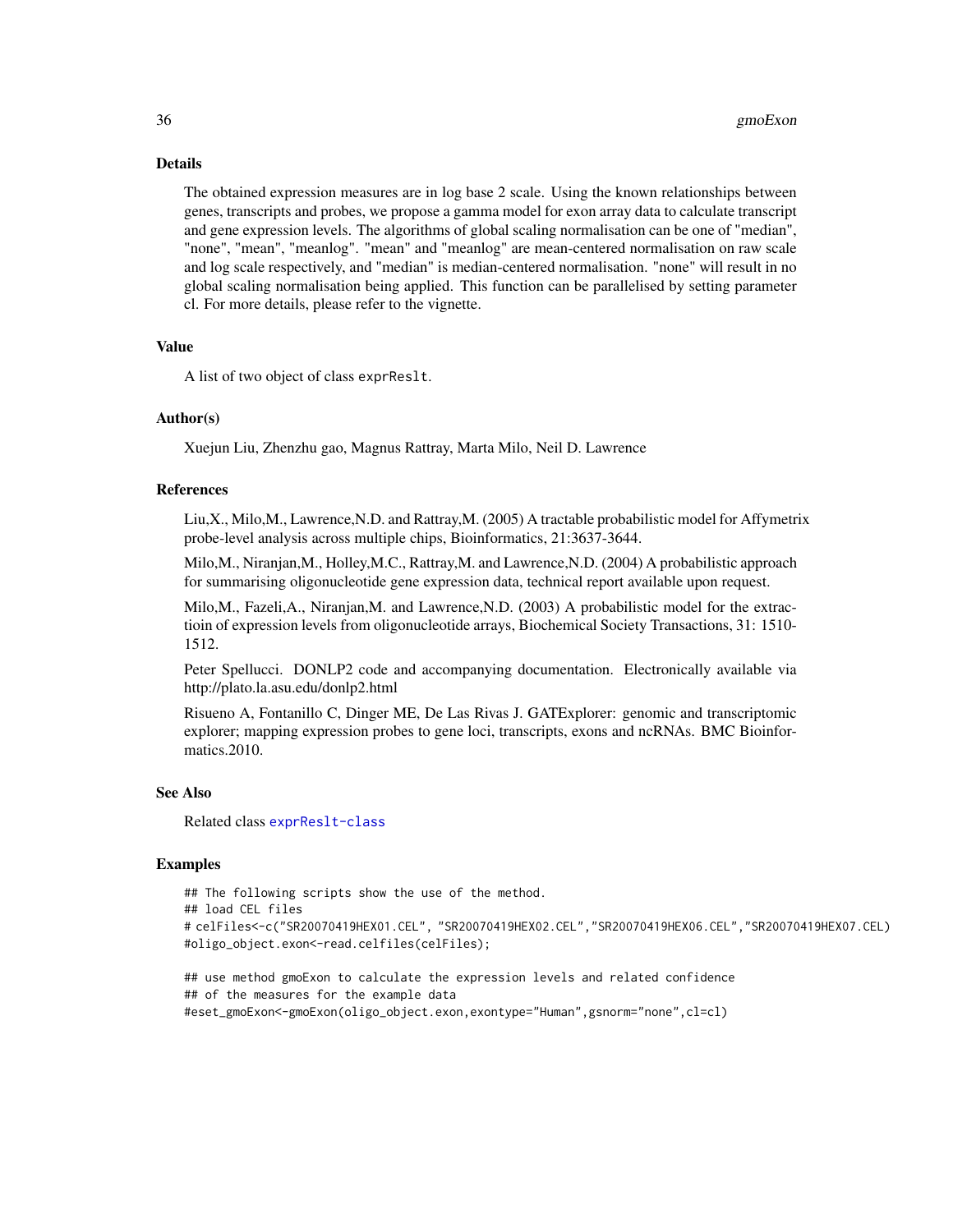## Details

The obtained expression measures are in log base 2 scale. Using the known relationships between genes, transcripts and probes, we propose a gamma model for exon array data to calculate transcript and gene expression levels. The algorithms of global scaling normalisation can be one of "median", "none", "mean", "meanlog". "mean" and "meanlog" are mean-centered normalisation on raw scale and log scale respectively, and "median" is median-centered normalisation. "none" will result in no global scaling normalisation being applied. This function can be parallelised by setting parameter cl. For more details, please refer to the vignette.

## Value

A list of two object of class `exprReslt`.

## Author(s)

Xuejun Liu, Zhenzhu gao, Magnus Rattray, Marta Milo, Neil D. Lawrence

## References

Liu,X., Milo,M., Lawrence,N.D. and Rattray,M. (2005) A tractable probabilistic model for Affymetrix probe-level analysis across multiple chips, Bioinformatics, 21:3637-3644.

Milo,M., Niranjan,M., Holley,M.C., Rattray,M. and Lawrence,N.D. (2004) A probabilistic approach for summarising oligonucleotide gene expression data, technical report available upon request.

Milo,M., Fazeli,A., Niranjan,M. and Lawrence,N.D. (2003) A probabilistic model for the extractioin of expression levels from oligonucleotide arrays, Biochemical Society Transactions, 31: 1510-1512.

Peter Spellucci. DONLP2 code and accompanying documentation. Electronically available via http://plato.la.asu.edu/donlp2.html

Risueno A, Fontanillo C, Dinger ME, De Las Rivas J. GATExplorer: genomic and transcriptomic explorer; mapping expression probes to gene loci, transcripts, exons and ncRNAs. BMC Bioinformatics.2010.

## See Also

Related class exprReslt-class

## Examples

```
## The following scripts show the use of the method.
## load CEL files
# celFiles<-c("SR20070419HEX01.CEL", "SR20070419HEX02.CEL","SR20070419HEX06.CEL","SR20070419HEX07.CEL)
#oligo_object.exon<-read.celfiles(celFiles);

## use method gmoExon to calculate the expression levels and related confidence
## of the measures for the example data
#eset_gmoExon<-gmoExon(oligo_object.exon,exontype="Human",gsnorm="none",cl=cl)
```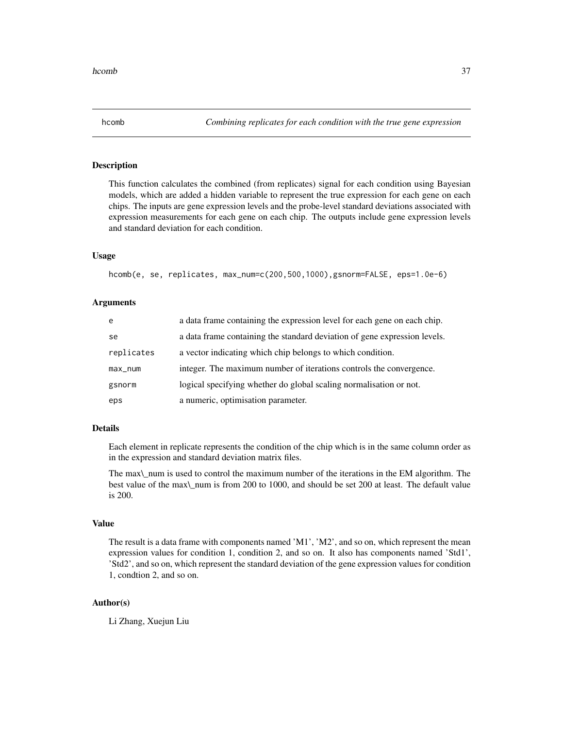# hcomb — *Combining replicates for each condition with the true gene expression*

## Description

This function calculates the combined (from replicates) signal for each condition using Bayesian models, which are added a hidden variable to represent the true expression for each gene on each chips. The inputs are gene expression levels and the probe-level standard deviations associated with expression measurements for each gene on each chip. The outputs include gene expression levels and standard deviation for each condition.

## Usage

```
hcomb(e, se, replicates, max_num=c(200,500,1000),gsnorm=FALSE, eps=1.0e-6)
```

## Arguments

| | |
|---|---|
| `e` | a data frame containing the expression level for each gene on each chip. |
| `se` | a data frame containing the standard deviation of gene expression levels. |
| `replicates` | a vector indicating which chip belongs to which condition. |
| `max_num` | integer. The maximum number of iterations controls the convergence. |
| `gsnorm` | logical specifying whether do global scaling normalisation or not. |
| `eps` | a numeric, optimisation parameter. |

## Details

Each element in replicate represents the condition of the chip which is in the same column order as in the expression and standard deviation matrix files.

The max\_num is used to control the maximum number of the iterations in the EM algorithm. The best value of the max\_num is from 200 to 1000, and should be set 200 at least. The default value is 200.

## Value

The result is a data frame with components named 'M1', 'M2', and so on, which represent the mean expression values for condition 1, condition 2, and so on. It also has components named 'Std1', 'Std2', and so on, which represent the standard deviation of the gene expression values for condition 1, condtion 2, and so on.

## Author(s)

Li Zhang, Xuejun Liu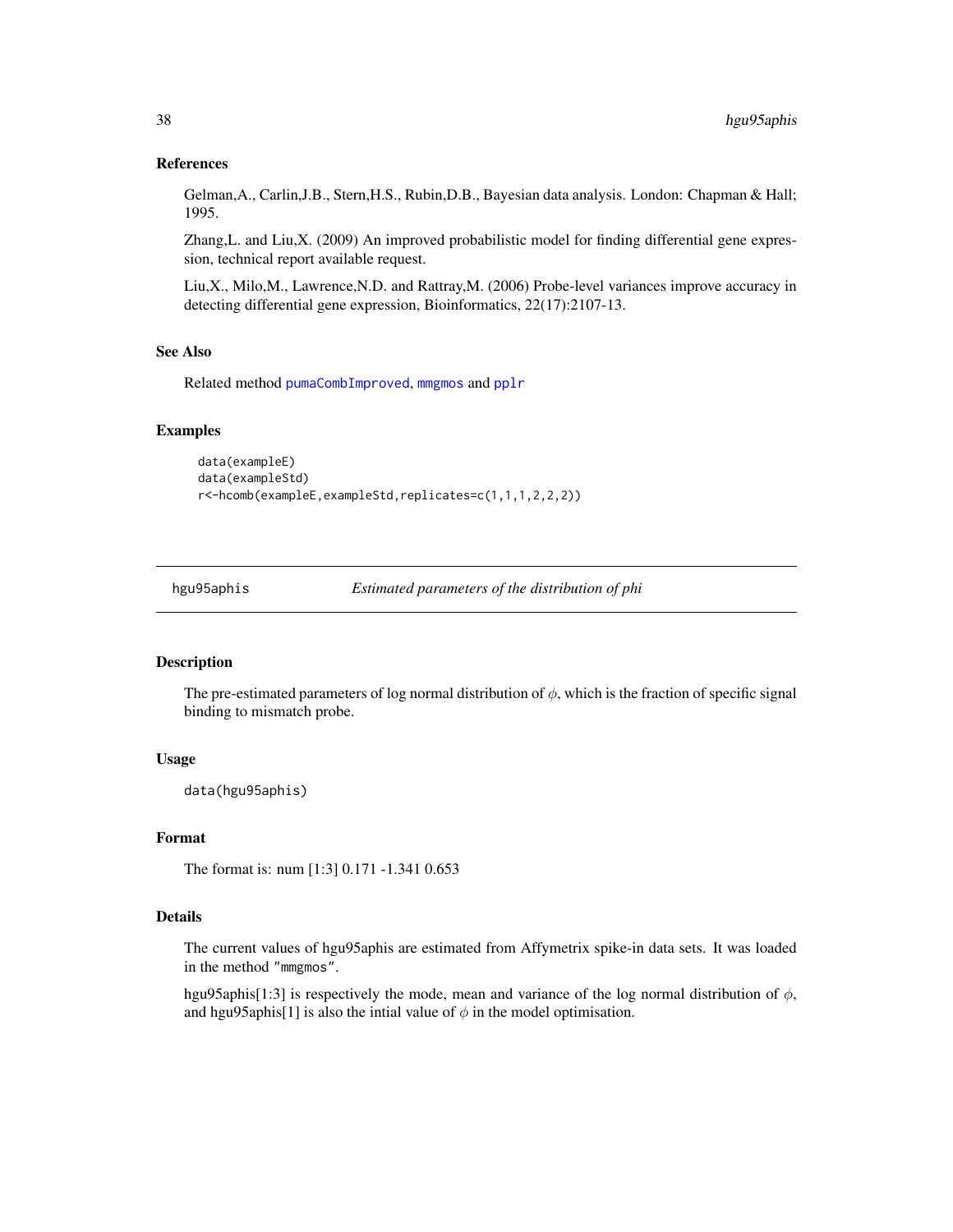### References

Gelman,A., Carlin,J.B., Stern,H.S., Rubin,D.B., Bayesian data analysis. London: Chapman & Hall; 1995.

Zhang,L. and Liu,X. (2009) An improved probabilistic model for finding differential gene expression, technical report available request.

Liu,X., Milo,M., Lawrence,N.D. and Rattray,M. (2006) Probe-level variances improve accuracy in detecting differential gene expression, Bioinformatics, 22(17):2107-13.

### See Also

Related method `pumaCombImproved`, `mmgmos` and `pplr`

### Examples

```
data(exampleE)
data(exampleStd)
r<-hcomb(exampleE,exampleStd,replicates=c(1,1,1,2,2,2))
```

---

## hgu95aphis — *Estimated parameters of the distribution of phi*

### Description

The pre-estimated parameters of log normal distribution of $\phi$, which is the fraction of specific signal binding to mismatch probe.

### Usage

```
data(hgu95aphis)
```

### Format

The format is: num [1:3] 0.171 -1.341 0.653

### Details

The current values of hgu95aphis are estimated from Affymetrix spike-in data sets. It was loaded in the method `"mmgmos"`.

hgu95aphis[1:3] is respectively the mode, mean and variance of the log normal distribution of $\phi$, and hgu95aphis[1] is also the intial value of $\phi$ in the model optimisation.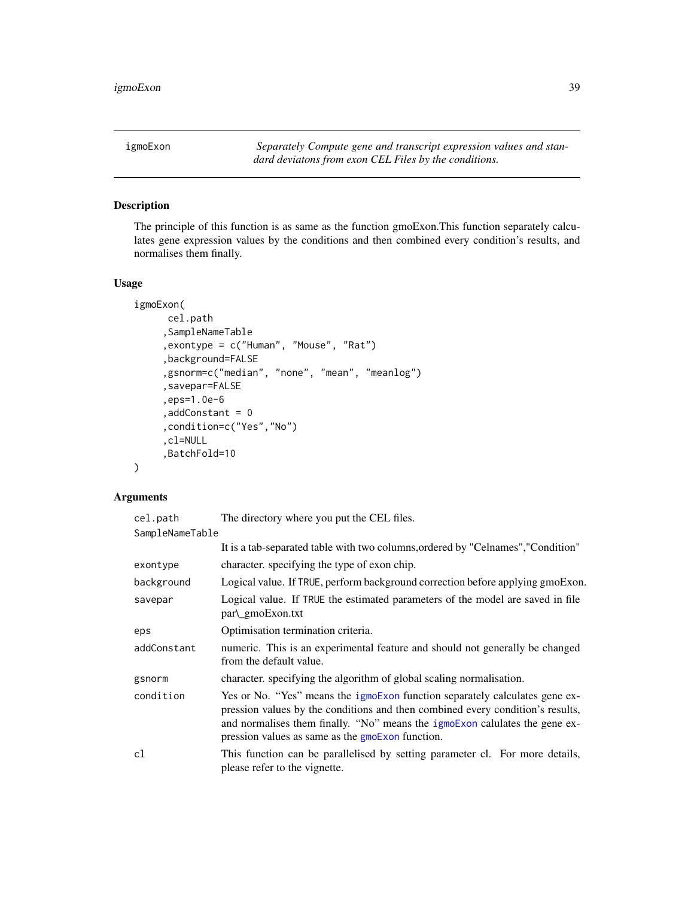igmoExon — *Separately Compute gene and transcript expression values and standard deviatons from exon CEL Files by the conditions.*

## Description

The principle of this function is as same as the function gmoExon.This function separately calculates gene expression values by the conditions and then combined every condition's results, and normalises them finally.

## Usage

```
igmoExon(
       cel.path
      ,SampleNameTable
      ,exontype = c("Human", "Mouse", "Rat")
      ,background=FALSE
      ,gsnorm=c("median", "none", "mean", "meanlog")
      ,savepar=FALSE
      ,eps=1.0e-6
      ,addConstant = 0
      ,condition=c("Yes","No")
      ,cl=NULL
      ,BatchFold=10
)
```

## Arguments

| | |
|---|---|
| `cel.path` | The directory where you put the CEL files. |
| `SampleNameTable` | It is a tab-separated table with two columns,ordered by "Celnames","Condition" |
| `exontype` | character. specifying the type of exon chip. |
| `background` | Logical value. If `TRUE`, perform background correction before applying gmoExon. |
| `savepar` | Logical value. If `TRUE` the estimated parameters of the model are saved in file par\_gmoExon.txt |
| `eps` | Optimisation termination criteria. |
| `addConstant` | numeric. This is an experimental feature and should not generally be changed from the default value. |
| `gsnorm` | character. specifying the algorithm of global scaling normalisation. |
| `condition` | Yes or No. "Yes" means the `igmoExon` function separately calculates gene expression values by the conditions and then combined every condition's results, and normalises them finally. "No" means the `igmoExon` calulates the gene expression values as same as the `gmoExon` function. |
| `cl` | This function can be parallelised by setting parameter cl. For more details, please refer to the vignette. |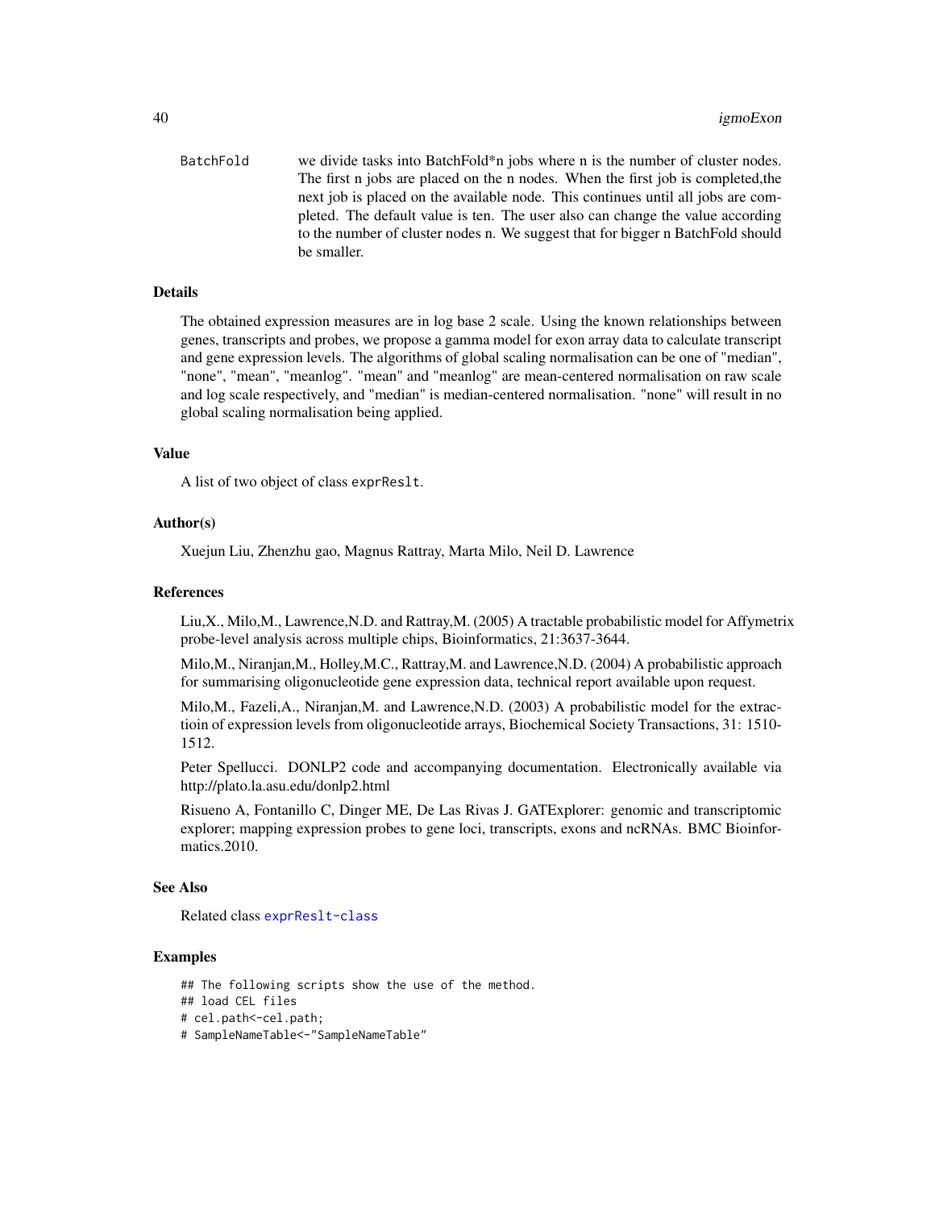BatchFold	we divide tasks into BatchFold*n jobs where n is the number of cluster nodes. The first n jobs are placed on the n nodes. When the first job is completed,the next job is placed on the available node. This continues until all jobs are completed. The default value is ten. The user also can change the value according to the number of cluster nodes n. We suggest that for bigger n BatchFold should be smaller.

## Details

The obtained expression measures are in log base 2 scale. Using the known relationships between genes, transcripts and probes, we propose a gamma model for exon array data to calculate transcript and gene expression levels. The algorithms of global scaling normalisation can be one of "median", "none", "mean", "meanlog". "mean" and "meanlog" are mean-centered normalisation on raw scale and log scale respectively, and "median" is median-centered normalisation. "none" will result in no global scaling normalisation being applied.

## Value

A list of two object of class `exprReslt`.

## Author(s)

Xuejun Liu, Zhenzhu gao, Magnus Rattray, Marta Milo, Neil D. Lawrence

## References

Liu,X., Milo,M., Lawrence,N.D. and Rattray,M. (2005) A tractable probabilistic model for Affymetrix probe-level analysis across multiple chips, Bioinformatics, 21:3637-3644.

Milo,M., Niranjan,M., Holley,M.C., Rattray,M. and Lawrence,N.D. (2004) A probabilistic approach for summarising oligonucleotide gene expression data, technical report available upon request.

Milo,M., Fazeli,A., Niranjan,M. and Lawrence,N.D. (2003) A probabilistic model for the extractioin of expression levels from oligonucleotide arrays, Biochemical Society Transactions, 31: 1510-1512.

Peter Spellucci. DONLP2 code and accompanying documentation. Electronically available via http://plato.la.asu.edu/donlp2.html

Risueno A, Fontanillo C, Dinger ME, De Las Rivas J. GATExplorer: genomic and transcriptomic explorer; mapping expression probes to gene loci, transcripts, exons and ncRNAs. BMC Bioinformatics.2010.

## See Also

Related class `exprReslt-class`

## Examples

```
## The following scripts show the use of the method.
## load CEL files
# cel.path<-cel.path;
# SampleNameTable<-"SampleNameTable"
```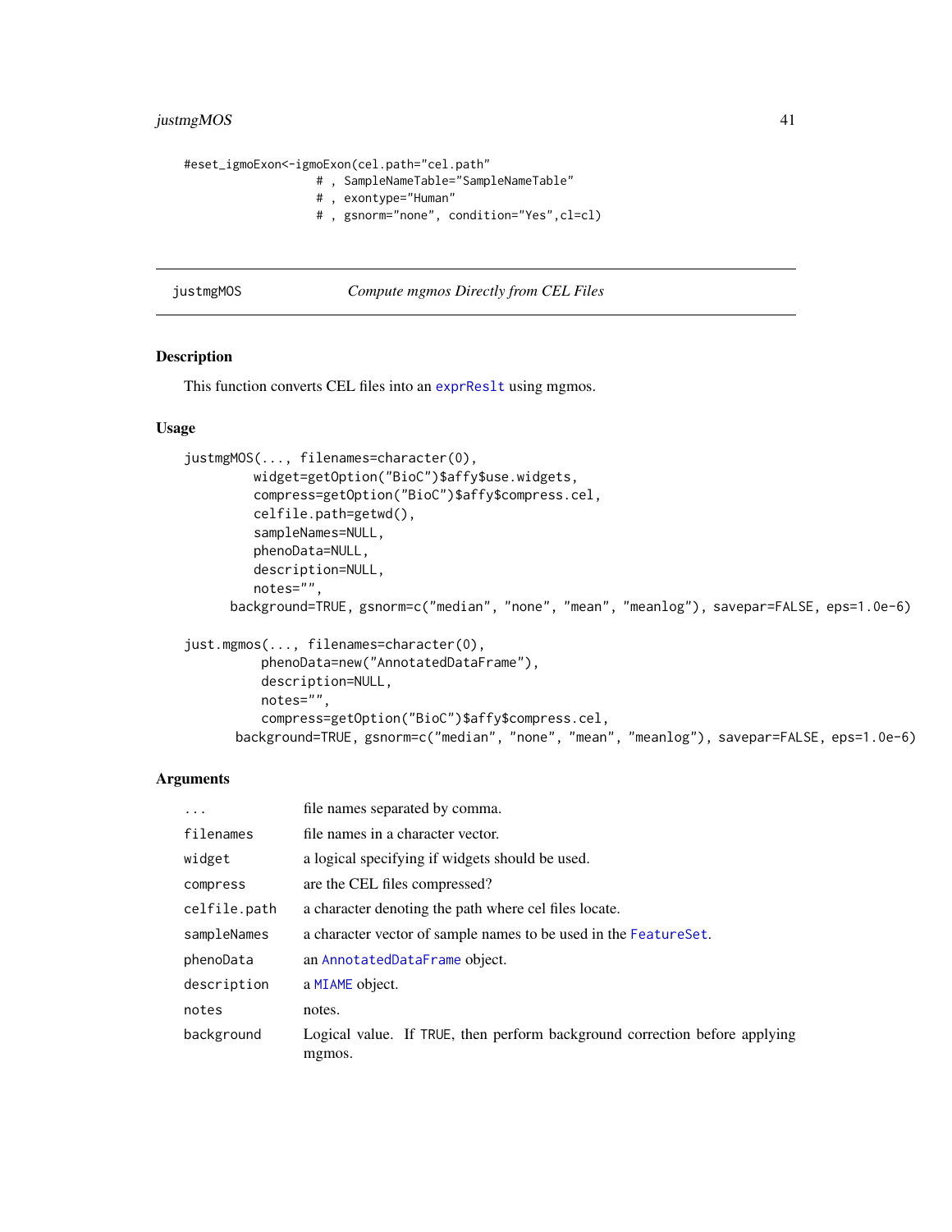```
#eset_igmoExon<-igmoExon(cel.path="cel.path"
                   # , SampleNameTable="SampleNameTable"
                   # , exontype="Human"
                   # , gsnorm="none", condition="Yes",cl=cl)
```

---

justmgMOS *Compute mgmos Directly from CEL Files*

---

## Description

This function converts CEL files into an `exprReslt` using mgmos.

## Usage

```
justmgMOS(..., filenames=character(0),
          widget=getOption("BioC")$affy$use.widgets,
          compress=getOption("BioC")$affy$compress.cel,
          celfile.path=getwd(),
          sampleNames=NULL,
          phenoData=NULL,
          description=NULL,
          notes="",
       background=TRUE, gsnorm=c("median", "none", "mean", "meanlog"), savepar=FALSE, eps=1.0e-6)

just.mgmos(..., filenames=character(0),
           phenoData=new("AnnotatedDataFrame"),
           description=NULL,
           notes="",
           compress=getOption("BioC")$affy$compress.cel,
        background=TRUE, gsnorm=c("median", "none", "mean", "meanlog"), savepar=FALSE, eps=1.0e-6)
```

## Arguments

| | |
|---|---|
| `...` | file names separated by comma. |
| `filenames` | file names in a character vector. |
| `widget` | a logical specifying if widgets should be used. |
| `compress` | are the CEL files compressed? |
| `celfile.path` | a character denoting the path where cel files locate. |
| `sampleNames` | a character vector of sample names to be used in the `FeatureSet`. |
| `phenoData` | an `AnnotatedDataFrame` object. |
| `description` | a `MIAME` object. |
| `notes` | notes. |
| `background` | Logical value. If `TRUE`, then perform background correction before applying mgmos. |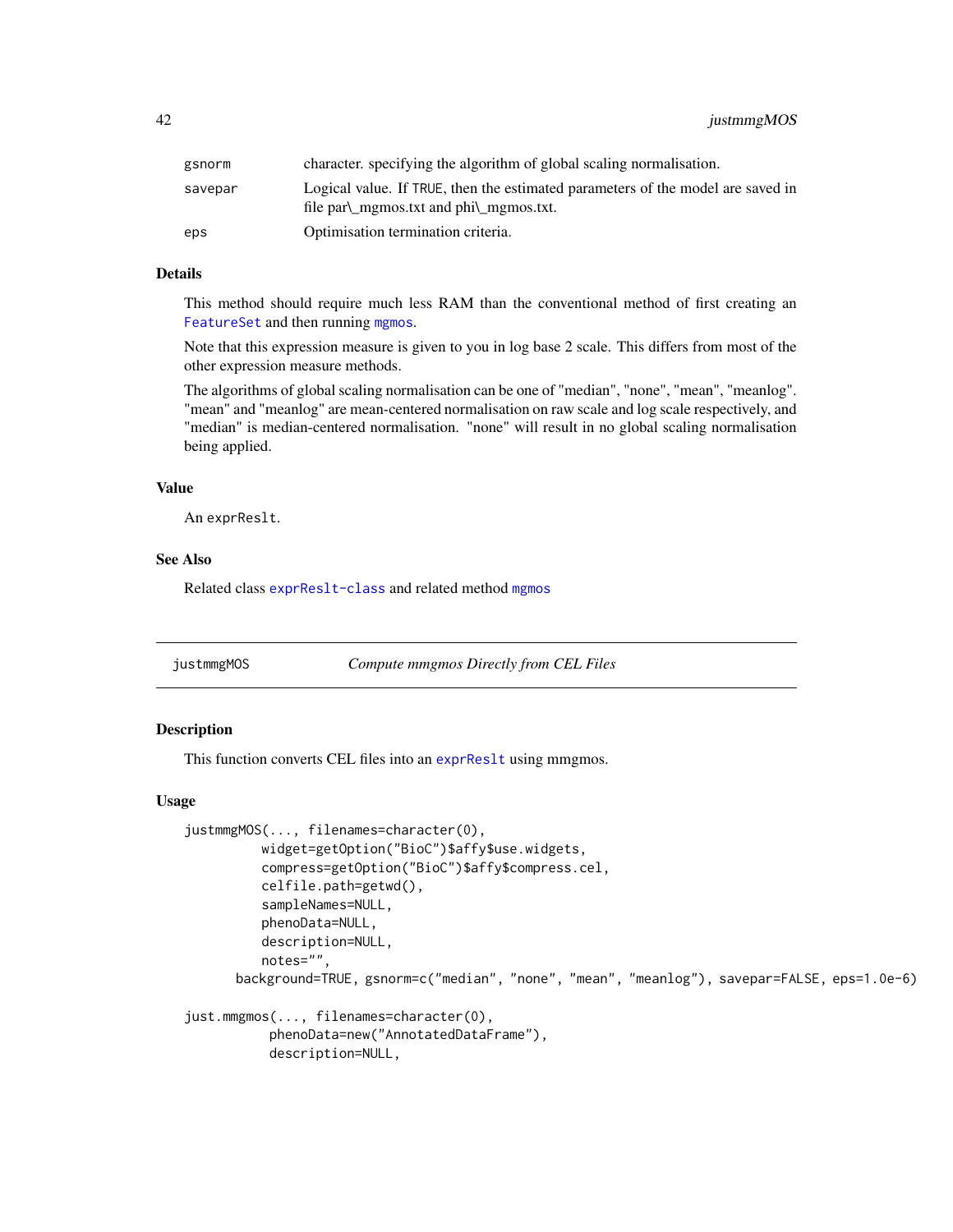| | |
|---|---|
| gsnorm | character. specifying the algorithm of global scaling normalisation. |
| savepar | Logical value. If TRUE, then the estimated parameters of the model are saved in file par\_mgmos.txt and phi\_mgmos.txt. |
| eps | Optimisation termination criteria. |

### Details

This method should require much less RAM than the conventional method of first creating an FeatureSet and then running mgmos.

Note that this expression measure is given to you in log base 2 scale. This differs from most of the other expression measure methods.

The algorithms of global scaling normalisation can be one of "median", "none", "mean", "meanlog". "mean" and "meanlog" are mean-centered normalisation on raw scale and log scale respectively, and "median" is median-centered normalisation. "none" will result in no global scaling normalisation being applied.

### Value

An exprReslt.

### See Also

Related class exprReslt-class and related method mgmos

---

## justmmgMOS — *Compute mmgmos Directly from CEL Files*

### Description

This function converts CEL files into an exprReslt using mmgmos.

### Usage

```
justmmgMOS(..., filenames=character(0),
          widget=getOption("BioC")$affy$use.widgets,
          compress=getOption("BioC")$affy$compress.cel,
          celfile.path=getwd(),
          sampleNames=NULL,
          phenoData=NULL,
          description=NULL,
          notes="",
      background=TRUE, gsnorm=c("median", "none", "mean", "meanlog"), savepar=FALSE, eps=1.0e-6)

just.mmgmos(..., filenames=character(0),
           phenoData=new("AnnotatedDataFrame"),
           description=NULL,
```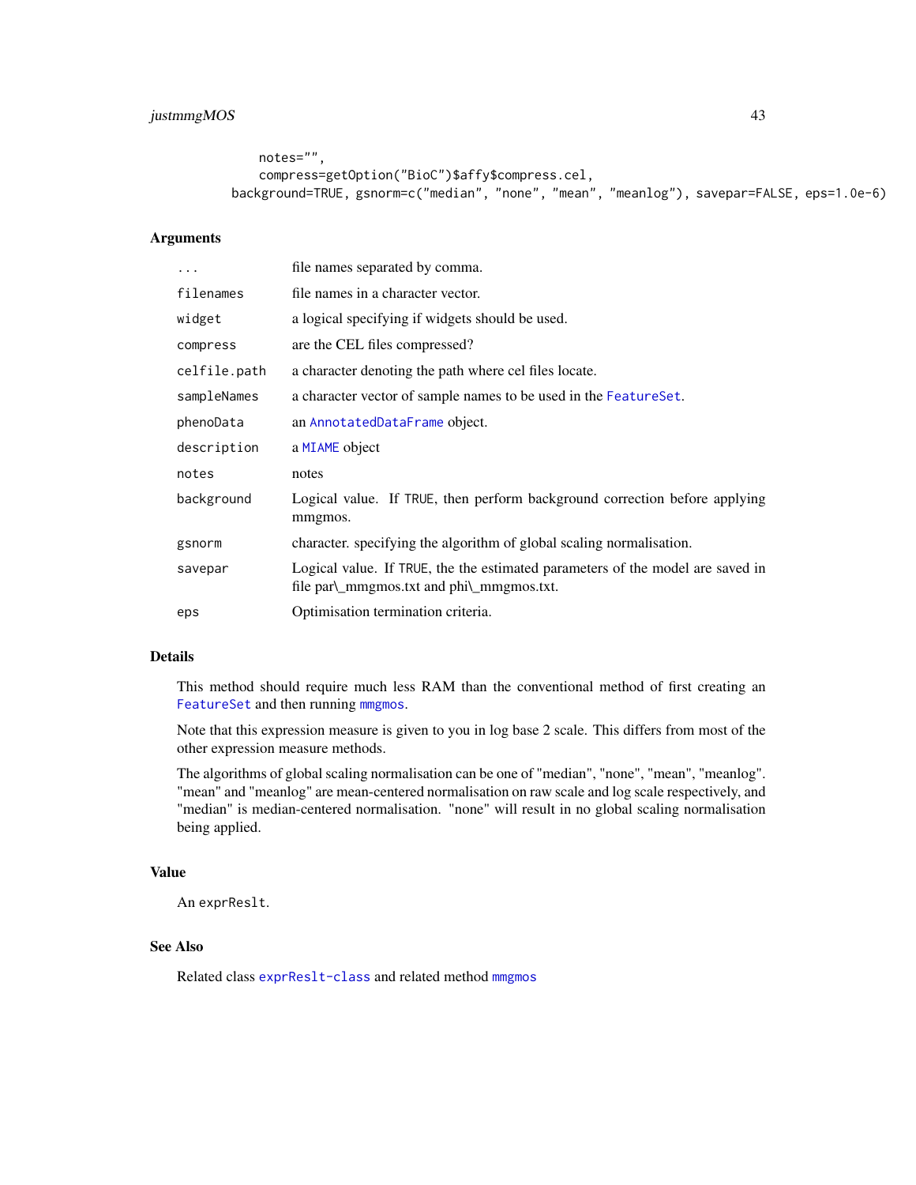```
        notes="",
        compress=getOption("BioC")$affy$compress.cel,
    background=TRUE, gsnorm=c("median", "none", "mean", "meanlog"), savepar=FALSE, eps=1.0e-6)
```

## Arguments

| | |
|---|---|
| `...` | file names separated by comma. |
| `filenames` | file names in a character vector. |
| `widget` | a logical specifying if widgets should be used. |
| `compress` | are the CEL files compressed? |
| `celfile.path` | a character denoting the path where cel files locate. |
| `sampleNames` | a character vector of sample names to be used in the `FeatureSet`. |
| `phenoData` | an `AnnotatedDataFrame` object. |
| `description` | a `MIAME` object |
| `notes` | notes |
| `background` | Logical value. If `TRUE`, then perform background correction before applying mmgmos. |
| `gsnorm` | character. specifying the algorithm of global scaling normalisation. |
| `savepar` | Logical value. If `TRUE`, the the estimated parameters of the model are saved in file par\_mmgmos.txt and phi\_mmgmos.txt. |
| `eps` | Optimisation termination criteria. |

## Details

This method should require much less RAM than the conventional method of first creating an `FeatureSet` and then running `mmgmos`.

Note that this expression measure is given to you in log base 2 scale. This differs from most of the other expression measure methods.

The algorithms of global scaling normalisation can be one of "median", "none", "mean", "meanlog". "mean" and "meanlog" are mean-centered normalisation on raw scale and log scale respectively, and "median" is median-centered normalisation. "none" will result in no global scaling normalisation being applied.

## Value

An `exprReslt`.

## See Also

Related class `exprReslt-class` and related method `mmgmos`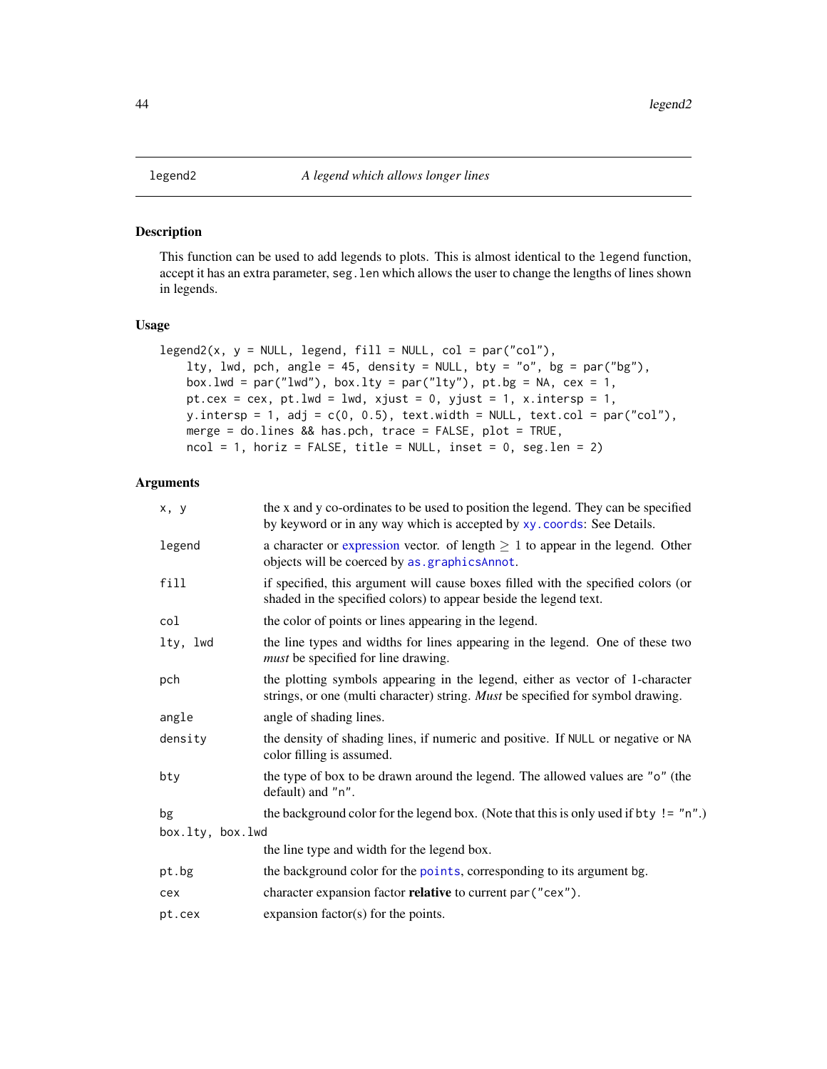legend2 — *A legend which allows longer lines*

## Description

This function can be used to add legends to plots. This is almost identical to the `legend` function, accept it has an extra parameter, `seg.len` which allows the user to change the lengths of lines shown in legends.

## Usage

```
legend2(x, y = NULL, legend, fill = NULL, col = par("col"),
    lty, lwd, pch, angle = 45, density = NULL, bty = "o", bg = par("bg"),
    box.lwd = par("lwd"), box.lty = par("lty"), pt.bg = NA, cex = 1,
    pt.cex = cex, pt.lwd = lwd, xjust = 0, yjust = 1, x.intersp = 1,
    y.intersp = 1, adj = c(0, 0.5), text.width = NULL, text.col = par("col"),
    merge = do.lines && has.pch, trace = FALSE, plot = TRUE,
    ncol = 1, horiz = FALSE, title = NULL, inset = 0, seg.len = 2)
```

## Arguments

| | |
|---|---|
| `x, y` | the x and y co-ordinates to be used to position the legend. They can be specified by keyword or in any way which is accepted by `xy.coords`: See Details. |
| `legend` | a character or expression vector. of length $\geq 1$ to appear in the legend. Other objects will be coerced by `as.graphicsAnnot`. |
| `fill` | if specified, this argument will cause boxes filled with the specified colors (or shaded in the specified colors) to appear beside the legend text. |
| `col` | the color of points or lines appearing in the legend. |
| `lty, lwd` | the line types and widths for lines appearing in the legend. One of these two *must* be specified for line drawing. |
| `pch` | the plotting symbols appearing in the legend, either as vector of 1-character strings, or one (multi character) string. *Must* be specified for symbol drawing. |
| `angle` | angle of shading lines. |
| `density` | the density of shading lines, if numeric and positive. If `NULL` or negative or `NA` color filling is assumed. |
| `bty` | the type of box to be drawn around the legend. The allowed values are `"o"` (the default) and `"n"`. |
| `bg` | the background color for the legend box. (Note that this is only used if `bty != "n"`.) |
| `box.lty, box.lwd` | the line type and width for the legend box. |
| `pt.bg` | the background color for the `points`, corresponding to its argument `bg`. |
| `cex` | character expansion factor **relative** to current `par("cex")`. |
| `pt.cex` | expansion factor(s) for the points. |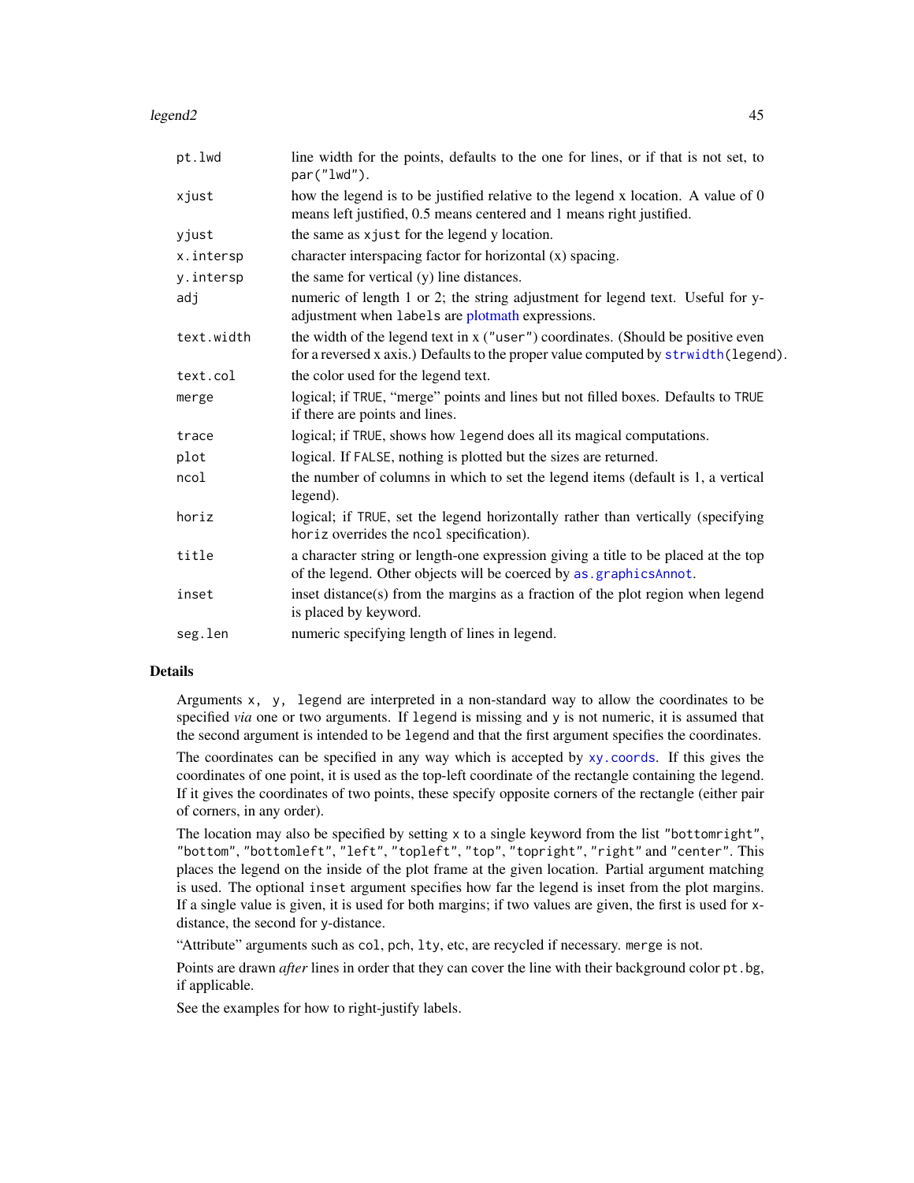| | |
|---|---|
| `pt.lwd` | line width for the points, defaults to the one for lines, or if that is not set, to `par("lwd")`. |
| `xjust` | how the legend is to be justified relative to the legend x location. A value of 0 means left justified, 0.5 means centered and 1 means right justified. |
| `yjust` | the same as `xjust` for the legend y location. |
| `x.intersp` | character interspacing factor for horizontal (x) spacing. |
| `y.intersp` | the same for vertical (y) line distances. |
| `adj` | numeric of length 1 or 2; the string adjustment for legend text. Useful for y-adjustment when `labels` are plotmath expressions. |
| `text.width` | the width of the legend text in x (`"user"`) coordinates. (Should be positive even for a reversed x axis.) Defaults to the proper value computed by `strwidth(legend)`. |
| `text.col` | the color used for the legend text. |
| `merge` | logical; if `TRUE`, "merge" points and lines but not filled boxes. Defaults to `TRUE` if there are points and lines. |
| `trace` | logical; if `TRUE`, shows how `legend` does all its magical computations. |
| `plot` | logical. If `FALSE`, nothing is plotted but the sizes are returned. |
| `ncol` | the number of columns in which to set the legend items (default is 1, a vertical legend). |
| `horiz` | logical; if `TRUE`, set the legend horizontally rather than vertically (specifying `horiz` overrides the `ncol` specification). |
| `title` | a character string or length-one expression giving a title to be placed at the top of the legend. Other objects will be coerced by `as.graphicsAnnot`. |
| `inset` | inset distance(s) from the margins as a fraction of the plot region when legend is placed by keyword. |
| `seg.len` | numeric specifying length of lines in legend. |

## Details

Arguments `x, y, legend` are interpreted in a non-standard way to allow the coordinates to be specified *via* one or two arguments. If `legend` is missing and `y` is not numeric, it is assumed that the second argument is intended to be `legend` and that the first argument specifies the coordinates.

The coordinates can be specified in any way which is accepted by `xy.coords`. If this gives the coordinates of one point, it is used as the top-left coordinate of the rectangle containing the legend. If it gives the coordinates of two points, these specify opposite corners of the rectangle (either pair of corners, in any order).

The location may also be specified by setting `x` to a single keyword from the list `"bottomright"`, `"bottom"`, `"bottomleft"`, `"left"`, `"topleft"`, `"top"`, `"topright"`, `"right"` and `"center"`. This places the legend on the inside of the plot frame at the given location. Partial argument matching is used. The optional `inset` argument specifies how far the legend is inset from the plot margins. If a single value is given, it is used for both margins; if two values are given, the first is used for `x`-distance, the second for `y`-distance.

"Attribute" arguments such as `col`, `pch`, `lty`, etc, are recycled if necessary. `merge` is not.

Points are drawn *after* lines in order that they can cover the line with their background color `pt.bg`, if applicable.

See the examples for how to right-justify labels.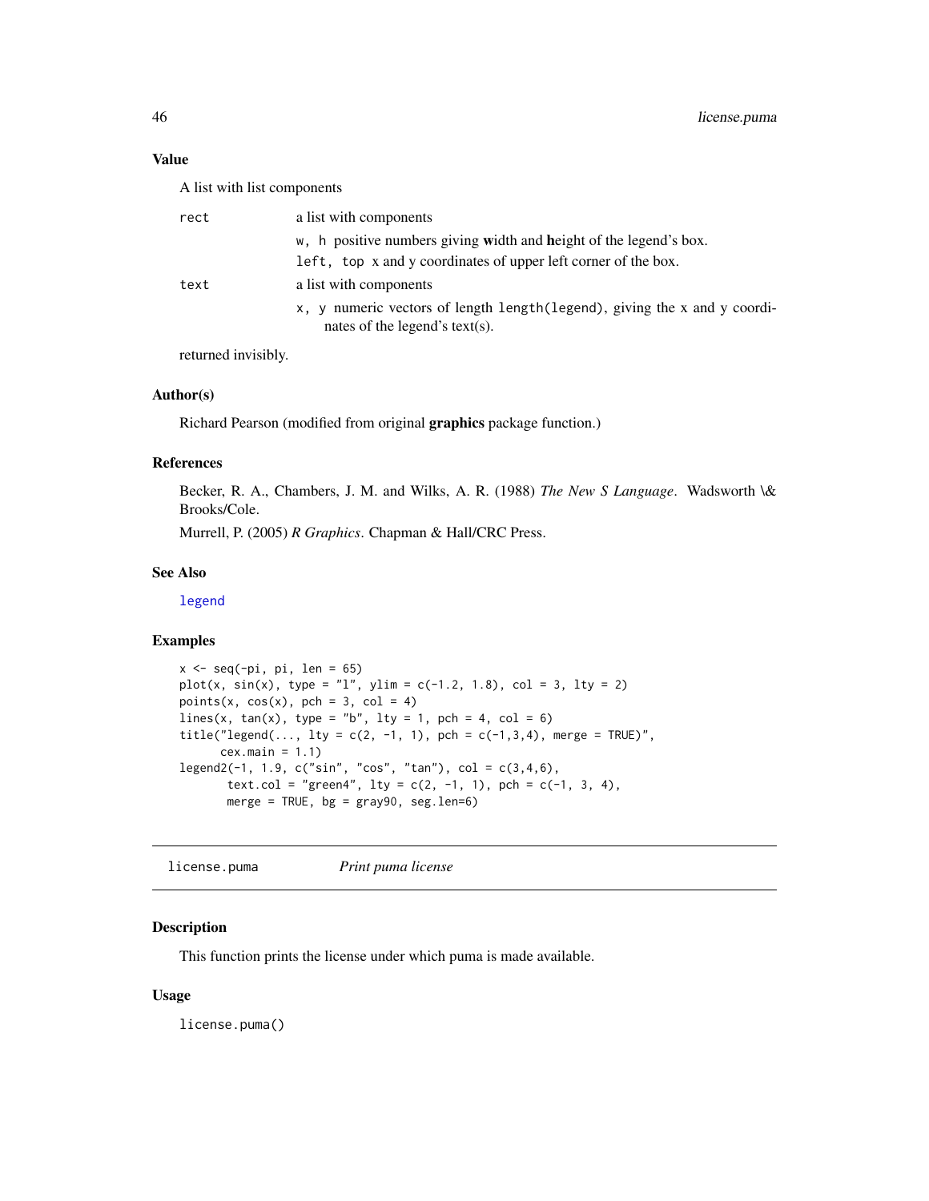### Value

A list with list components

rect
: a list with components

  `w, h` positive numbers giving **w**idth and **h**eight of the legend's box.

  `left, top` x and y coordinates of upper left corner of the box.

text
: a list with components

  `x, y` numeric vectors of length `length(legend)`, giving the x and y coordinates of the legend's text(s).

returned invisibly.

### Author(s)

Richard Pearson (modified from original **graphics** package function.)

### References

Becker, R. A., Chambers, J. M. and Wilks, A. R. (1988) *The New S Language*. Wadsworth \& Brooks/Cole.

Murrell, P. (2005) *R Graphics*. Chapman & Hall/CRC Press.

### See Also

legend

### Examples

```
x <- seq(-pi, pi, len = 65)
plot(x, sin(x), type = "l", ylim = c(-1.2, 1.8), col = 3, lty = 2)
points(x, cos(x), pch = 3, col = 4)
lines(x, tan(x), type = "b", lty = 1, pch = 4, col = 6)
title("legend(..., lty = c(2, -1, 1), pch = c(-1,3,4), merge = TRUE)",
      cex.main = 1.1)
legend2(-1, 1.9, c("sin", "cos", "tan"), col = c(3,4,6),
       text.col = "green4", lty = c(2, -1, 1), pch = c(-1, 3, 4),
       merge = TRUE, bg = gray90, seg.len=6)
```

---

## license.puma — *Print puma license*

### Description

This function prints the license under which puma is made available.

### Usage

```
license.puma()
```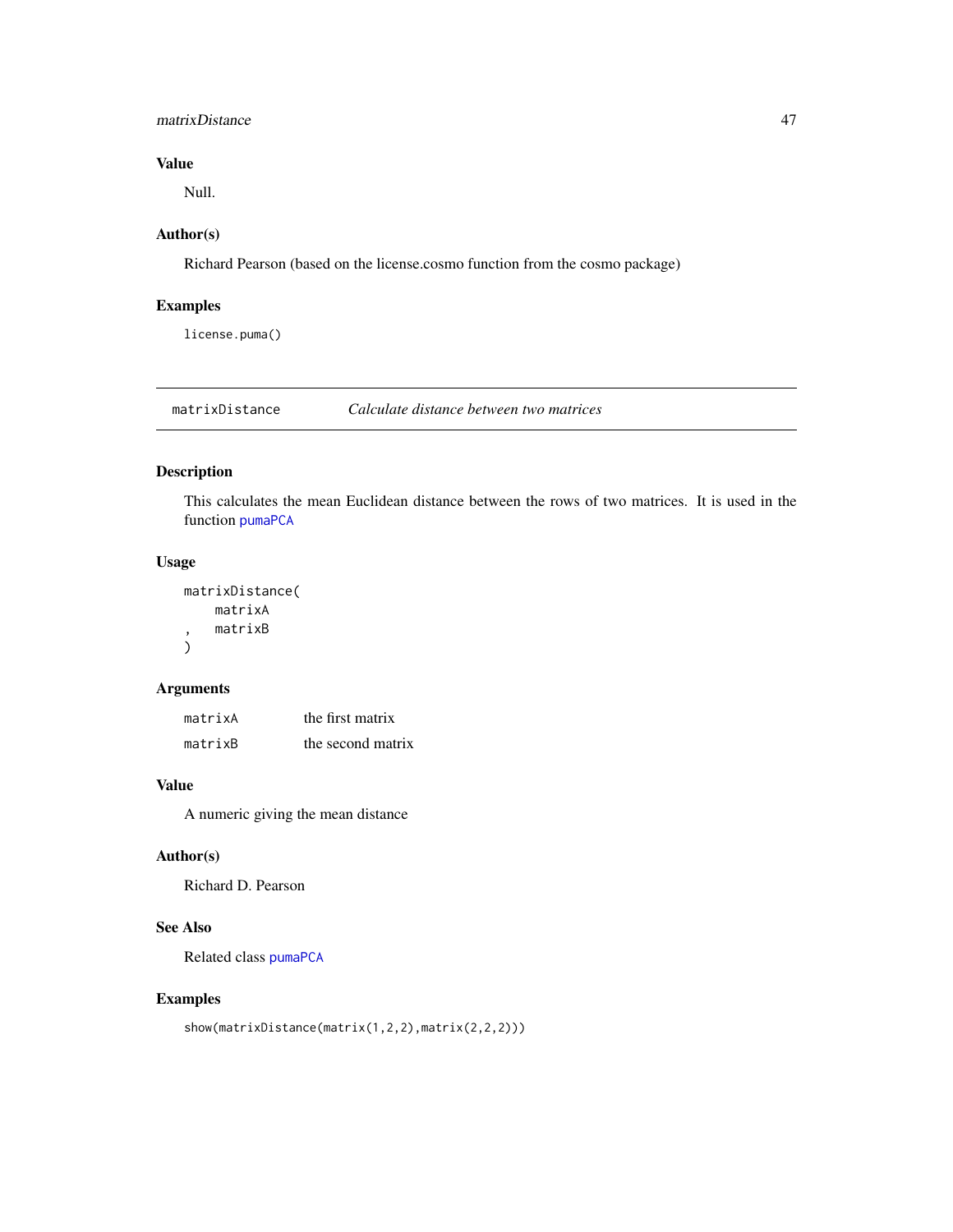## Value

Null.

## Author(s)

Richard Pearson (based on the license.cosmo function from the cosmo package)

## Examples

```
license.puma()
```

---

# matrixDistance &nbsp;&nbsp;&nbsp; *Calculate distance between two matrices*

## Description

This calculates the mean Euclidean distance between the rows of two matrices. It is used in the function pumaPCA

## Usage

```
matrixDistance(
    matrixA
,   matrixB
)
```

## Arguments

| | |
|---|---|
| matrixA | the first matrix |
| matrixB | the second matrix |

## Value

A numeric giving the mean distance

## Author(s)

Richard D. Pearson

## See Also

Related class pumaPCA

## Examples

```
show(matrixDistance(matrix(1,2,2),matrix(2,2,2)))
```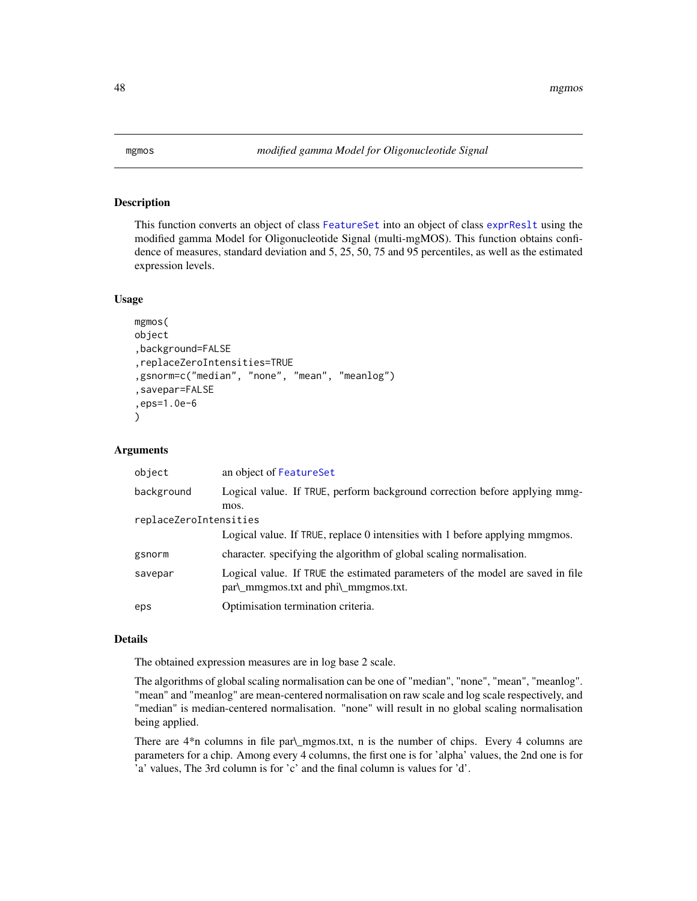# mgmos — *modified gamma Model for Oligonucleotide Signal*

## Description

This function converts an object of class FeatureSet into an object of class exprReslt using the modified gamma Model for Oligonucleotide Signal (multi-mgMOS). This function obtains confidence of measures, standard deviation and 5, 25, 50, 75 and 95 percentiles, as well as the estimated expression levels.

## Usage

```
mgmos(
object
,background=FALSE
,replaceZeroIntensities=TRUE
,gsnorm=c("median", "none", "mean", "meanlog")
,savepar=FALSE
,eps=1.0e-6
)
```

## Arguments

| | |
|---|---|
| object | an object of FeatureSet |
| background | Logical value. If TRUE, perform background correction before applying mmgmos. |
| replaceZeroIntensities | Logical value. If TRUE, replace 0 intensities with 1 before applying mmgmos. |
| gsnorm | character. specifying the algorithm of global scaling normalisation. |
| savepar | Logical value. If TRUE the estimated parameters of the model are saved in file par\_mmgmos.txt and phi\_mmgmos.txt. |
| eps | Optimisation termination criteria. |

## Details

The obtained expression measures are in log base 2 scale.

The algorithms of global scaling normalisation can be one of "median", "none", "mean", "meanlog". "mean" and "meanlog" are mean-centered normalisation on raw scale and log scale respectively, and "median" is median-centered normalisation. "none" will result in no global scaling normalisation being applied.

There are 4*n columns in file par\_mgmos.txt, n is the number of chips. Every 4 columns are parameters for a chip. Among every 4 columns, the first one is for 'alpha' values, the 2nd one is for 'a' values, The 3rd column is for 'c' and the final column is values for 'd'.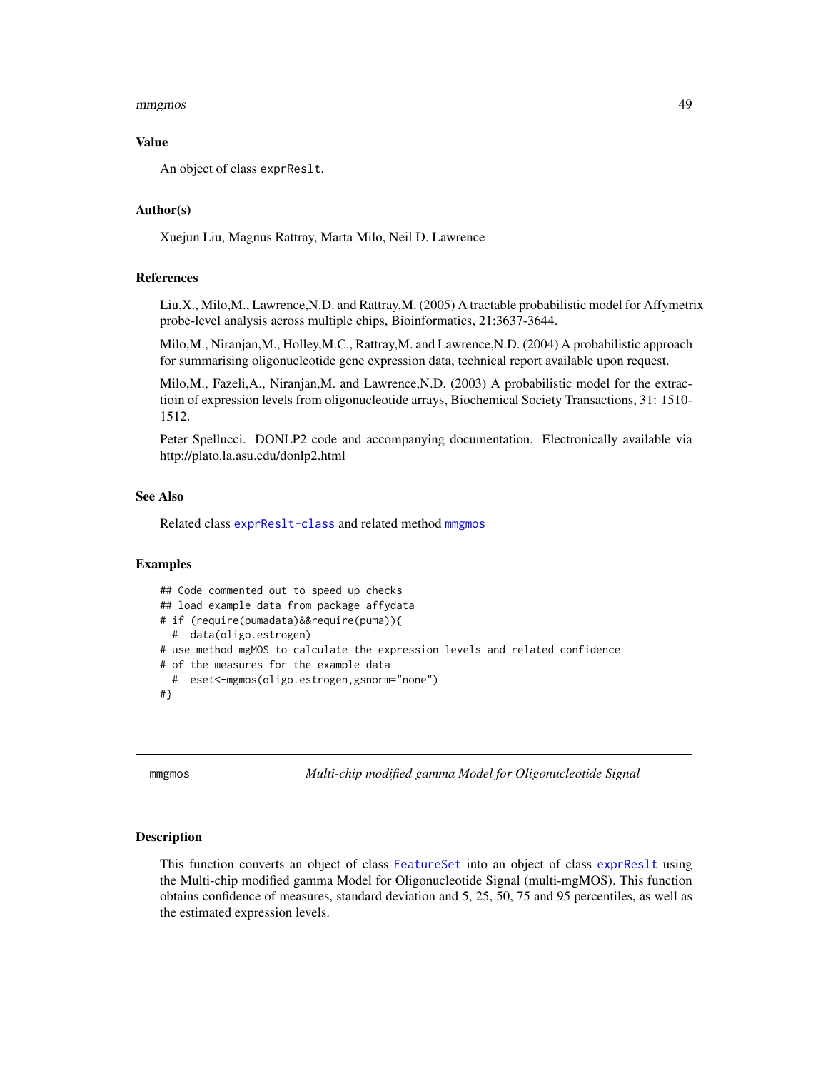### Value

An object of class `exprReslt`.

### Author(s)

Xuejun Liu, Magnus Rattray, Marta Milo, Neil D. Lawrence

### References

Liu,X., Milo,M., Lawrence,N.D. and Rattray,M. (2005) A tractable probabilistic model for Affymetrix probe-level analysis across multiple chips, Bioinformatics, 21:3637-3644.

Milo,M., Niranjan,M., Holley,M.C., Rattray,M. and Lawrence,N.D. (2004) A probabilistic approach for summarising oligonucleotide gene expression data, technical report available upon request.

Milo,M., Fazeli,A., Niranjan,M. and Lawrence,N.D. (2003) A probabilistic model for the extractioin of expression levels from oligonucleotide arrays, Biochemical Society Transactions, 31: 1510-1512.

Peter Spellucci. DONLP2 code and accompanying documentation. Electronically available via http://plato.la.asu.edu/donlp2.html

### See Also

Related class `exprReslt-class` and related method `mmgmos`

### Examples

```
## Code commented out to speed up checks
## load example data from package affydata
# if (require(pumadata)&&require(puma)){
  #  data(oligo.estrogen)
# use method mgMOS to calculate the expression levels and related confidence
# of the measures for the example data
  #  eset<-mgmos(oligo.estrogen,gsnorm="none")
#}
```

---

## mmgmos — *Multi-chip modified gamma Model for Oligonucleotide Signal*

### Description

This function converts an object of class `FeatureSet` into an object of class `exprReslt` using the Multi-chip modified gamma Model for Oligonucleotide Signal (multi-mgMOS). This function obtains confidence of measures, standard deviation and 5, 25, 50, 75 and 95 percentiles, as well as the estimated expression levels.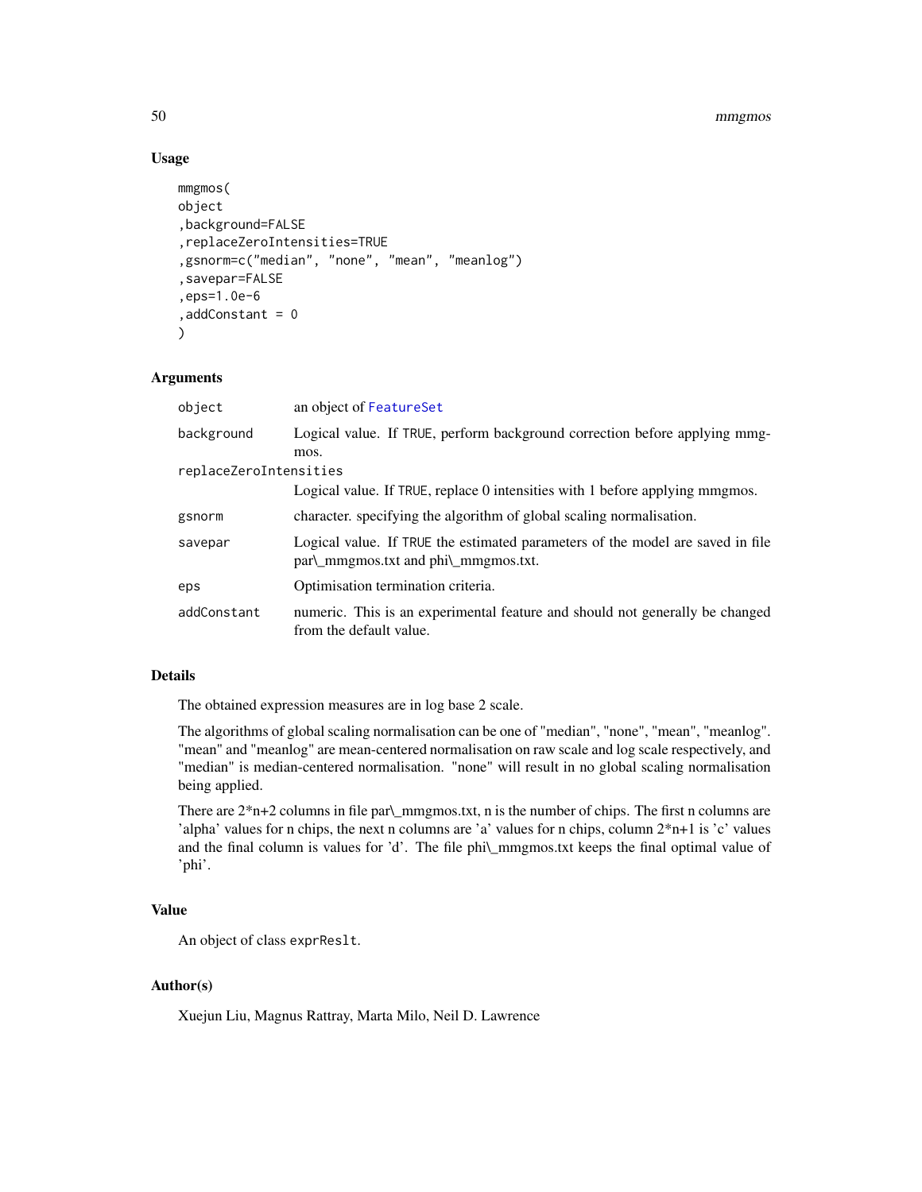## Usage

```
mmgmos(
object
,background=FALSE
,replaceZeroIntensities=TRUE
,gsnorm=c("median", "none", "mean", "meanlog")
,savepar=FALSE
,eps=1.0e-6
,addConstant = 0
)
```

## Arguments

| | |
|---|---|
| object | an object of FeatureSet |
| background | Logical value. If TRUE, perform background correction before applying mmgmos. |
| replaceZeroIntensities | Logical value. If TRUE, replace 0 intensities with 1 before applying mmgmos. |
| gsnorm | character. specifying the algorithm of global scaling normalisation. |
| savepar | Logical value. If TRUE the estimated parameters of the model are saved in file par\_mmgmos.txt and phi\_mmgmos.txt. |
| eps | Optimisation termination criteria. |
| addConstant | numeric. This is an experimental feature and should not generally be changed from the default value. |

## Details

The obtained expression measures are in log base 2 scale.

The algorithms of global scaling normalisation can be one of "median", "none", "mean", "meanlog". "mean" and "meanlog" are mean-centered normalisation on raw scale and log scale respectively, and "median" is median-centered normalisation. "none" will result in no global scaling normalisation being applied.

There are 2*n+2 columns in file par\_mmgmos.txt, n is the number of chips. The first n columns are 'alpha' values for n chips, the next n columns are 'a' values for n chips, column 2*n+1 is 'c' values and the final column is values for 'd'. The file phi\_mmgmos.txt keeps the final optimal value of 'phi'.

## Value

An object of class exprReslt.

## Author(s)

Xuejun Liu, Magnus Rattray, Marta Milo, Neil D. Lawrence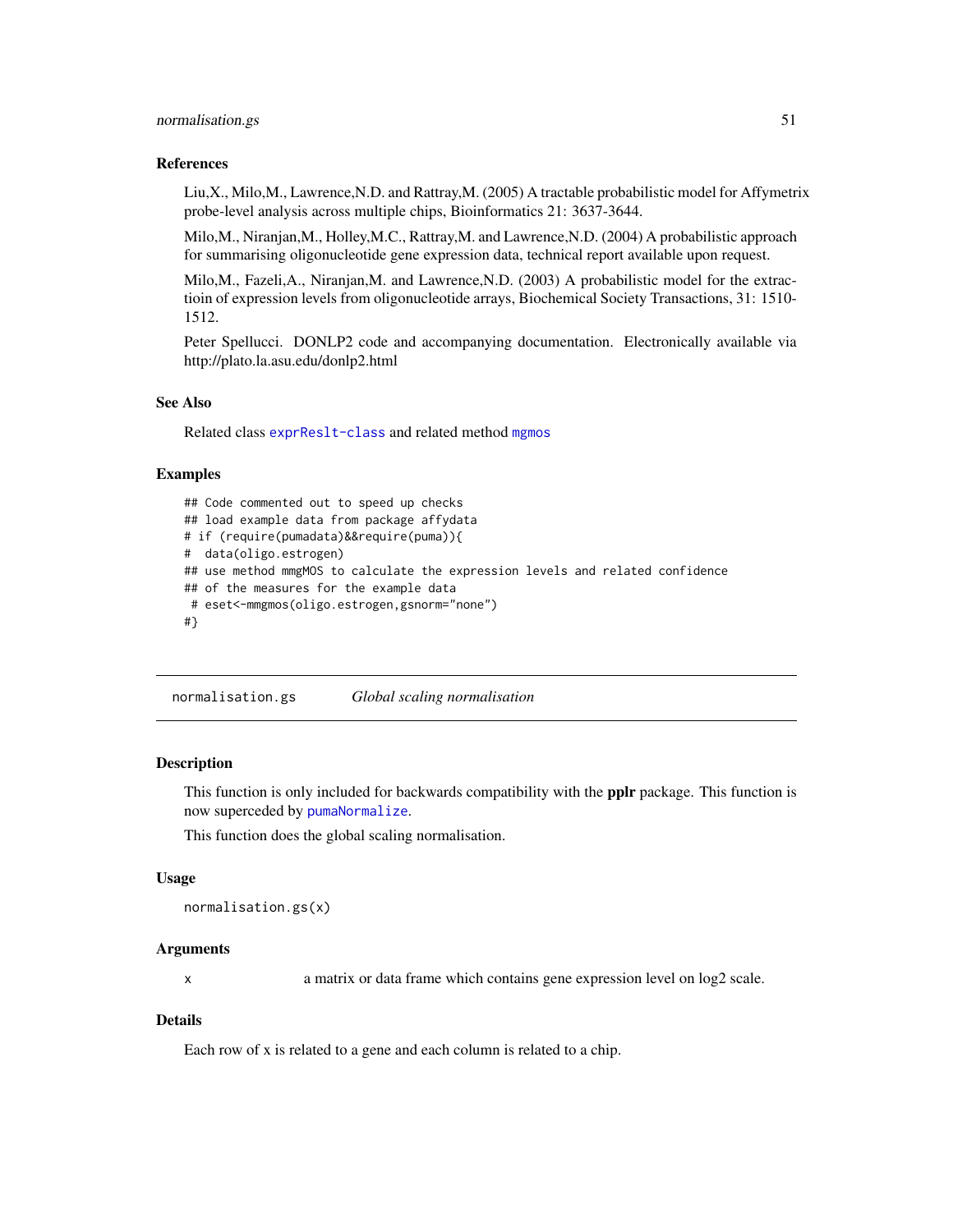### References

Liu,X., Milo,M., Lawrence,N.D. and Rattray,M. (2005) A tractable probabilistic model for Affymetrix probe-level analysis across multiple chips, Bioinformatics 21: 3637-3644.

Milo,M., Niranjan,M., Holley,M.C., Rattray,M. and Lawrence,N.D. (2004) A probabilistic approach for summarising oligonucleotide gene expression data, technical report available upon request.

Milo,M., Fazeli,A., Niranjan,M. and Lawrence,N.D. (2003) A probabilistic model for the extractioin of expression levels from oligonucleotide arrays, Biochemical Society Transactions, 31: 1510-1512.

Peter Spellucci. DONLP2 code and accompanying documentation. Electronically available via http://plato.la.asu.edu/donlp2.html

### See Also

Related class `exprReslt-class` and related method `mgmos`

### Examples

```
## Code commented out to speed up checks
## load example data from package affydata
# if (require(pumadata)&&require(puma)){
#  data(oligo.estrogen)
## use method mmgMOS to calculate the expression levels and related confidence
## of the measures for the example data
 # eset<-mmgmos(oligo.estrogen,gsnorm="none")
#}
```

---

## normalisation.gs — *Global scaling normalisation*

### Description

This function is only included for backwards compatibility with the **pplr** package. This function is now superceded by `pumaNormalize`.

This function does the global scaling normalisation.

### Usage

```
normalisation.gs(x)
```

### Arguments

| | |
|---|---|
| x | a matrix or data frame which contains gene expression level on log2 scale. |

### Details

Each row of x is related to a gene and each column is related to a chip.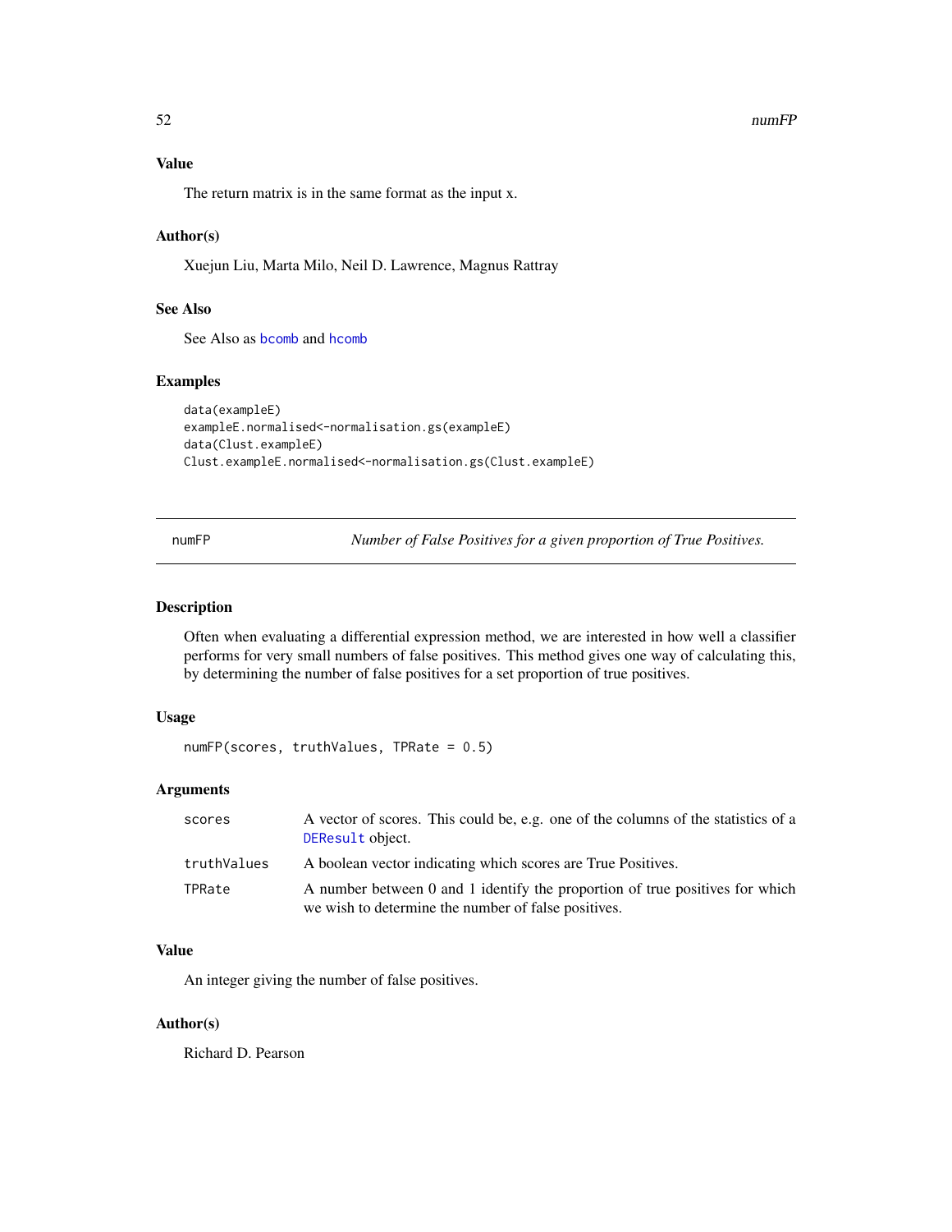### Value

The return matrix is in the same format as the input x.

### Author(s)

Xuejun Liu, Marta Milo, Neil D. Lawrence, Magnus Rattray

### See Also

See Also as `bcomb` and `hcomb`

### Examples

```
data(exampleE)
exampleE.normalised<-normalisation.gs(exampleE)
data(Clust.exampleE)
Clust.exampleE.normalised<-normalisation.gs(Clust.exampleE)
```

---

## numFP — *Number of False Positives for a given proportion of True Positives.*

---

### Description

Often when evaluating a differential expression method, we are interested in how well a classifier performs for very small numbers of false positives. This method gives one way of calculating this, by determining the number of false positives for a set proportion of true positives.

### Usage

```
numFP(scores, truthValues, TPRate = 0.5)
```

### Arguments

| | |
|---|---|
| `scores` | A vector of scores. This could be, e.g. one of the columns of the statistics of a `DEResult` object. |
| `truthValues` | A boolean vector indicating which scores are True Positives. |
| `TPRate` | A number between 0 and 1 identify the proportion of true positives for which we wish to determine the number of false positives. |

### Value

An integer giving the number of false positives.

### Author(s)

Richard D. Pearson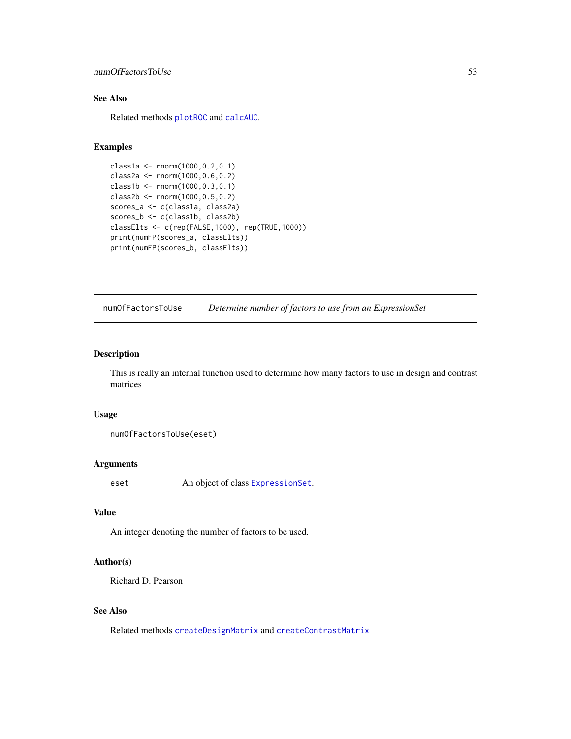## See Also

Related methods plotROC and calcAUC.

## Examples

```
class1a <- rnorm(1000,0.2,0.1)
class2a <- rnorm(1000,0.6,0.2)
class1b <- rnorm(1000,0.3,0.1)
class2b <- rnorm(1000,0.5,0.2)
scores_a <- c(class1a, class2a)
scores_b <- c(class1b, class2b)
classElts <- c(rep(FALSE,1000), rep(TRUE,1000))
print(numFP(scores_a, classElts))
print(numFP(scores_b, classElts))
```

---

# numOfFactorsToUse    *Determine number of factors to use from an ExpressionSet*

## Description

This is really an internal function used to determine how many factors to use in design and contrast matrices

## Usage

```
numOfFactorsToUse(eset)
```

## Arguments

| | |
|---|---|
| eset | An object of class ExpressionSet. |

## Value

An integer denoting the number of factors to be used.

## Author(s)

Richard D. Pearson

## See Also

Related methods createDesignMatrix and createContrastMatrix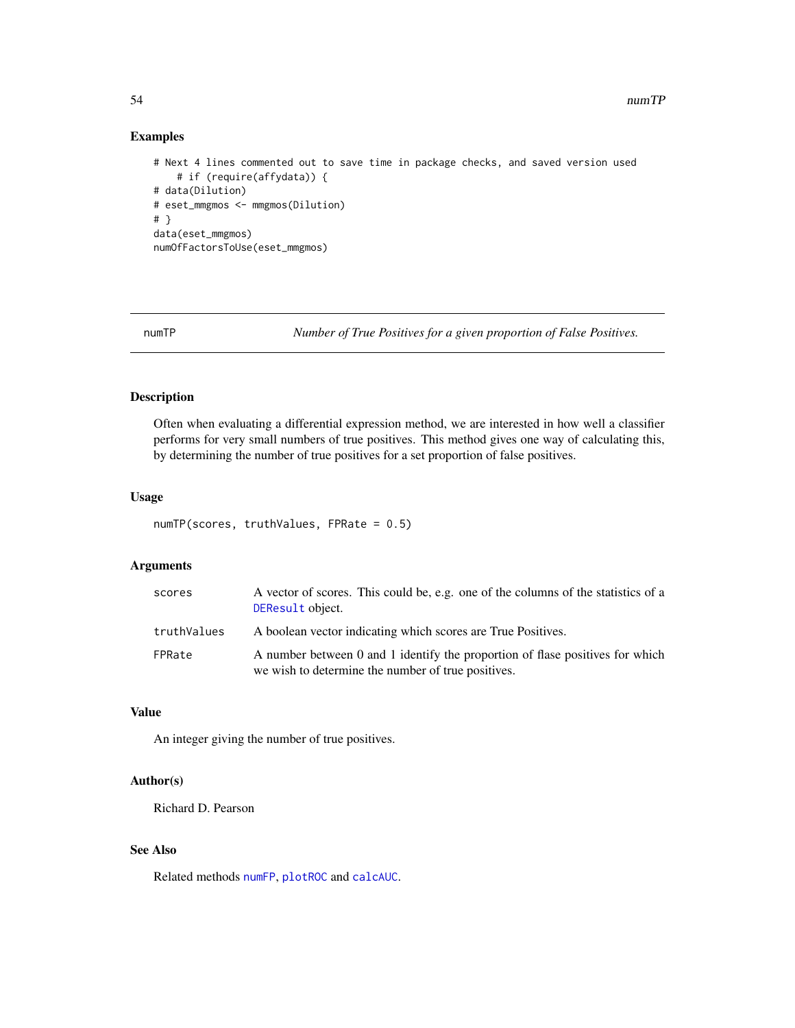## Examples

```
# Next 4 lines commented out to save time in package checks, and saved version used
    # if (require(affydata)) {
# data(Dilution)
# eset_mmgmos <- mmgmos(Dilution)
# }
data(eset_mmgmos)
numOfFactorsToUse(eset_mmgmos)
```

---

numTP *Number of True Positives for a given proportion of False Positives.*

---

## Description

Often when evaluating a differential expression method, we are interested in how well a classifier performs for very small numbers of true positives. This method gives one way of calculating this, by determining the number of true positives for a set proportion of false positives.

## Usage

```
numTP(scores, truthValues, FPRate = 0.5)
```

## Arguments

| | |
|---|---|
| scores | A vector of scores. This could be, e.g. one of the columns of the statistics of a DEResult object. |
| truthValues | A boolean vector indicating which scores are True Positives. |
| FPRate | A number between 0 and 1 identify the proportion of flase positives for which we wish to determine the number of true positives. |

## Value

An integer giving the number of true positives.

## Author(s)

Richard D. Pearson

## See Also

Related methods numFP, plotROC and calcAUC.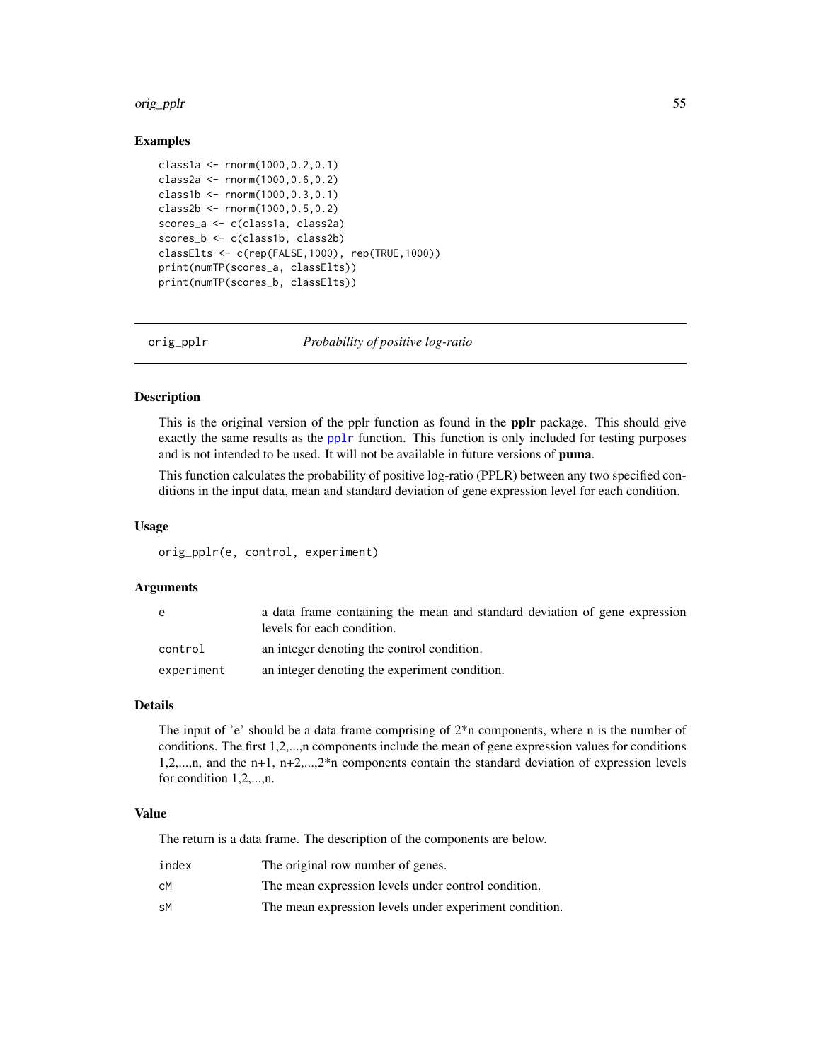### Examples

```
class1a <- rnorm(1000,0.2,0.1)
class2a <- rnorm(1000,0.6,0.2)
class1b <- rnorm(1000,0.3,0.1)
class2b <- rnorm(1000,0.5,0.2)
scores_a <- c(class1a, class2a)
scores_b <- c(class1b, class2b)
classElts <- c(rep(FALSE,1000), rep(TRUE,1000))
print(numTP(scores_a, classElts))
print(numTP(scores_b, classElts))
```

---

## orig_pplr    *Probability of positive log-ratio*

---

### Description

This is the original version of the pplr function as found in the **pplr** package. This should give exactly the same results as the pplr function. This function is only included for testing purposes and is not intended to be used. It will not be available in future versions of **puma**.

This function calculates the probability of positive log-ratio (PPLR) between any two specified conditions in the input data, mean and standard deviation of gene expression level for each condition.

### Usage

```
orig_pplr(e, control, experiment)
```

### Arguments

| | |
|---|---|
| e | a data frame containing the mean and standard deviation of gene expression levels for each condition. |
| control | an integer denoting the control condition. |
| experiment | an integer denoting the experiment condition. |

### Details

The input of 'e' should be a data frame comprising of 2*n components, where n is the number of conditions. The first 1,2,...,n components include the mean of gene expression values for conditions 1,2,...,n, and the n+1, n+2,...,2*n components contain the standard deviation of expression levels for condition 1,2,...,n.

### Value

The return is a data frame. The description of the components are below.

| | |
|---|---|
| index | The original row number of genes. |
| cM | The mean expression levels under control condition. |
| sM | The mean expression levels under experiment condition. |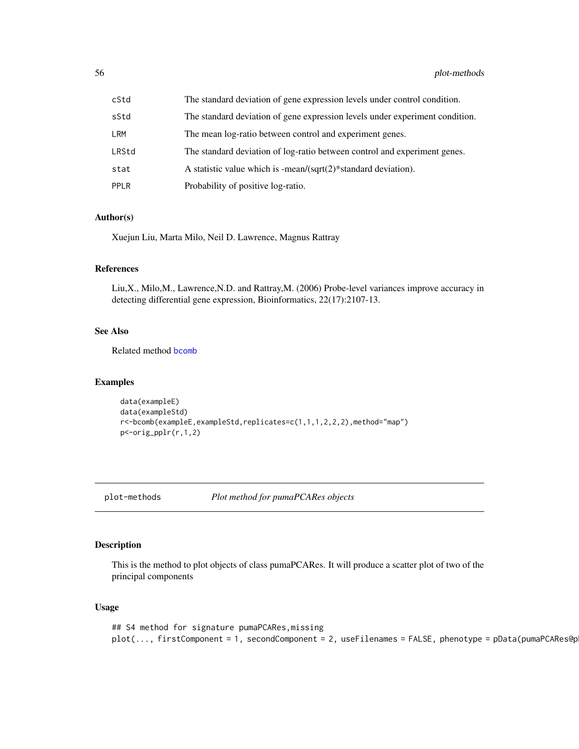| | |
|---|---|
| cStd | The standard deviation of gene expression levels under control condition. |
| sStd | The standard deviation of gene expression levels under experiment condition. |
| LRM | The mean log-ratio between control and experiment genes. |
| LRStd | The standard deviation of log-ratio between control and experiment genes. |
| stat | A statistic value which is -mean/(sqrt(2)*standard deviation). |
| PPLR | Probability of positive log-ratio. |

### Author(s)

Xuejun Liu, Marta Milo, Neil D. Lawrence, Magnus Rattray

### References

Liu,X., Milo,M., Lawrence,N.D. and Rattray,M. (2006) Probe-level variances improve accuracy in detecting differential gene expression, Bioinformatics, 22(17):2107-13.

### See Also

Related method `bcomb`

### Examples

```
data(exampleE)
data(exampleStd)
r<-bcomb(exampleE,exampleStd,replicates=c(1,1,1,2,2,2),method="map")
p<-orig_pplr(r,1,2)
```

---

## plot-methods *Plot method for pumaPCARes objects*

### Description

This is the method to plot objects of class pumaPCARes. It will produce a scatter plot of two of the principal components

### Usage

```
## S4 method for signature pumaPCARes,missing
plot(..., firstComponent = 1, secondComponent = 2, useFilenames = FALSE, phenotype = pData(pumaPCARes@p
```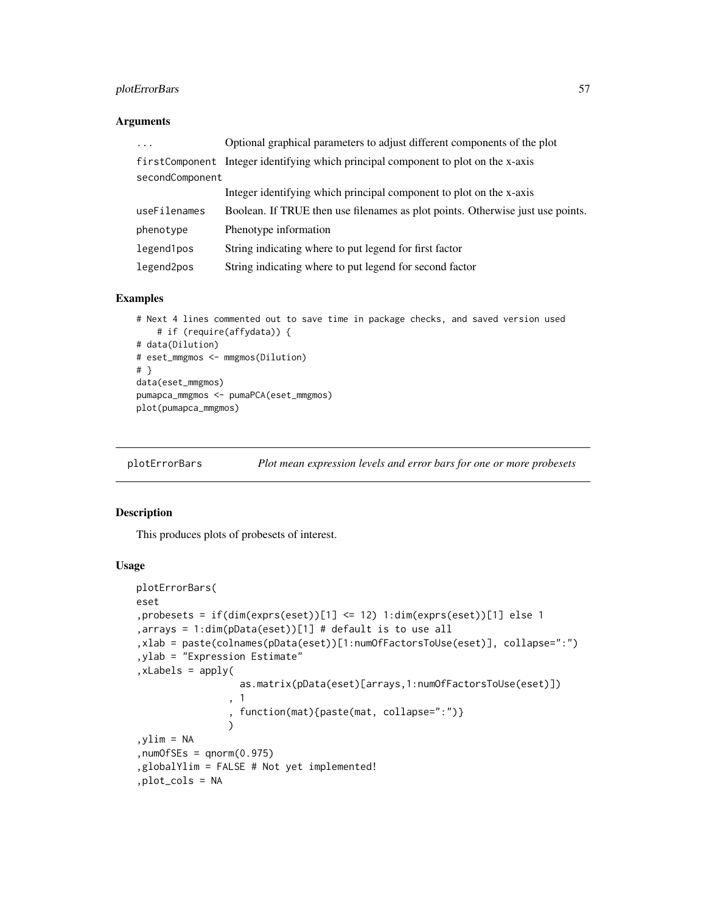### Arguments

| | |
|---|---|
| ... | Optional graphical parameters to adjust different components of the plot |
| firstComponent | Integer identifying which principal component to plot on the x-axis |
| secondComponent | Integer identifying which principal component to plot on the x-axis |
| useFilenames | Boolean. If TRUE then use filenames as plot points. Otherwise just use points. |
| phenotype | Phenotype information |
| legend1pos | String indicating where to put legend for first factor |
| legend2pos | String indicating where to put legend for second factor |

### Examples

```
# Next 4 lines commented out to save time in package checks, and saved version used
    # if (require(affydata)) {
# data(Dilution)
# eset_mmgmos <- mmgmos(Dilution)
# }
data(eset_mmgmos)
pumapca_mmgmos <- pumaPCA(eset_mmgmos)
plot(pumapca_mmgmos)
```

---

## plotErrorBars *Plot mean expression levels and error bars for one or more probesets*

---

### Description

This produces plots of probesets of interest.

### Usage

```
plotErrorBars(
eset
,probesets = if(dim(exprs(eset))[1] <= 12) 1:dim(exprs(eset))[1] else 1
,arrays = 1:dim(pData(eset))[1] # default is to use all
,xlab = paste(colnames(pData(eset))[1:numOfFactorsToUse(eset)], collapse=":")
,ylab = "Expression Estimate"
,xLabels = apply(
                  as.matrix(pData(eset)[arrays,1:numOfFactorsToUse(eset)])
                , 1
                , function(mat){paste(mat, collapse=":")}
                )
,ylim = NA
,numOfSEs = qnorm(0.975)
,globalYlim = FALSE # Not yet implemented!
,plot_cols = NA
```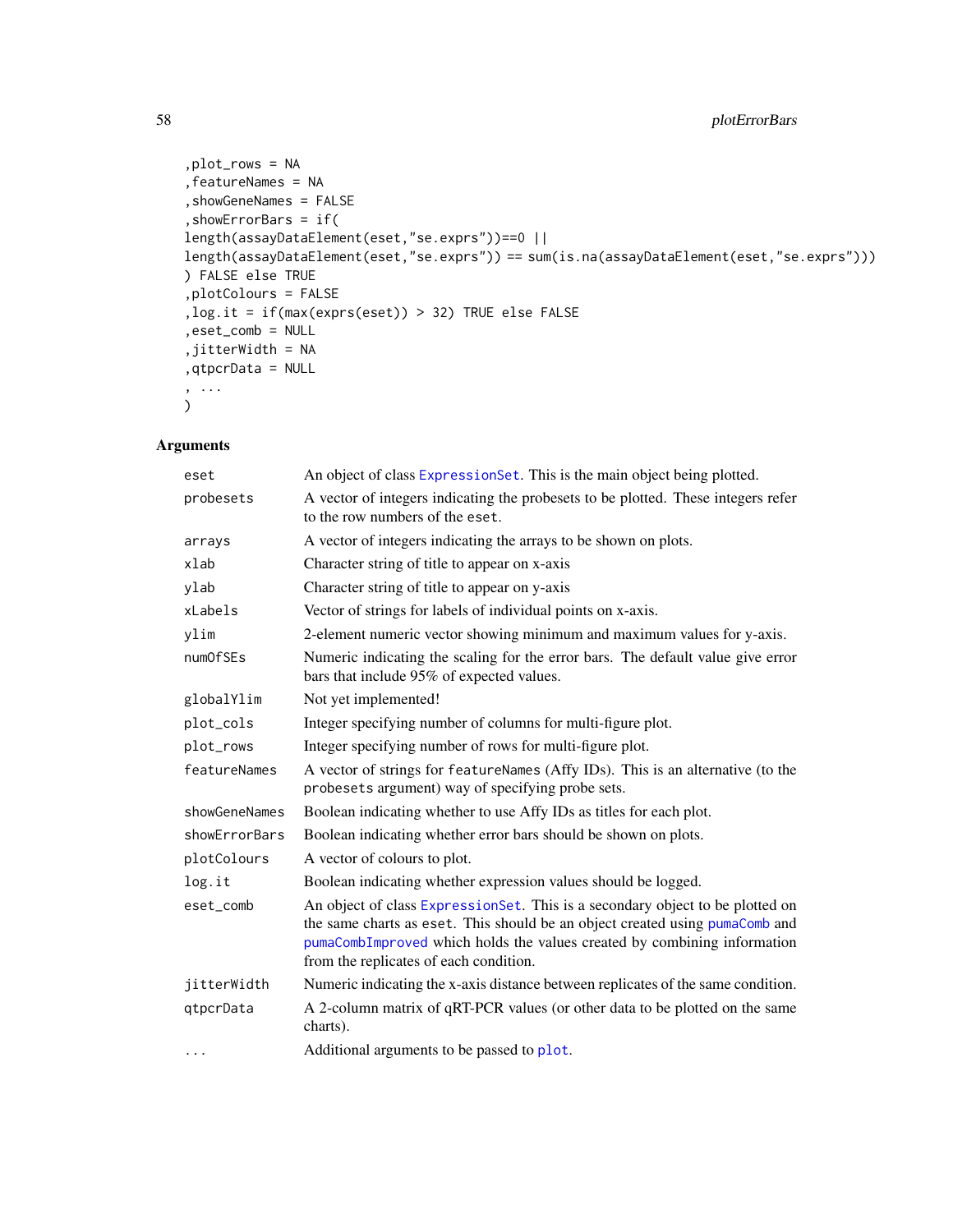```
,plot_rows = NA
,featureNames = NA
,showGeneNames = FALSE
,showErrorBars = if(
length(assayDataElement(eset,"se.exprs"))==0 ||
length(assayDataElement(eset,"se.exprs")) == sum(is.na(assayDataElement(eset,"se.exprs")))
) FALSE else TRUE
,plotColours = FALSE
,log.it = if(max(exprs(eset)) > 32) TRUE else FALSE
,eset_comb = NULL
,jitterWidth = NA
,qtpcrData = NULL
, ...
)
```

## Arguments

| Argument | Description |
|---|---|
| `eset` | An object of class `ExpressionSet`. This is the main object being plotted. |
| `probesets` | A vector of integers indicating the probesets to be plotted. These integers refer to the row numbers of the `eset`. |
| `arrays` | A vector of integers indicating the arrays to be shown on plots. |
| `xlab` | Character string of title to appear on x-axis |
| `ylab` | Character string of title to appear on y-axis |
| `xLabels` | Vector of strings for labels of individual points on x-axis. |
| `ylim` | 2-element numeric vector showing minimum and maximum values for y-axis. |
| `numOfSEs` | Numeric indicating the scaling for the error bars. The default value give error bars that include 95% of expected values. |
| `globalYlim` | Not yet implemented! |
| `plot_cols` | Integer specifying number of columns for multi-figure plot. |
| `plot_rows` | Integer specifying number of rows for multi-figure plot. |
| `featureNames` | A vector of strings for `featureNames` (Affy IDs). This is an alternative (to the `probesets` argument) way of specifying probe sets. |
| `showGeneNames` | Boolean indicating whether to use Affy IDs as titles for each plot. |
| `showErrorBars` | Boolean indicating whether error bars should be shown on plots. |
| `plotColours` | A vector of colours to plot. |
| `log.it` | Boolean indicating whether expression values should be logged. |
| `eset_comb` | An object of class `ExpressionSet`. This is a secondary object to be plotted on the same charts as `eset`. This should be an object created using `pumaComb` and `pumaCombImproved` which holds the values created by combining information from the replicates of each condition. |
| `jitterWidth` | Numeric indicating the x-axis distance between replicates of the same condition. |
| `qtpcrData` | A 2-column matrix of qRT-PCR values (or other data to be plotted on the same charts). |
| `...` | Additional arguments to be passed to `plot`. |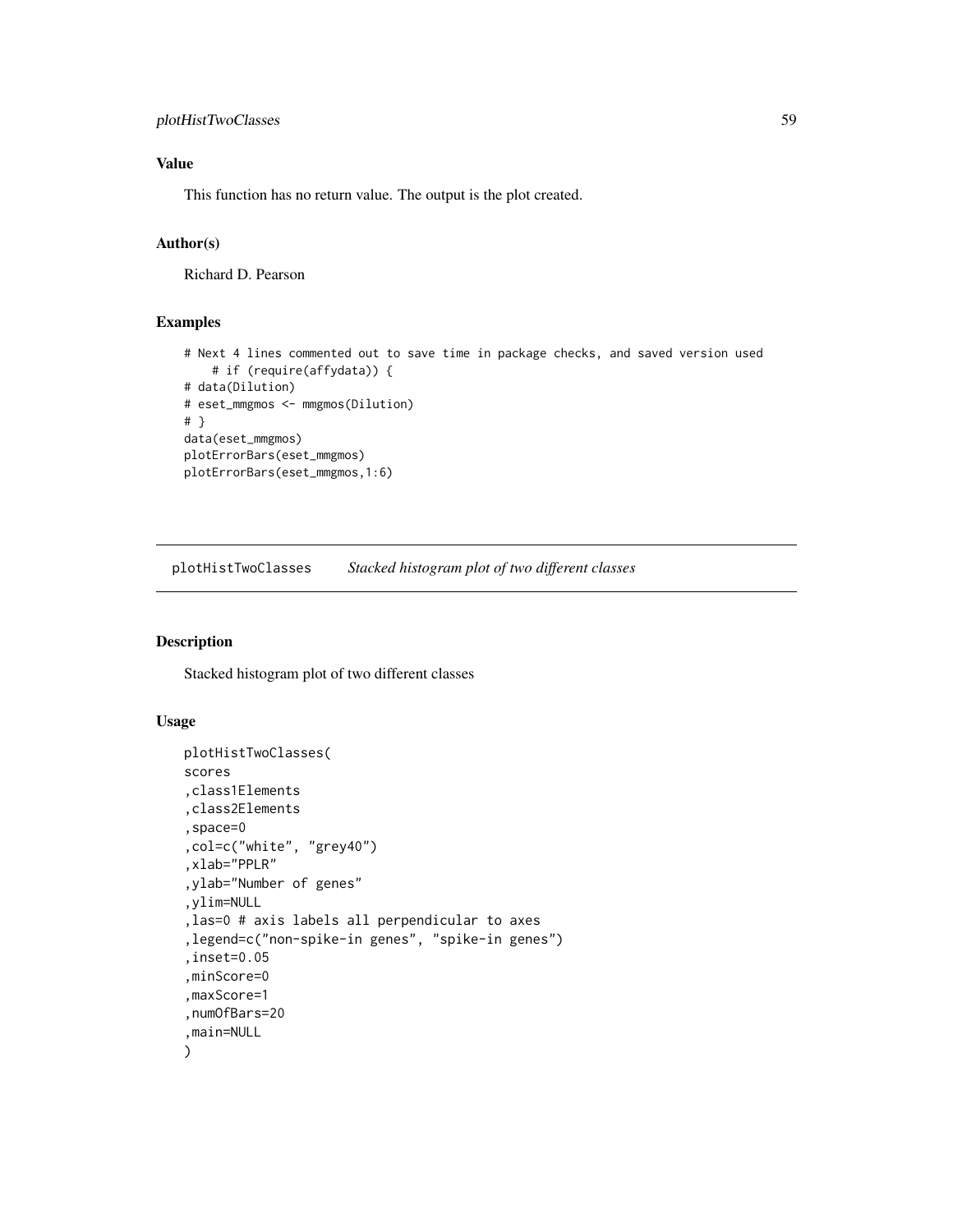## Value

This function has no return value. The output is the plot created.

## Author(s)

Richard D. Pearson

## Examples

```
# Next 4 lines commented out to save time in package checks, and saved version used
    # if (require(affydata)) {
# data(Dilution)
# eset_mmgmos <- mmgmos(Dilution)
# }
data(eset_mmgmos)
plotErrorBars(eset_mmgmos)
plotErrorBars(eset_mmgmos,1:6)
```

---

# plotHistTwoClasses *Stacked histogram plot of two different classes*

---

## Description

Stacked histogram plot of two different classes

## Usage

```
plotHistTwoClasses(
scores
,class1Elements
,class2Elements
,space=0
,col=c("white", "grey40")
,xlab="PPLR"
,ylab="Number of genes"
,ylim=NULL
,las=0 # axis labels all perpendicular to axes
,legend=c("non-spike-in genes", "spike-in genes")
,inset=0.05
,minScore=0
,maxScore=1
,numOfBars=20
,main=NULL
)
```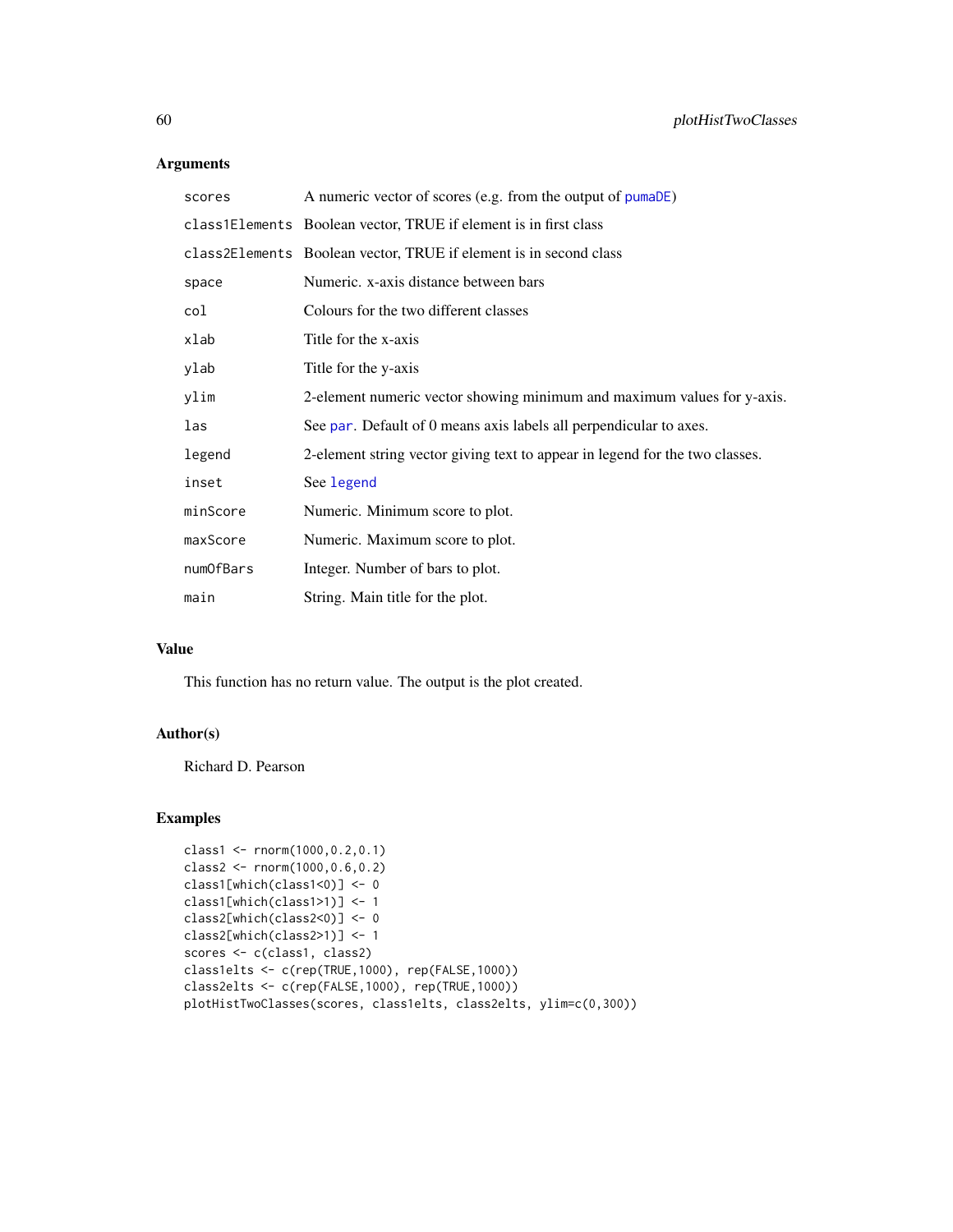## Arguments

| | |
|---|---|
| scores | A numeric vector of scores (e.g. from the output of pumaDE) |
| class1Elements | Boolean vector, TRUE if element is in first class |
| class2Elements | Boolean vector, TRUE if element is in second class |
| space | Numeric. x-axis distance between bars |
| col | Colours for the two different classes |
| xlab | Title for the x-axis |
| ylab | Title for the y-axis |
| ylim | 2-element numeric vector showing minimum and maximum values for y-axis. |
| las | See par. Default of 0 means axis labels all perpendicular to axes. |
| legend | 2-element string vector giving text to appear in legend for the two classes. |
| inset | See legend |
| minScore | Numeric. Minimum score to plot. |
| maxScore | Numeric. Maximum score to plot. |
| numOfBars | Integer. Number of bars to plot. |
| main | String. Main title for the plot. |

## Value

This function has no return value. The output is the plot created.

## Author(s)

Richard D. Pearson

## Examples

```
class1 <- rnorm(1000,0.2,0.1)
class2 <- rnorm(1000,0.6,0.2)
class1[which(class1<0)] <- 0
class1[which(class1>1)] <- 1
class2[which(class2<0)] <- 0
class2[which(class2>1)] <- 1
scores <- c(class1, class2)
class1elts <- c(rep(TRUE,1000), rep(FALSE,1000))
class2elts <- c(rep(FALSE,1000), rep(TRUE,1000))
plotHistTwoClasses(scores, class1elts, class2elts, ylim=c(0,300))
```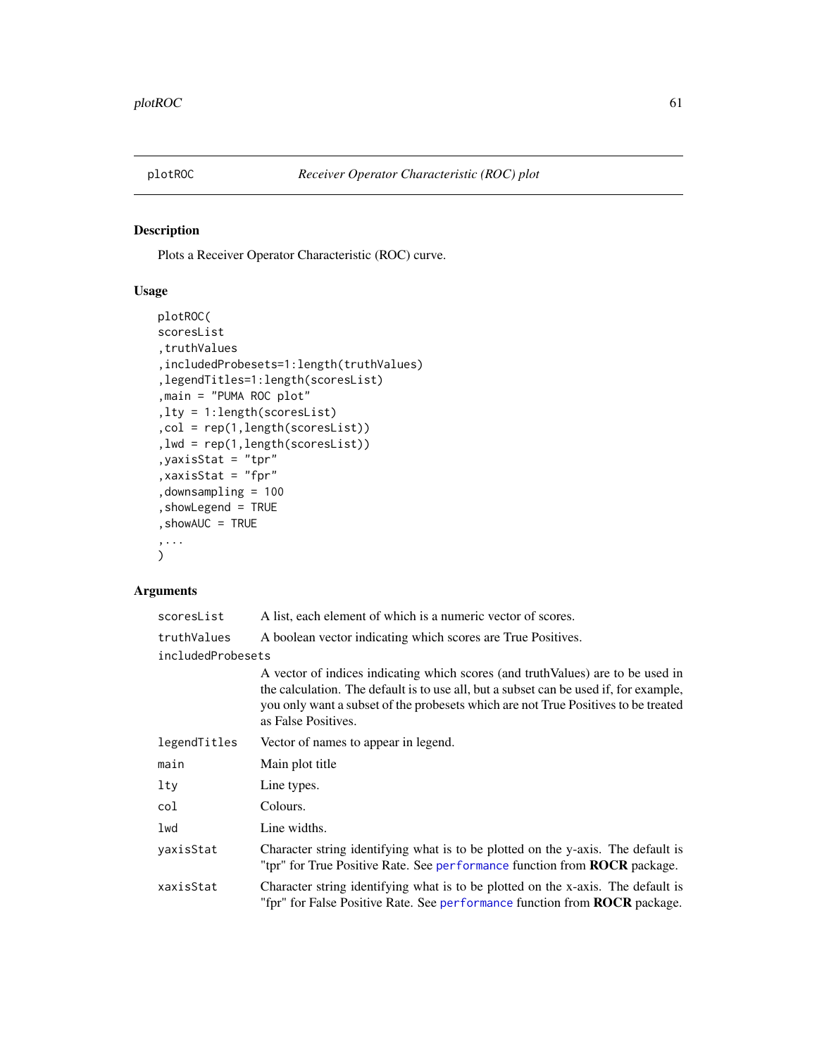plotROC *Receiver Operator Characteristic (ROC) plot*

## Description

Plots a Receiver Operator Characteristic (ROC) curve.

## Usage

```
plotROC(
scoresList
,truthValues
,includedProbesets=1:length(truthValues)
,legendTitles=1:length(scoresList)
,main = "PUMA ROC plot"
,lty = 1:length(scoresList)
,col = rep(1,length(scoresList))
,lwd = rep(1,length(scoresList))
,yaxisStat = "tpr"
,xaxisStat = "fpr"
,downsampling = 100
,showLegend = TRUE
,showAUC = TRUE
,...
)
```

## Arguments

| | |
|---|---|
| `scoresList` | A list, each element of which is a numeric vector of scores. |
| `truthValues` | A boolean vector indicating which scores are True Positives. |
| `includedProbesets` | A vector of indices indicating which scores (and truthValues) are to be used in the calculation. The default is to use all, but a subset can be used if, for example, you only want a subset of the probesets which are not True Positives to be treated as False Positives. |
| `legendTitles` | Vector of names to appear in legend. |
| `main` | Main plot title |
| `lty` | Line types. |
| `col` | Colours. |
| `lwd` | Line widths. |
| `yaxisStat` | Character string identifying what is to be plotted on the y-axis. The default is "tpr" for True Positive Rate. See `performance` function from **ROCR** package. |
| `xaxisStat` | Character string identifying what is to be plotted on the x-axis. The default is "fpr" for False Positive Rate. See `performance` function from **ROCR** package. |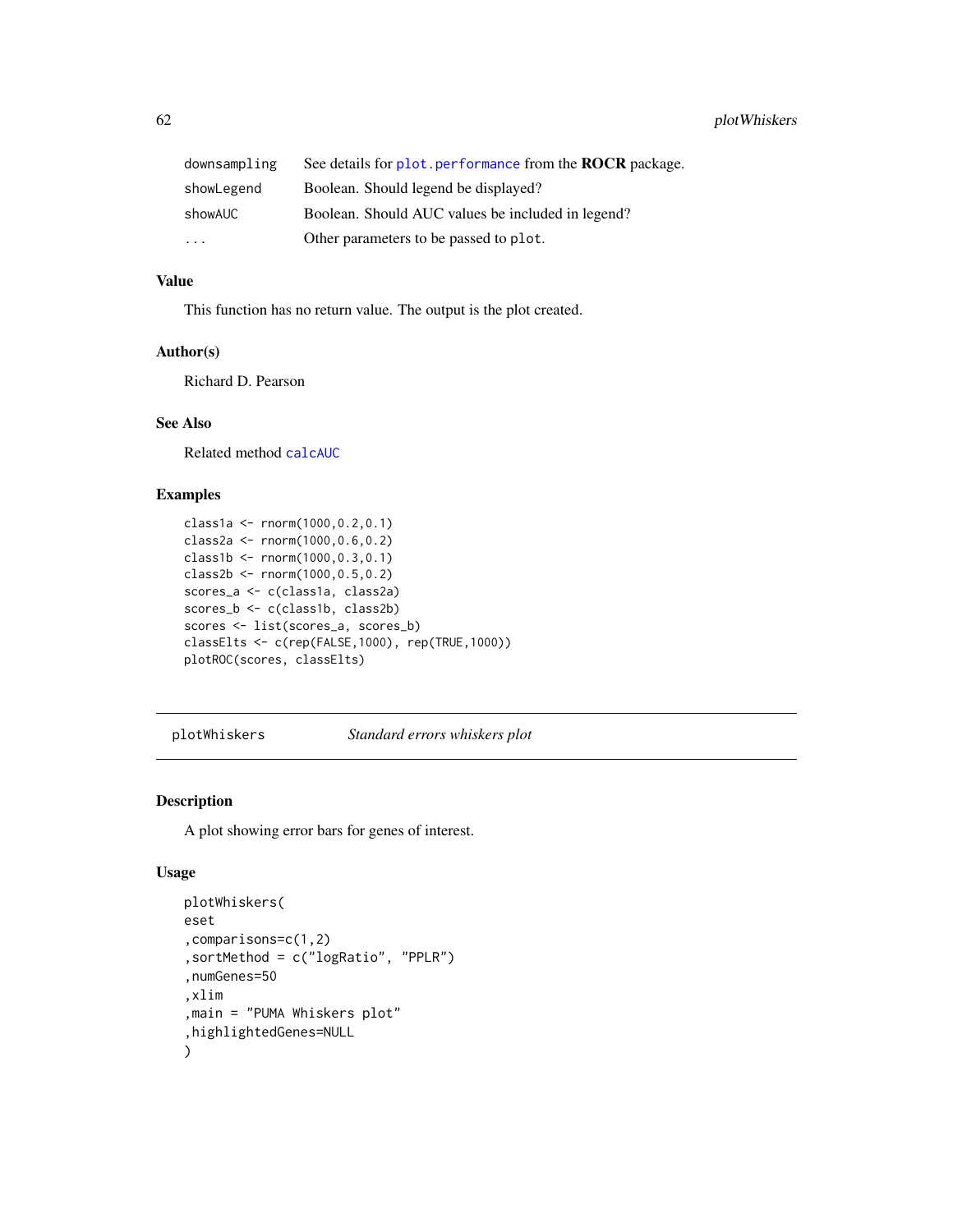| | |
|---|---|
| downsampling | See details for plot.performance from the **ROCR** package. |
| showLegend | Boolean. Should legend be displayed? |
| showAUC | Boolean. Should AUC values be included in legend? |
| ... | Other parameters to be passed to plot. |

## Value

This function has no return value. The output is the plot created.

## Author(s)

Richard D. Pearson

## See Also

Related method calcAUC

## Examples

```
class1a <- rnorm(1000,0.2,0.1)
class2a <- rnorm(1000,0.6,0.2)
class1b <- rnorm(1000,0.3,0.1)
class2b <- rnorm(1000,0.5,0.2)
scores_a <- c(class1a, class2a)
scores_b <- c(class1b, class2b)
scores <- list(scores_a, scores_b)
classElts <- c(rep(FALSE,1000), rep(TRUE,1000))
plotROC(scores, classElts)
```

---

# plotWhiskers *Standard errors whiskers plot*

## Description

A plot showing error bars for genes of interest.

## Usage

```
plotWhiskers(
eset
,comparisons=c(1,2)
,sortMethod = c("logRatio", "PPLR")
,numGenes=50
,xlim
,main = "PUMA Whiskers plot"
,highlightedGenes=NULL
)
```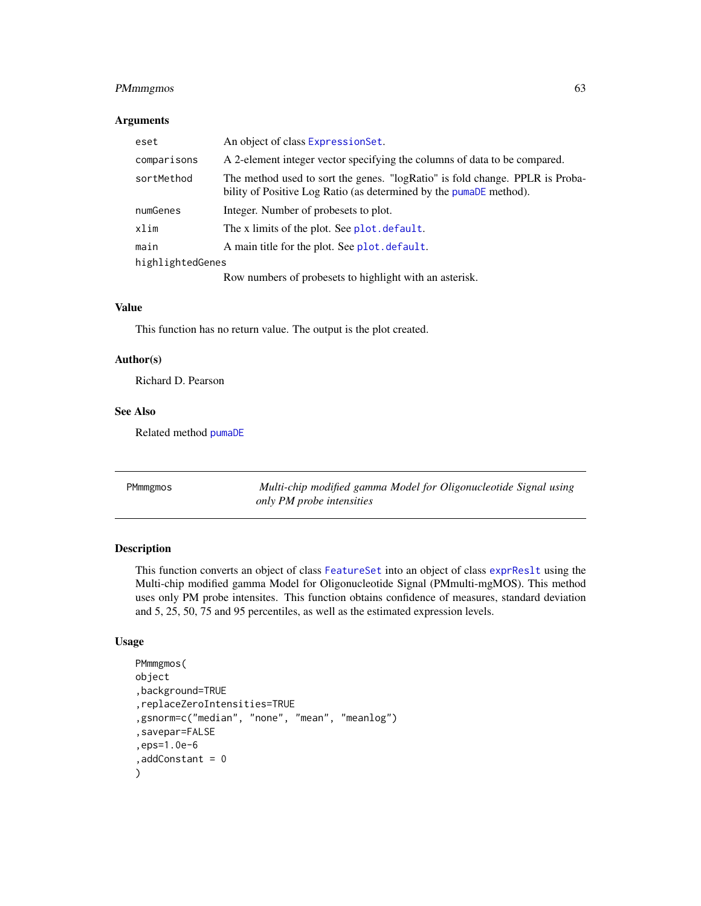### Arguments

| | |
|---|---|
| eset | An object of class ExpressionSet. |
| comparisons | A 2-element integer vector specifying the columns of data to be compared. |
| sortMethod | The method used to sort the genes. "logRatio" is fold change. PPLR is Probability of Positive Log Ratio (as determined by the pumaDE method). |
| numGenes | Integer. Number of probesets to plot. |
| xlim | The x limits of the plot. See plot.default. |
| main | A main title for the plot. See plot.default. |
| highlightedGenes | Row numbers of probesets to highlight with an asterisk. |

### Value

This function has no return value. The output is the plot created.

### Author(s)

Richard D. Pearson

### See Also

Related method pumaDE

---

## PMmmgmos — *Multi-chip modified gamma Model for Oligonucleotide Signal using only PM probe intensities*

---

### Description

This function converts an object of class FeatureSet into an object of class exprReslt using the Multi-chip modified gamma Model for Oligonucleotide Signal (PMmulti-mgMOS). This method uses only PM probe intensites. This function obtains confidence of measures, standard deviation and 5, 25, 50, 75 and 95 percentiles, as well as the estimated expression levels.

### Usage

```
PMmmgmos(
object
,background=TRUE
,replaceZeroIntensities=TRUE
,gsnorm=c("median", "none", "mean", "meanlog")
,savepar=FALSE
,eps=1.0e-6
,addConstant = 0
)
```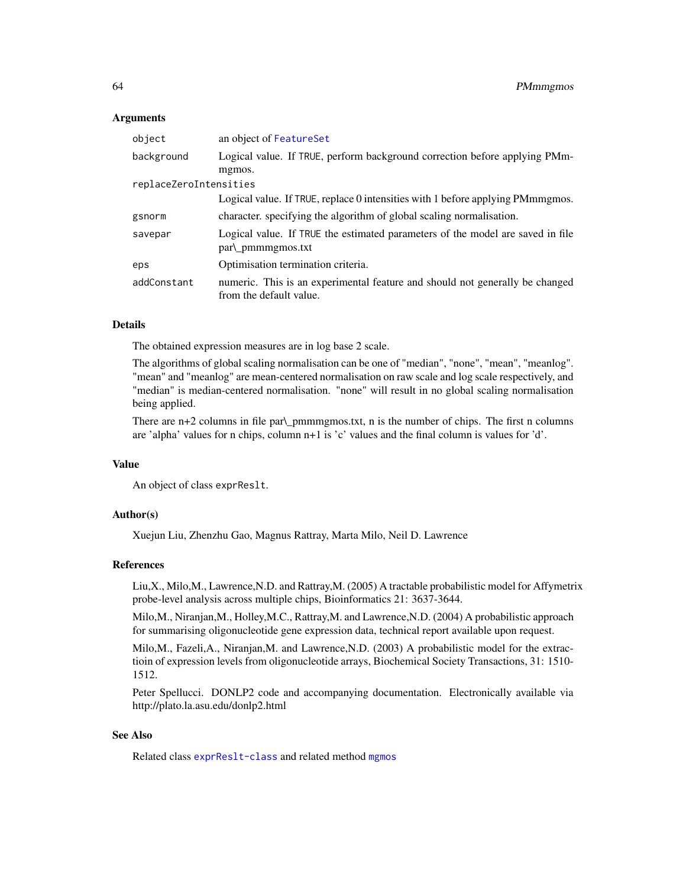### Arguments

| | |
|---|---|
| `object` | an object of `FeatureSet` |
| `background` | Logical value. If `TRUE`, perform background correction before applying PMmmgmos. |
| `replaceZeroIntensities` | Logical value. If `TRUE`, replace 0 intensities with 1 before applying PMmmgmos. |
| `gsnorm` | character. specifying the algorithm of global scaling normalisation. |
| `savepar` | Logical value. If `TRUE` the estimated parameters of the model are saved in file par\_pmmmgmos.txt |
| `eps` | Optimisation termination criteria. |
| `addConstant` | numeric. This is an experimental feature and should not generally be changed from the default value. |

### Details

The obtained expression measures are in log base 2 scale.

The algorithms of global scaling normalisation can be one of "median", "none", "mean", "meanlog". "mean" and "meanlog" are mean-centered normalisation on raw scale and log scale respectively, and "median" is median-centered normalisation. "none" will result in no global scaling normalisation being applied.

There are n+2 columns in file par\_pmmmgmos.txt, n is the number of chips. The first n columns are 'alpha' values for n chips, column n+1 is 'c' values and the final column is values for 'd'.

### Value

An object of class `exprReslt`.

### Author(s)

Xuejun Liu, Zhenzhu Gao, Magnus Rattray, Marta Milo, Neil D. Lawrence

### References

Liu,X., Milo,M., Lawrence,N.D. and Rattray,M. (2005) A tractable probabilistic model for Affymetrix probe-level analysis across multiple chips, Bioinformatics 21: 3637-3644.

Milo,M., Niranjan,M., Holley,M.C., Rattray,M. and Lawrence,N.D. (2004) A probabilistic approach for summarising oligonucleotide gene expression data, technical report available upon request.

Milo,M., Fazeli,A., Niranjan,M. and Lawrence,N.D. (2003) A probabilistic model for the extractioin of expression levels from oligonucleotide arrays, Biochemical Society Transactions, 31: 1510-1512.

Peter Spellucci. DONLP2 code and accompanying documentation. Electronically available via http://plato.la.asu.edu/donlp2.html

### See Also

Related class `exprReslt-class` and related method `mgmos`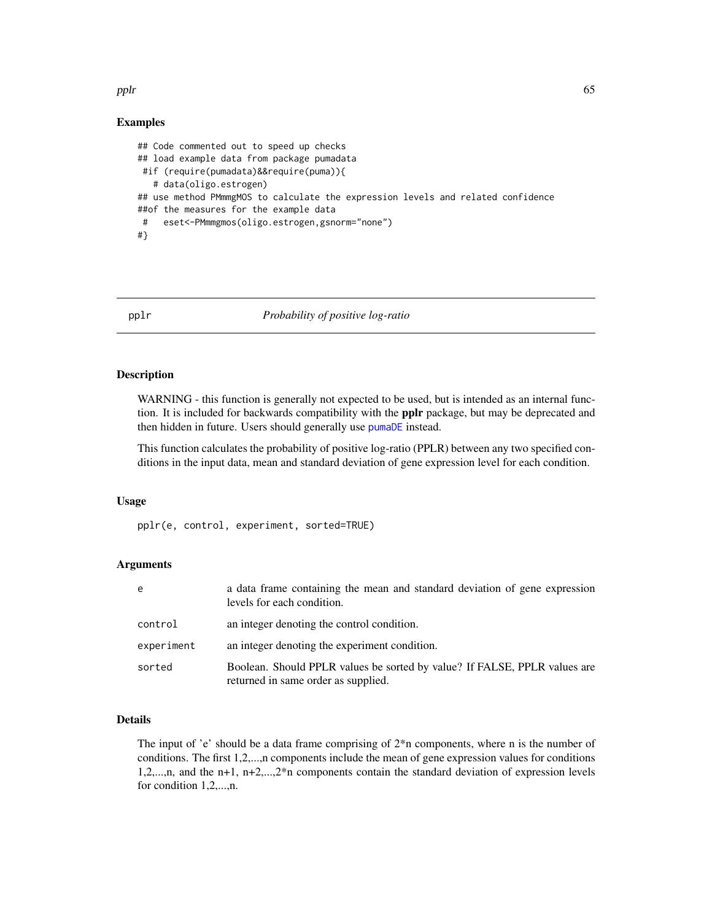## Examples

```
## Code commented out to speed up checks
## load example data from package pumadata
 #if (require(pumadata)&&require(puma)){
   # data(oligo.estrogen)
## use method PMmmgMOS to calculate the expression levels and related confidence
##of the measures for the example data
 #   eset<-PMmmgmos(oligo.estrogen,gsnorm="none")
#}
```

---

# pplr — *Probability of positive log-ratio*

## Description

WARNING - this function is generally not expected to be used, but is intended as an internal function. It is included for backwards compatibility with the **pplr** package, but may be deprecated and then hidden in future. Users should generally use `pumaDE` instead.

This function calculates the probability of positive log-ratio (PPLR) between any two specified conditions in the input data, mean and standard deviation of gene expression level for each condition.

## Usage

```
pplr(e, control, experiment, sorted=TRUE)
```

## Arguments

| | |
|---|---|
| `e` | a data frame containing the mean and standard deviation of gene expression levels for each condition. |
| `control` | an integer denoting the control condition. |
| `experiment` | an integer denoting the experiment condition. |
| `sorted` | Boolean. Should PPLR values be sorted by value? If FALSE, PPLR values are returned in same order as supplied. |

## Details

The input of 'e' should be a data frame comprising of 2*n components, where n is the number of conditions. The first 1,2,...,n components include the mean of gene expression values for conditions 1,2,...,n, and the n+1, n+2,...,2*n components contain the standard deviation of expression levels for condition 1,2,...,n.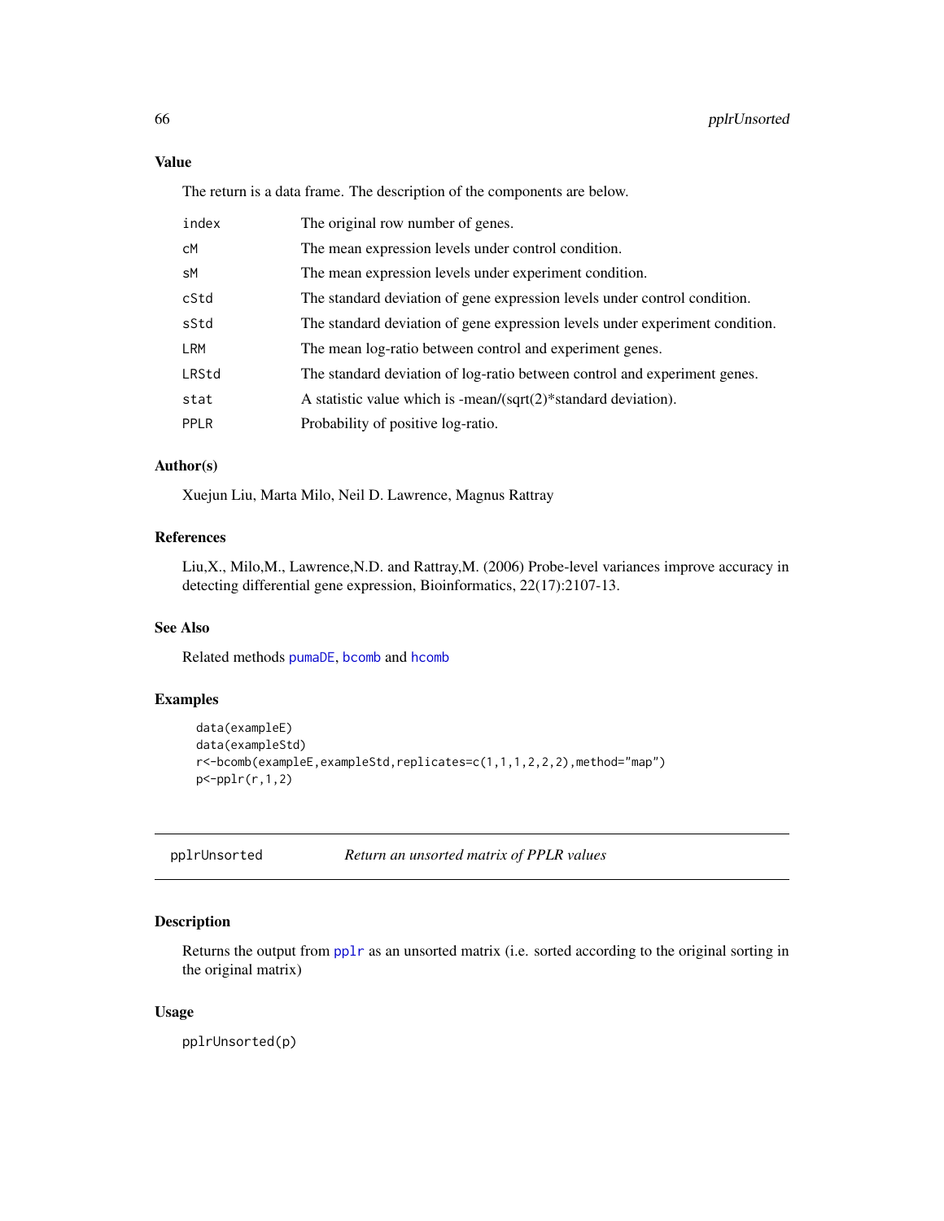### Value

The return is a data frame. The description of the components are below.

| | |
|---|---|
| `index` | The original row number of genes. |
| `cM` | The mean expression levels under control condition. |
| `sM` | The mean expression levels under experiment condition. |
| `cStd` | The standard deviation of gene expression levels under control condition. |
| `sStd` | The standard deviation of gene expression levels under experiment condition. |
| `LRM` | The mean log-ratio between control and experiment genes. |
| `LRStd` | The standard deviation of log-ratio between control and experiment genes. |
| `stat` | A statistic value which is -mean/(sqrt(2)*standard deviation). |
| `PPLR` | Probability of positive log-ratio. |

### Author(s)

Xuejun Liu, Marta Milo, Neil D. Lawrence, Magnus Rattray

### References

Liu,X., Milo,M., Lawrence,N.D. and Rattray,M. (2006) Probe-level variances improve accuracy in detecting differential gene expression, Bioinformatics, 22(17):2107-13.

### See Also

Related methods `pumaDE`, `bcomb` and `hcomb`

### Examples

```
data(exampleE)
data(exampleStd)
r<-bcomb(exampleE,exampleStd,replicates=c(1,1,1,2,2,2),method="map")
p<-pplr(r,1,2)
```

---

## `pplrUnsorted` *Return an unsorted matrix of PPLR values*

---

### Description

Returns the output from `pplr` as an unsorted matrix (i.e. sorted according to the original sorting in the original matrix)

### Usage

```
pplrUnsorted(p)
```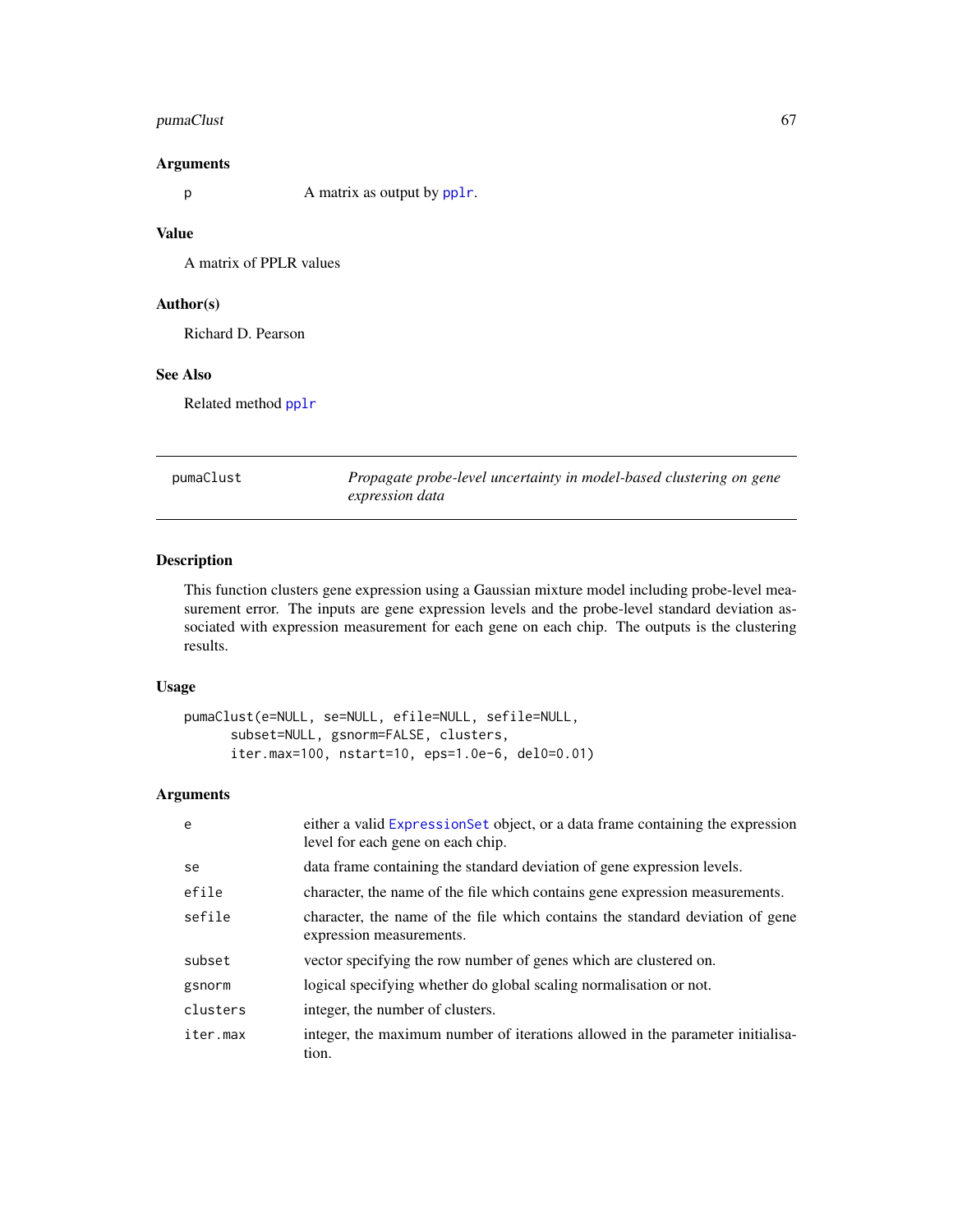### Arguments

| | |
|---|---|
| p | A matrix as output by pplr. |

### Value

A matrix of PPLR values

### Author(s)

Richard D. Pearson

### See Also

Related method pplr

---

## pumaClust — *Propagate probe-level uncertainty in model-based clustering on gene expression data*

---

### Description

This function clusters gene expression using a Gaussian mixture model including probe-level measurement error. The inputs are gene expression levels and the probe-level standard deviation associated with expression measurement for each gene on each chip. The outputs is the clustering results.

### Usage

```
pumaClust(e=NULL, se=NULL, efile=NULL, sefile=NULL,
      subset=NULL, gsnorm=FALSE, clusters,
      iter.max=100, nstart=10, eps=1.0e-6, del0=0.01)
```

### Arguments

| | |
|---|---|
| e | either a valid ExpressionSet object, or a data frame containing the expression level for each gene on each chip. |
| se | data frame containing the standard deviation of gene expression levels. |
| efile | character, the name of the file which contains gene expression measurements. |
| sefile | character, the name of the file which contains the standard deviation of gene expression measurements. |
| subset | vector specifying the row number of genes which are clustered on. |
| gsnorm | logical specifying whether do global scaling normalisation or not. |
| clusters | integer, the number of clusters. |
| iter.max | integer, the maximum number of iterations allowed in the parameter initialisation. |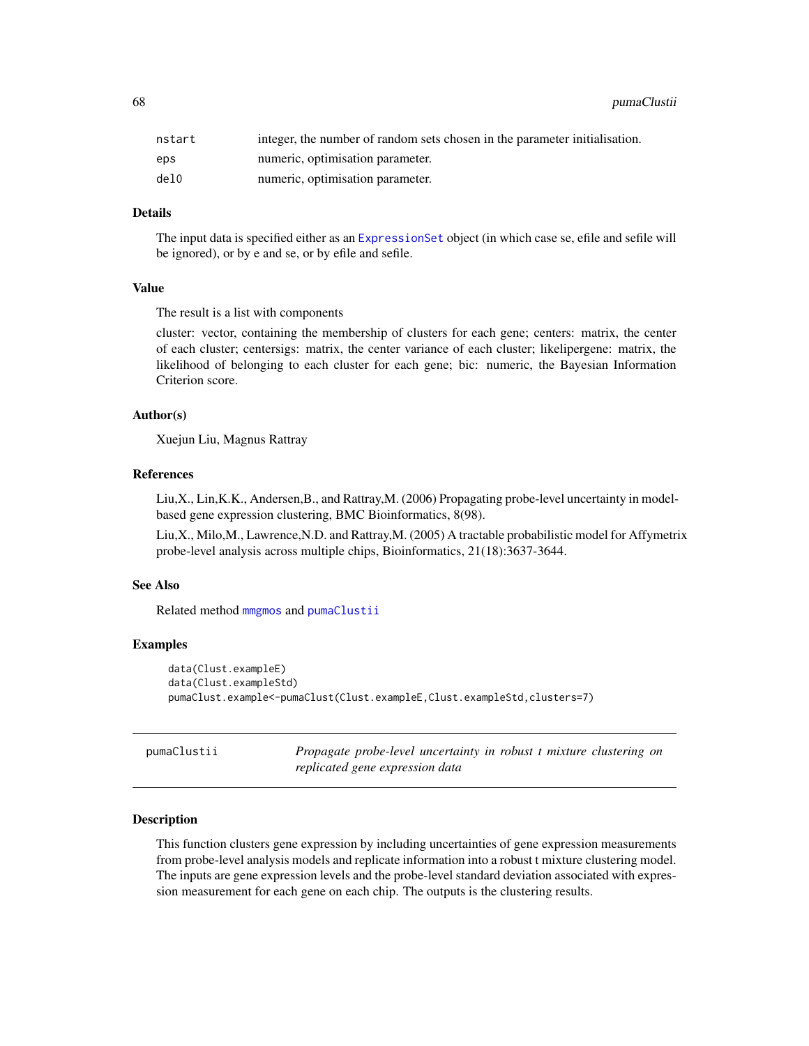| | |
|---|---|
| nstart | integer, the number of random sets chosen in the parameter initialisation. |
| eps | numeric, optimisation parameter. |
| del0 | numeric, optimisation parameter. |

### Details

The input data is specified either as an ExpressionSet object (in which case se, efile and sefile will be ignored), or by e and se, or by efile and sefile.

### Value

The result is a list with components

cluster: vector, containing the membership of clusters for each gene; centers: matrix, the center of each cluster; centersigs: matrix, the center variance of each cluster; likelipergene: matrix, the likelihood of belonging to each cluster for each gene; bic: numeric, the Bayesian Information Criterion score.

### Author(s)

Xuejun Liu, Magnus Rattray

### References

Liu,X., Lin,K.K., Andersen,B., and Rattray,M. (2006) Propagating probe-level uncertainty in model-based gene expression clustering, BMC Bioinformatics, 8(98).

Liu,X., Milo,M., Lawrence,N.D. and Rattray,M. (2005) A tractable probabilistic model for Affymetrix probe-level analysis across multiple chips, Bioinformatics, 21(18):3637-3644.

### See Also

Related method mmgmos and pumaClustii

### Examples

```
data(Clust.exampleE)
data(Clust.exampleStd)
pumaClust.example<-pumaClust(Clust.exampleE,Clust.exampleStd,clusters=7)
```

---

## pumaClustii — *Propagate probe-level uncertainty in robust t mixture clustering on replicated gene expression data*

### Description

This function clusters gene expression by including uncertainties of gene expression measurements from probe-level analysis models and replicate information into a robust t mixture clustering model. The inputs are gene expression levels and the probe-level standard deviation associated with expression measurement for each gene on each chip. The outputs is the clustering results.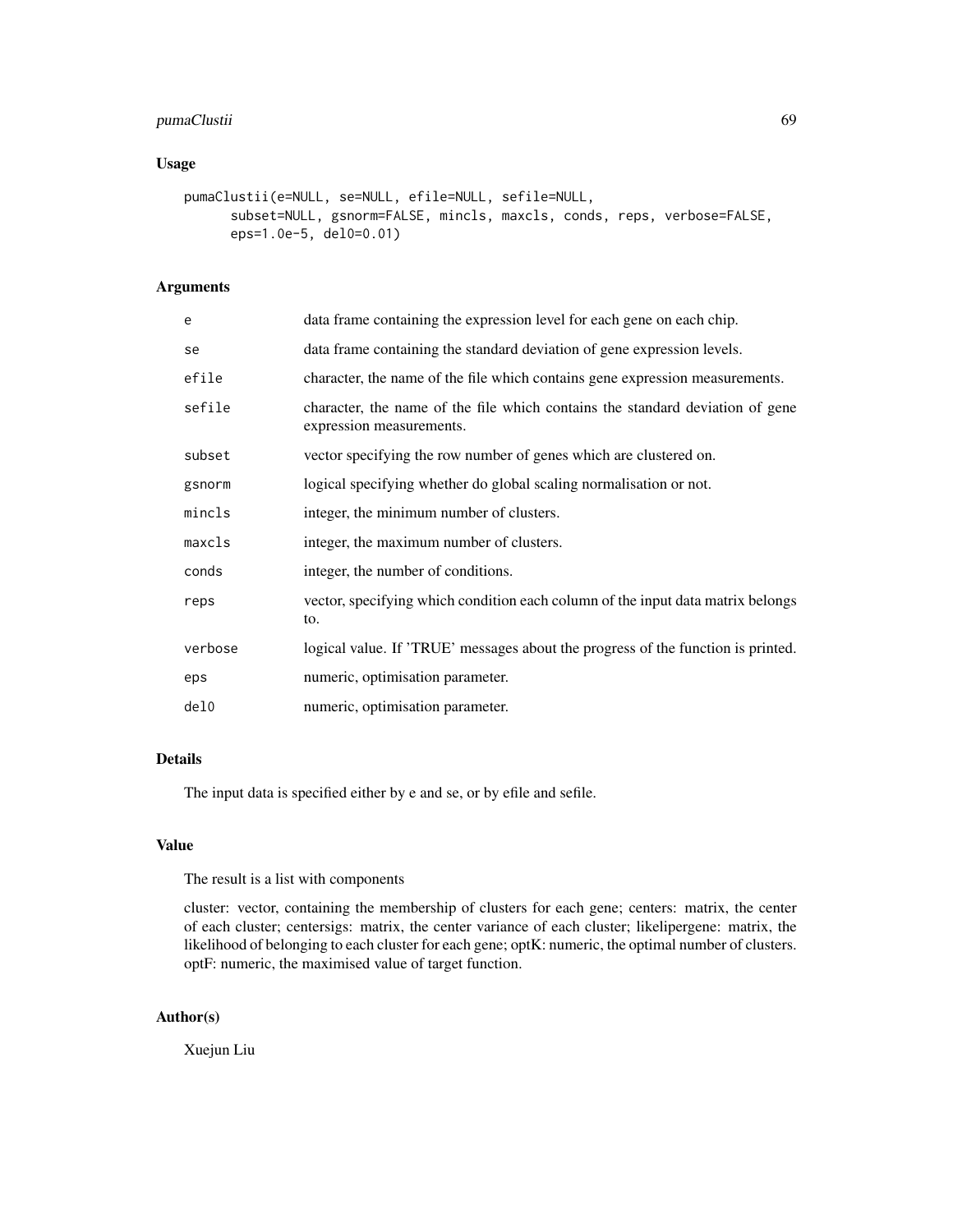## Usage

```
pumaClustii(e=NULL, se=NULL, efile=NULL, sefile=NULL,
      subset=NULL, gsnorm=FALSE, mincls, maxcls, conds, reps, verbose=FALSE,
      eps=1.0e-5, del0=0.01)
```

## Arguments

| | |
|---|---|
| e | data frame containing the expression level for each gene on each chip. |
| se | data frame containing the standard deviation of gene expression levels. |
| efile | character, the name of the file which contains gene expression measurements. |
| sefile | character, the name of the file which contains the standard deviation of gene expression measurements. |
| subset | vector specifying the row number of genes which are clustered on. |
| gsnorm | logical specifying whether do global scaling normalisation or not. |
| mincls | integer, the minimum number of clusters. |
| maxcls | integer, the maximum number of clusters. |
| conds | integer, the number of conditions. |
| reps | vector, specifying which condition each column of the input data matrix belongs to. |
| verbose | logical value. If 'TRUE' messages about the progress of the function is printed. |
| eps | numeric, optimisation parameter. |
| del0 | numeric, optimisation parameter. |

## Details

The input data is specified either by e and se, or by efile and sefile.

## Value

The result is a list with components

cluster: vector, containing the membership of clusters for each gene; centers: matrix, the center of each cluster; centersigs: matrix, the center variance of each cluster; likelipergene: matrix, the likelihood of belonging to each cluster for each gene; optK: numeric, the optimal number of clusters. optF: numeric, the maximised value of target function.

## Author(s)

Xuejun Liu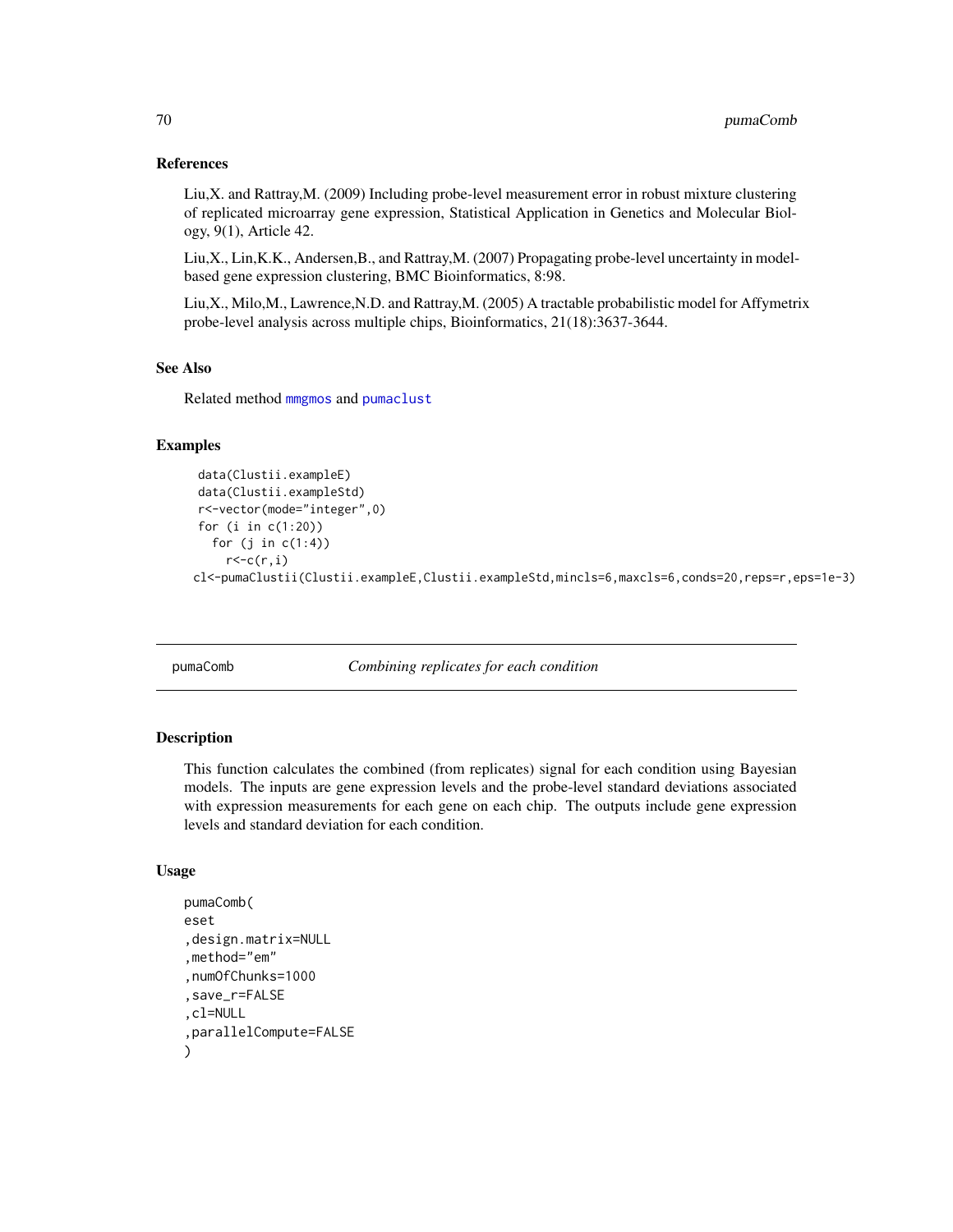## References

Liu,X. and Rattray,M. (2009) Including probe-level measurement error in robust mixture clustering of replicated microarray gene expression, Statistical Application in Genetics and Molecular Biology, 9(1), Article 42.

Liu,X., Lin,K.K., Andersen,B., and Rattray,M. (2007) Propagating probe-level uncertainty in model-based gene expression clustering, BMC Bioinformatics, 8:98.

Liu,X., Milo,M., Lawrence,N.D. and Rattray,M. (2005) A tractable probabilistic model for Affymetrix probe-level analysis across multiple chips, Bioinformatics, 21(18):3637-3644.

## See Also

Related method `mmgmos` and `pumaclust`

## Examples

```
data(Clustii.exampleE)
data(Clustii.exampleStd)
r<-vector(mode="integer",0)
for (i in c(1:20))
  for (j in c(1:4))
    r<-c(r,i)
cl<-pumaClustii(Clustii.exampleE,Clustii.exampleStd,mincls=6,maxcls=6,conds=20,reps=r,eps=1e-3)
```

---

# pumaComb — *Combining replicates for each condition*

## Description

This function calculates the combined (from replicates) signal for each condition using Bayesian models. The inputs are gene expression levels and the probe-level standard deviations associated with expression measurements for each gene on each chip. The outputs include gene expression levels and standard deviation for each condition.

## Usage

```
pumaComb(
eset
,design.matrix=NULL
,method="em"
,numOfChunks=1000
,save_r=FALSE
,cl=NULL
,parallelCompute=FALSE
)
```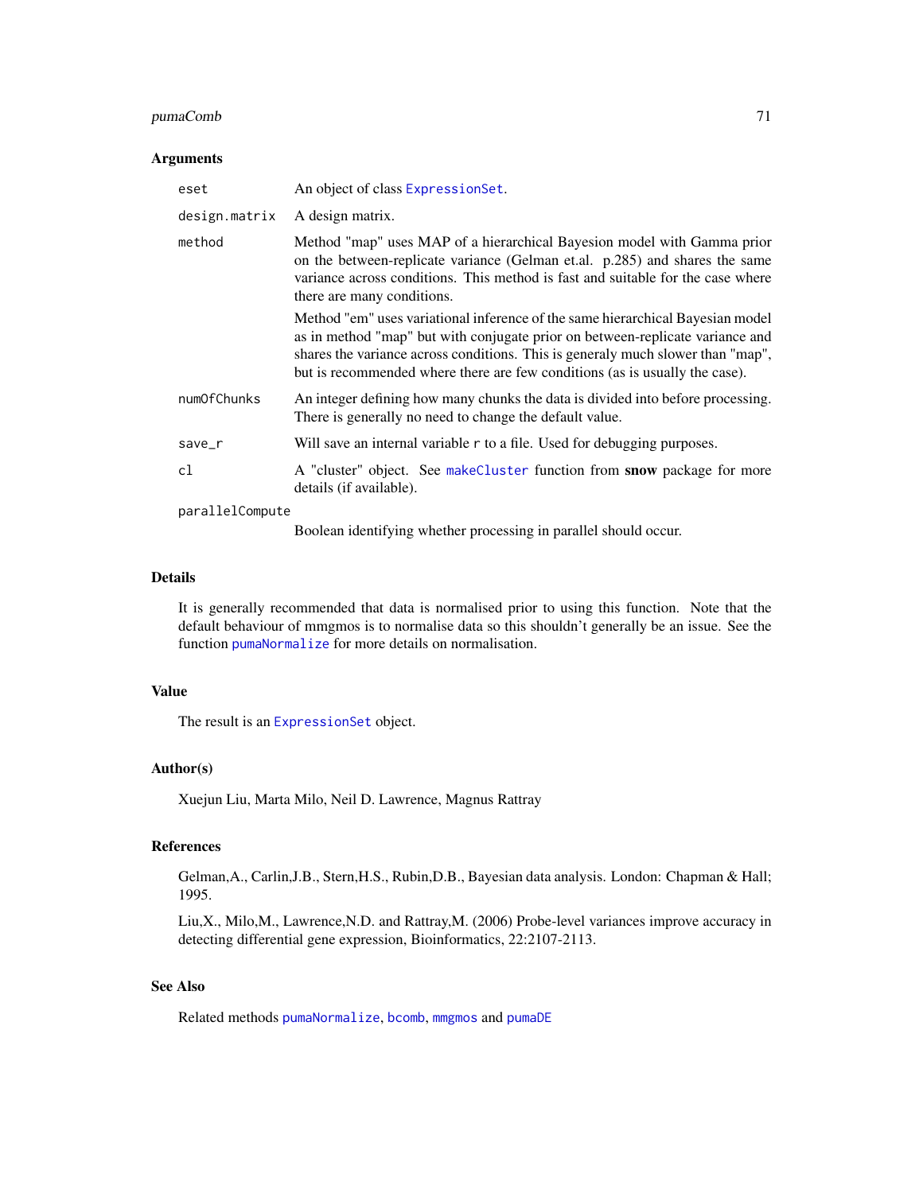## Arguments

| | |
|---|---|
| `eset` | An object of class `ExpressionSet`. |
| `design.matrix` | A design matrix. |
| `method` | Method "map" uses MAP of a hierarchical Bayesion model with Gamma prior on the between-replicate variance (Gelman et.al. p.285) and shares the same variance across conditions. This method is fast and suitable for the case where there are many conditions.<br><br>Method "em" uses variational inference of the same hierarchical Bayesian model as in method "map" but with conjugate prior on between-replicate variance and shares the variance across conditions. This is generaly much slower than "map", but is recommended where there are few conditions (as is usually the case). |
| `numOfChunks` | An integer defining how many chunks the data is divided into before processing. There is generally no need to change the default value. |
| `save_r` | Will save an internal variable `r` to a file. Used for debugging purposes. |
| `cl` | A "cluster" object. See `makeCluster` function from **snow** package for more details (if available). |
| `parallelCompute` | Boolean identifying whether processing in parallel should occur. |

## Details

It is generally recommended that data is normalised prior to using this function. Note that the default behaviour of mmgmos is to normalise data so this shouldn't generally be an issue. See the function `pumaNormalize` for more details on normalisation.

## Value

The result is an `ExpressionSet` object.

## Author(s)

Xuejun Liu, Marta Milo, Neil D. Lawrence, Magnus Rattray

## References

Gelman,A., Carlin,J.B., Stern,H.S., Rubin,D.B., Bayesian data analysis. London: Chapman & Hall; 1995.

Liu,X., Milo,M., Lawrence,N.D. and Rattray,M. (2006) Probe-level variances improve accuracy in detecting differential gene expression, Bioinformatics, 22:2107-2113.

## See Also

Related methods `pumaNormalize`, `bcomb`, `mmgmos` and `pumaDE`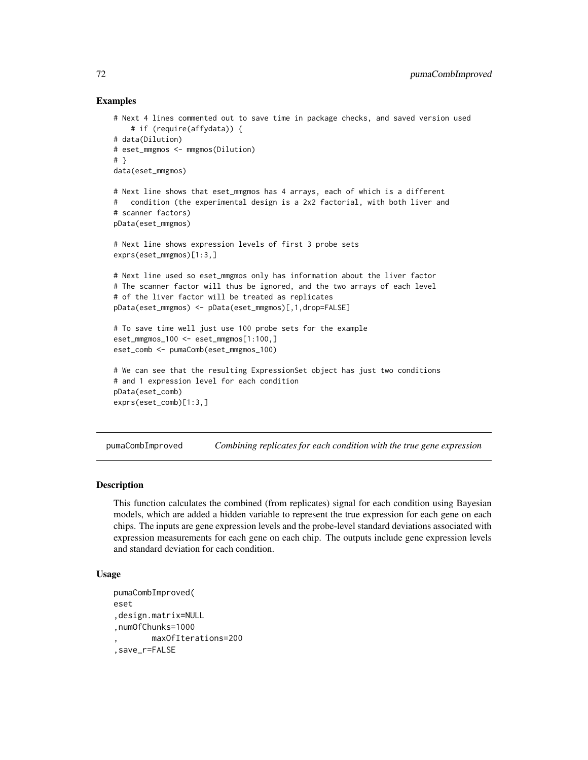## Examples

```
# Next 4 lines commented out to save time in package checks, and saved version used
    # if (require(affydata)) {
# data(Dilution)
# eset_mmgmos <- mmgmos(Dilution)
# }
data(eset_mmgmos)

# Next line shows that eset_mmgmos has 4 arrays, each of which is a different
#   condition (the experimental design is a 2x2 factorial, with both liver and
# scanner factors)
pData(eset_mmgmos)

# Next line shows expression levels of first 3 probe sets
exprs(eset_mmgmos)[1:3,]

# Next line used so eset_mmgmos only has information about the liver factor
# The scanner factor will thus be ignored, and the two arrays of each level
# of the liver factor will be treated as replicates
pData(eset_mmgmos) <- pData(eset_mmgmos)[,1,drop=FALSE]

# To save time well just use 100 probe sets for the example
eset_mmgmos_100 <- eset_mmgmos[1:100,]
eset_comb <- pumaComb(eset_mmgmos_100)

# We can see that the resulting ExpressionSet object has just two conditions
# and 1 expression level for each condition
pData(eset_comb)
exprs(eset_comb)[1:3,]
```

---

# pumaCombImproved    *Combining replicates for each condition with the true gene expression*

---

## Description

This function calculates the combined (from replicates) signal for each condition using Bayesian models, which are added a hidden variable to represent the true expression for each gene on each chips. The inputs are gene expression levels and the probe-level standard deviations associated with expression measurements for each gene on each chip. The outputs include gene expression levels and standard deviation for each condition.

## Usage

```
pumaCombImproved(
eset
,design.matrix=NULL
,numOfChunks=1000
,       maxOfIterations=200
,save_r=FALSE
```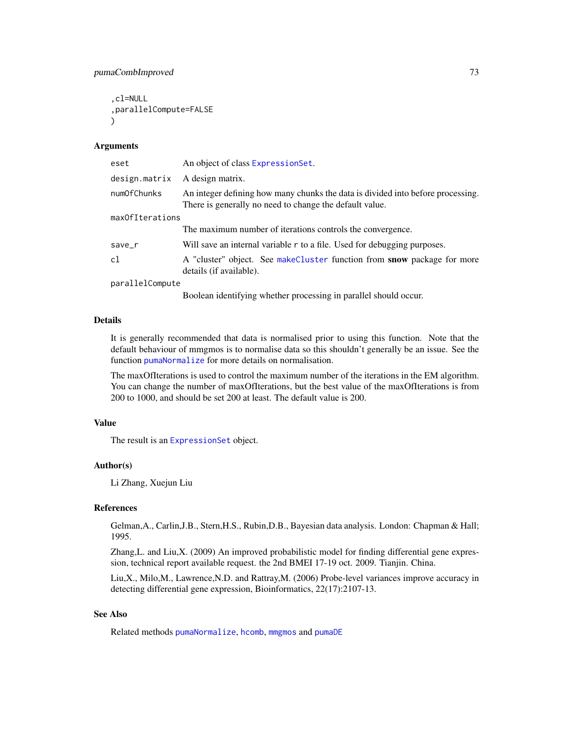```
,cl=NULL
,parallelCompute=FALSE
)
```

## Arguments

| | |
|---|---|
| `eset` | An object of class `ExpressionSet`. |
| `design.matrix` | A design matrix. |
| `numOfChunks` | An integer defining how many chunks the data is divided into before processing. There is generally no need to change the default value. |
| `maxOfIterations` | The maximum number of iterations controls the convergence. |
| `save_r` | Will save an internal variable `r` to a file. Used for debugging purposes. |
| `cl` | A "cluster" object. See `makeCluster` function from **snow** package for more details (if available). |
| `parallelCompute` | Boolean identifying whether processing in parallel should occur. |

## Details

It is generally recommended that data is normalised prior to using this function. Note that the default behaviour of mmgmos is to normalise data so this shouldn't generally be an issue. See the function `pumaNormalize` for more details on normalisation.

The maxOfIterations is used to control the maximum number of the iterations in the EM algorithm. You can change the number of maxOfIterations, but the best value of the maxOfIterations is from 200 to 1000, and should be set 200 at least. The default value is 200.

## Value

The result is an `ExpressionSet` object.

## Author(s)

Li Zhang, Xuejun Liu

## References

Gelman,A., Carlin,J.B., Stern,H.S., Rubin,D.B., Bayesian data analysis. London: Chapman & Hall; 1995.

Zhang,L. and Liu,X. (2009) An improved probabilistic model for finding differential gene expression, technical report available request. the 2nd BMEI 17-19 oct. 2009. Tianjin. China.

Liu,X., Milo,M., Lawrence,N.D. and Rattray,M. (2006) Probe-level variances improve accuracy in detecting differential gene expression, Bioinformatics, 22(17):2107-13.

## See Also

Related methods `pumaNormalize`, `hcomb`, `mmgmos` and `pumaDE`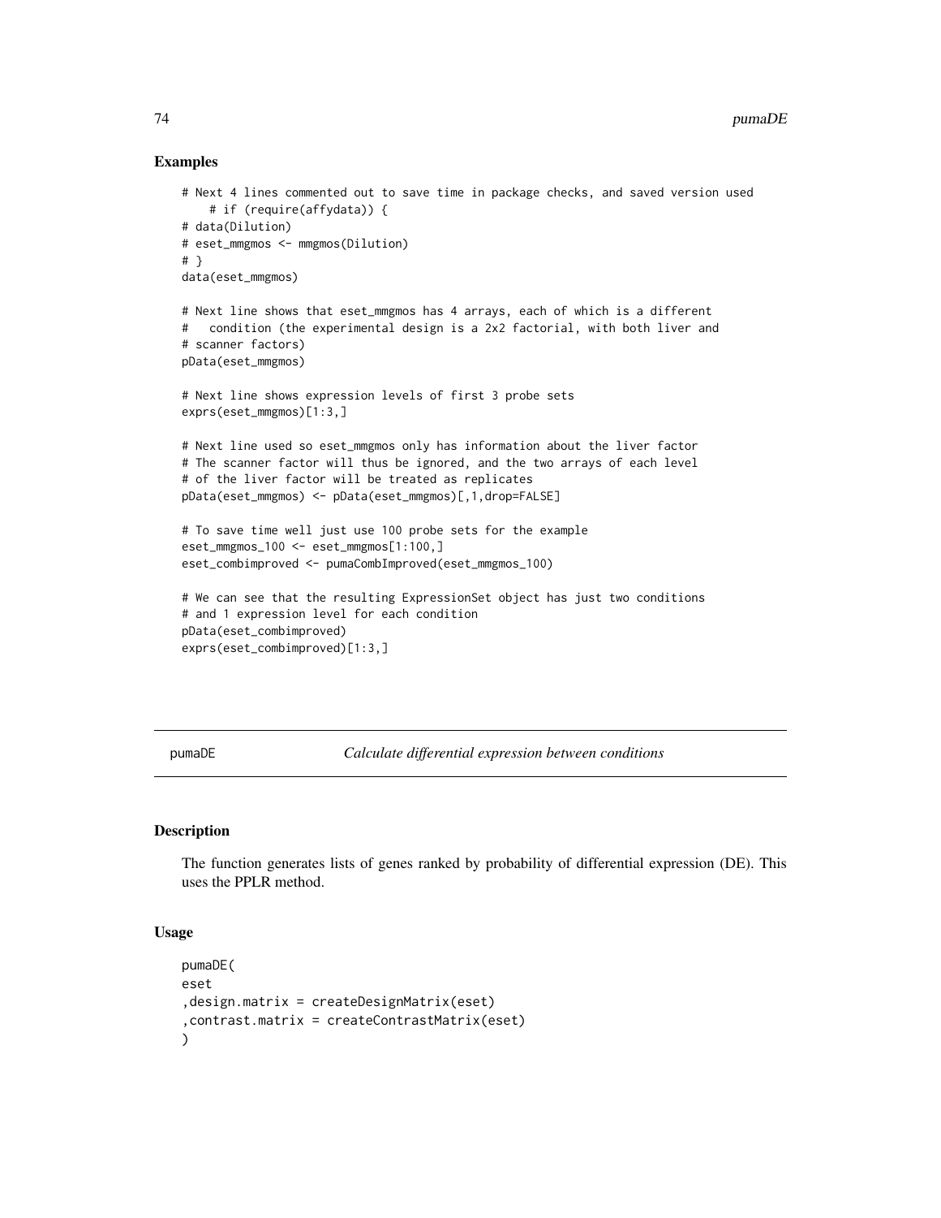## Examples

```
# Next 4 lines commented out to save time in package checks, and saved version used
    # if (require(affydata)) {
# data(Dilution)
# eset_mmgmos <- mmgmos(Dilution)
# }
data(eset_mmgmos)

# Next line shows that eset_mmgmos has 4 arrays, each of which is a different
#   condition (the experimental design is a 2x2 factorial, with both liver and
# scanner factors)
pData(eset_mmgmos)

# Next line shows expression levels of first 3 probe sets
exprs(eset_mmgmos)[1:3,]

# Next line used so eset_mmgmos only has information about the liver factor
# The scanner factor will thus be ignored, and the two arrays of each level
# of the liver factor will be treated as replicates
pData(eset_mmgmos) <- pData(eset_mmgmos)[,1,drop=FALSE]

# To save time well just use 100 probe sets for the example
eset_mmgmos_100 <- eset_mmgmos[1:100,]
eset_combimproved <- pumaCombImproved(eset_mmgmos_100)

# We can see that the resulting ExpressionSet object has just two conditions
# and 1 expression level for each condition
pData(eset_combimproved)
exprs(eset_combimproved)[1:3,]
```

---

# pumaDE — *Calculate differential expression between conditions*

## Description

The function generates lists of genes ranked by probability of differential expression (DE). This uses the PPLR method.

## Usage

```
pumaDE(
eset
,design.matrix = createDesignMatrix(eset)
,contrast.matrix = createContrastMatrix(eset)
)
```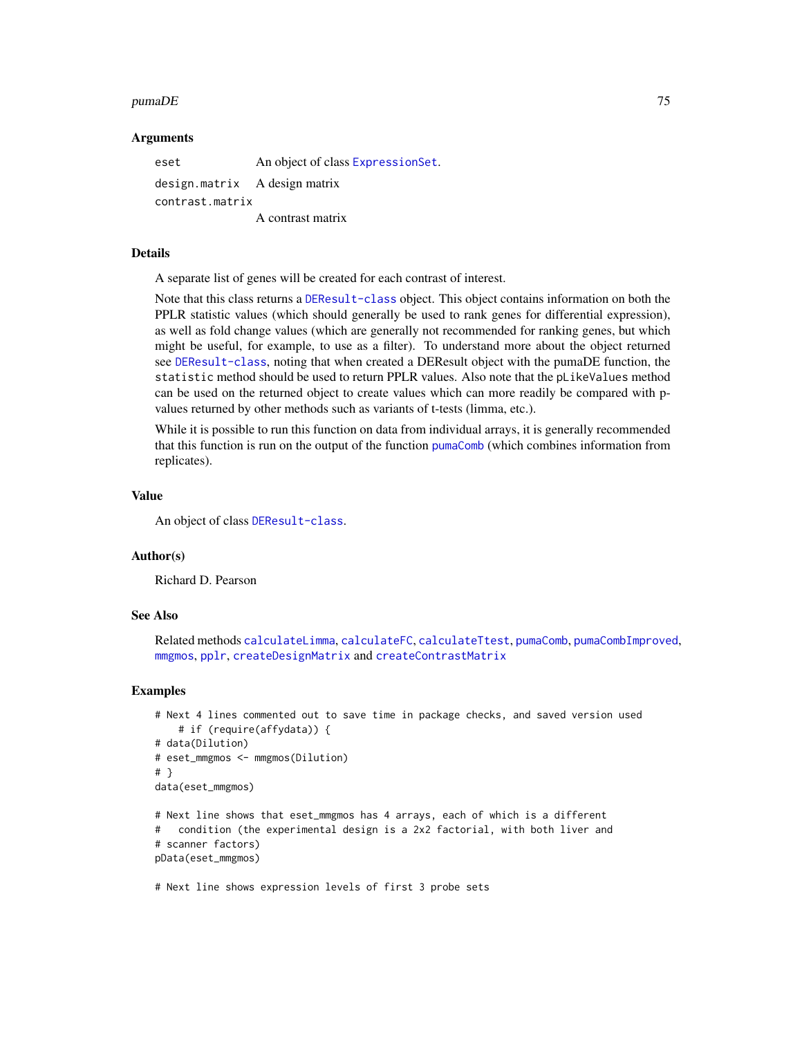### Arguments

- `eset` An object of class `ExpressionSet`.
- `design.matrix` A design matrix
- `contrast.matrix` A contrast matrix

### Details

A separate list of genes will be created for each contrast of interest.

Note that this class returns a `DEResult-class` object. This object contains information on both the PPLR statistic values (which should generally be used to rank genes for differential expression), as well as fold change values (which are generally not recommended for ranking genes, but which might be useful, for example, to use as a filter). To understand more about the object returned see `DEResult-class`, noting that when created a DEResult object with the pumaDE function, the `statistic` method should be used to return PPLR values. Also note that the `pLikeValues` method can be used on the returned object to create values which can more readily be compared with p-values returned by other methods such as variants of t-tests (limma, etc.).

While it is possible to run this function on data from individual arrays, it is generally recommended that this function is run on the output of the function `pumaComb` (which combines information from replicates).

### Value

An object of class `DEResult-class`.

### Author(s)

Richard D. Pearson

### See Also

Related methods `calculateLimma`, `calculateFC`, `calculateTtest`, `pumaComb`, `pumaCombImproved`, `mmgmos`, `pplr`, `createDesignMatrix` and `createContrastMatrix`

### Examples

```
# Next 4 lines commented out to save time in package checks, and saved version used
    # if (require(affydata)) {
# data(Dilution)
# eset_mmgmos <- mmgmos(Dilution)
# }
data(eset_mmgmos)

# Next line shows that eset_mmgmos has 4 arrays, each of which is a different
#   condition (the experimental design is a 2x2 factorial, with both liver and
# scanner factors)
pData(eset_mmgmos)

# Next line shows expression levels of first 3 probe sets
```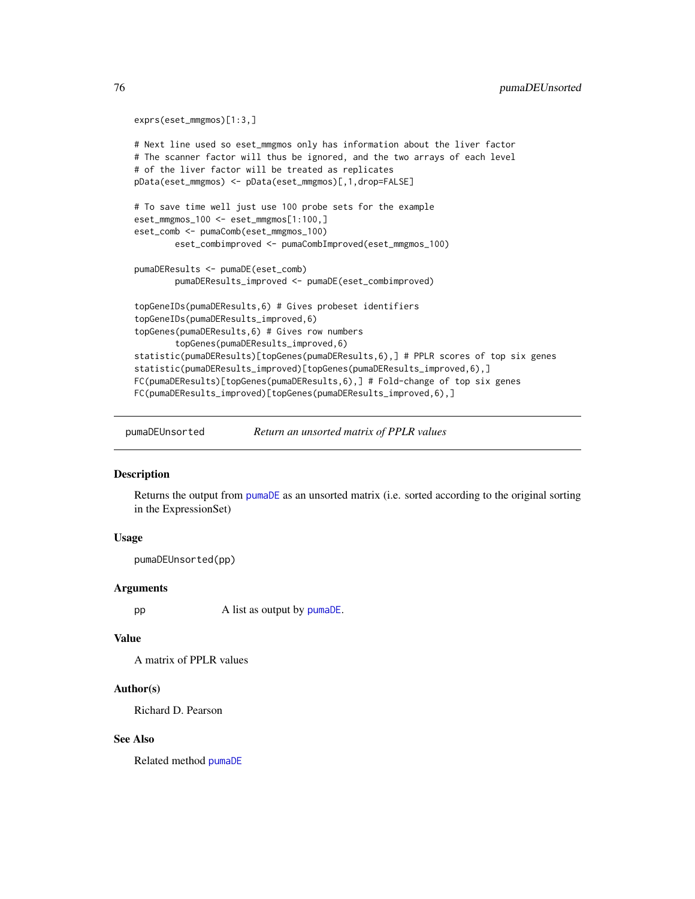```
exprs(eset_mmgmos)[1:3,]

# Next line used so eset_mmgmos only has information about the liver factor
# The scanner factor will thus be ignored, and the two arrays of each level
# of the liver factor will be treated as replicates
pData(eset_mmgmos) <- pData(eset_mmgmos)[,1,drop=FALSE]

# To save time well just use 100 probe sets for the example
eset_mmgmos_100 <- eset_mmgmos[1:100,]
eset_comb <- pumaComb(eset_mmgmos_100)
        eset_combimproved <- pumaCombImproved(eset_mmgmos_100)

pumaDEResults <- pumaDE(eset_comb)
        pumaDEResults_improved <- pumaDE(eset_combimproved)

topGeneIDs(pumaDEResults,6) # Gives probeset identifiers
topGeneIDs(pumaDEResults_improved,6)
topGenes(pumaDEResults,6) # Gives row numbers
        topGenes(pumaDEResults_improved,6)
statistic(pumaDEResults)[topGenes(pumaDEResults,6),] # PPLR scores of top six genes
statistic(pumaDEResults_improved)[topGenes(pumaDEResults_improved,6),]
FC(pumaDEResults)[topGenes(pumaDEResults,6),] # Fold-change of top six genes
FC(pumaDEResults_improved)[topGenes(pumaDEResults_improved,6),]
```

---

## pumaDEUnsorted — *Return an unsorted matrix of PPLR values*

---

### Description

Returns the output from pumaDE as an unsorted matrix (i.e. sorted according to the original sorting in the ExpressionSet)

### Usage

```
pumaDEUnsorted(pp)
```

### Arguments

| | |
|---|---|
| pp | A list as output by pumaDE. |

### Value

A matrix of PPLR values

### Author(s)

Richard D. Pearson

### See Also

Related method pumaDE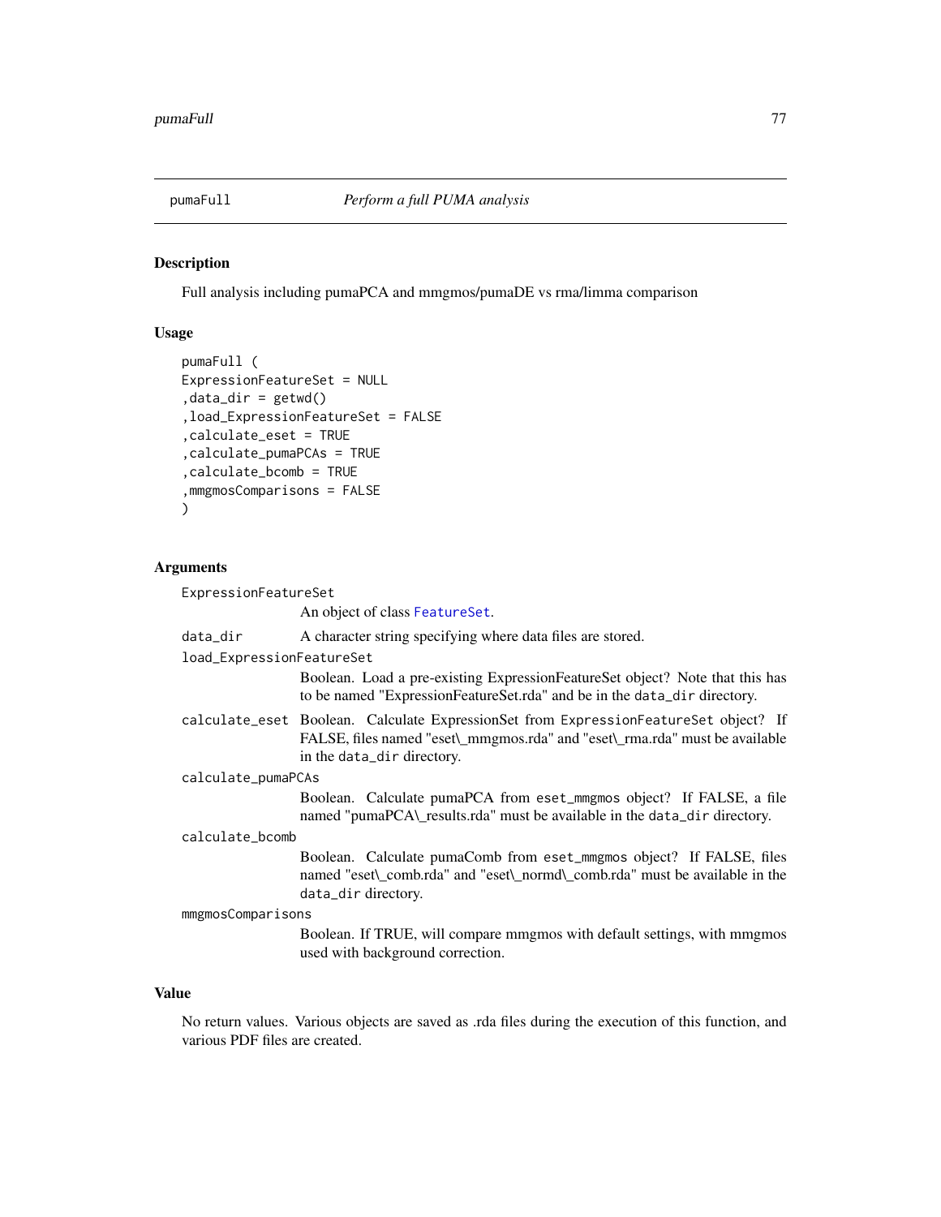## pumaFull *Perform a full PUMA analysis*

### Description

Full analysis including pumaPCA and mmgmos/pumaDE vs rma/limma comparison

### Usage

```
pumaFull (
ExpressionFeatureSet = NULL
,data_dir = getwd()
,load_ExpressionFeatureSet = FALSE
,calculate_eset = TRUE
,calculate_pumaPCAs = TRUE
,calculate_bcomb = TRUE
,mmgmosComparisons = FALSE
)
```

### Arguments

`ExpressionFeatureSet`
: An object of class FeatureSet.

`data_dir`
: A character string specifying where data files are stored.

`load_ExpressionFeatureSet`
: Boolean. Load a pre-existing ExpressionFeatureSet object? Note that this has to be named "ExpressionFeatureSet.rda" and be in the `data_dir` directory.

`calculate_eset`
: Boolean. Calculate ExpressionSet from `ExpressionFeatureSet` object? If FALSE, files named "eset\_mmgmos.rda" and "eset\_rma.rda" must be available in the `data_dir` directory.

`calculate_pumaPCAs`
: Boolean. Calculate pumaPCA from `eset_mmgmos` object? If FALSE, a file named "pumaPCA\_results.rda" must be available in the `data_dir` directory.

`calculate_bcomb`
: Boolean. Calculate pumaComb from `eset_mmgmos` object? If FALSE, files named "eset\_comb.rda" and "eset\_normd\_comb.rda" must be available in the `data_dir` directory.

`mmgmosComparisons`
: Boolean. If TRUE, will compare mmgmos with default settings, with mmgmos used with background correction.

### Value

No return values. Various objects are saved as .rda files during the execution of this function, and various PDF files are created.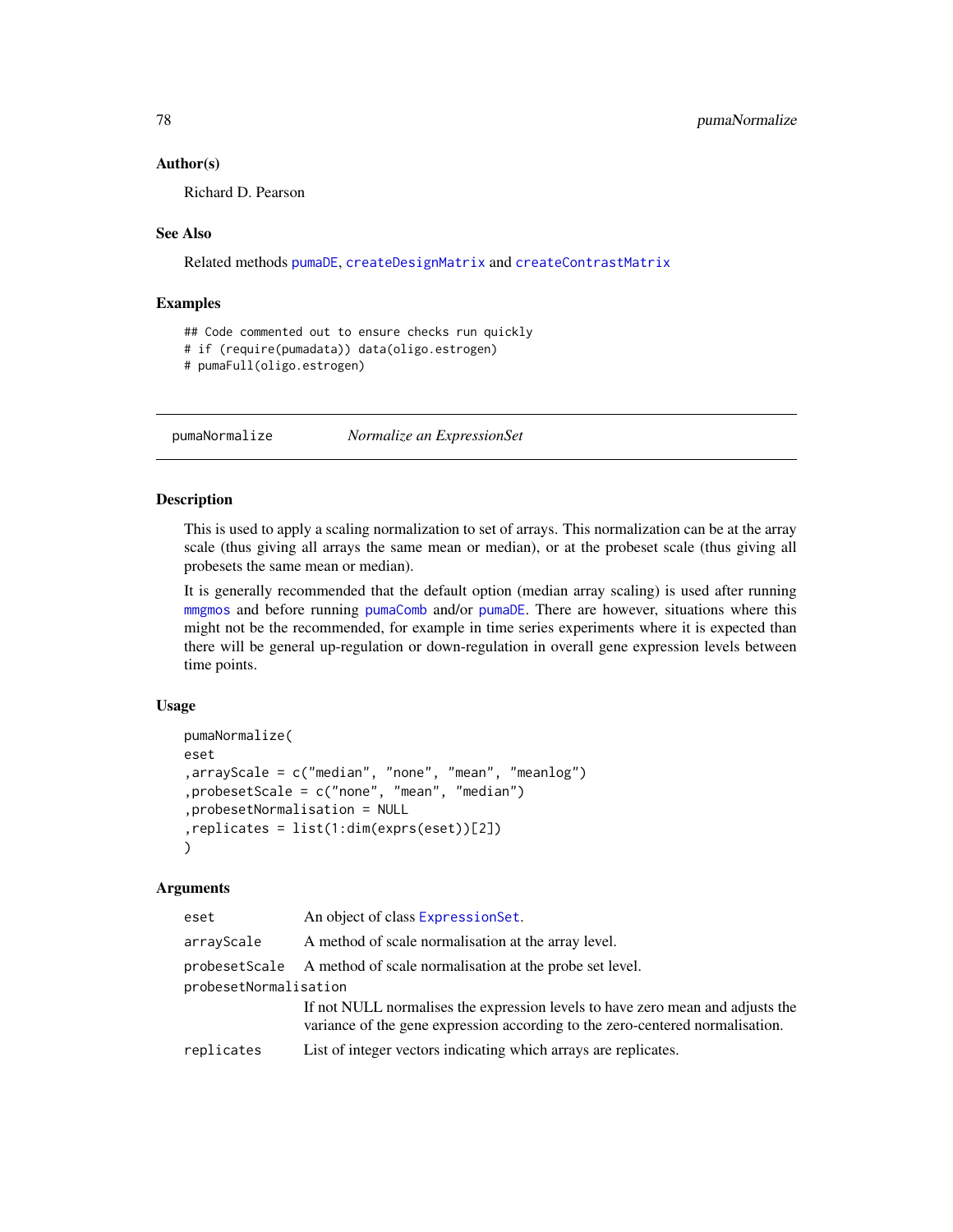### Author(s)

Richard D. Pearson

### See Also

Related methods pumaDE, createDesignMatrix and createContrastMatrix

### Examples

```
## Code commented out to ensure checks run quickly
# if (require(pumadata)) data(oligo.estrogen)
# pumaFull(oligo.estrogen)
```

---

## pumaNormalize *Normalize an ExpressionSet*

### Description

This is used to apply a scaling normalization to set of arrays. This normalization can be at the array scale (thus giving all arrays the same mean or median), or at the probeset scale (thus giving all probesets the same mean or median).

It is generally recommended that the default option (median array scaling) is used after running mmgmos and before running pumaComb and/or pumaDE. There are however, situations where this might not be the recommended, for example in time series experiments where it is expected than there will be general up-regulation or down-regulation in overall gene expression levels between time points.

### Usage

```
pumaNormalize(
eset
,arrayScale = c("median", "none", "mean", "meanlog")
,probesetScale = c("none", "mean", "median")
,probesetNormalisation = NULL
,replicates = list(1:dim(exprs(eset))[2])
)
```

### Arguments

| | |
|---|---|
| eset | An object of class ExpressionSet. |
| arrayScale | A method of scale normalisation at the array level. |
| probesetScale | A method of scale normalisation at the probe set level. |
| probesetNormalisation | If not NULL normalises the expression levels to have zero mean and adjusts the variance of the gene expression according to the zero-centered normalisation. |
| replicates | List of integer vectors indicating which arrays are replicates. |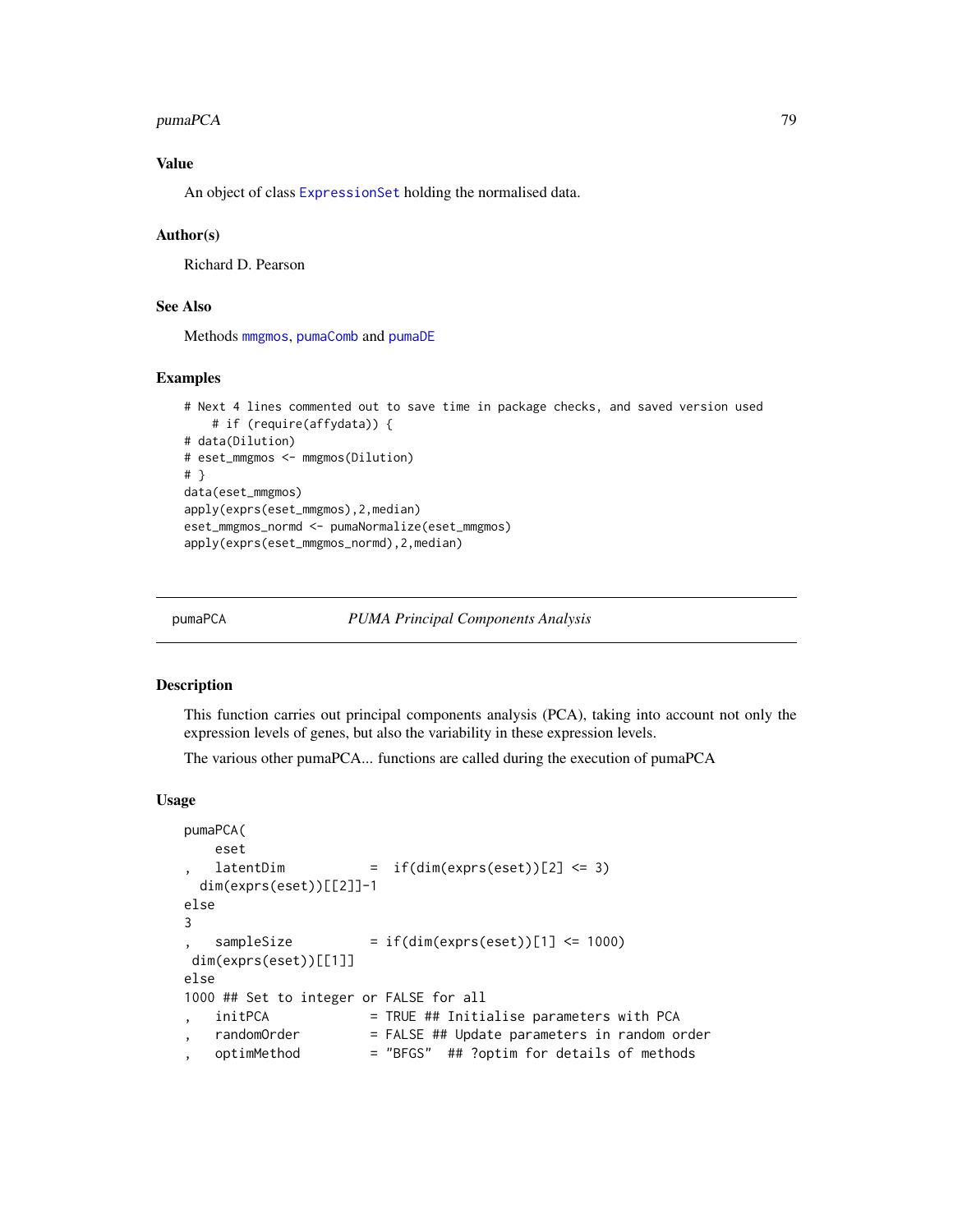### Value

An object of class `ExpressionSet` holding the normalised data.

### Author(s)

Richard D. Pearson

### See Also

Methods `mmgmos`, `pumaComb` and `pumaDE`

### Examples

```
# Next 4 lines commented out to save time in package checks, and saved version used
    # if (require(affydata)) {
# data(Dilution)
# eset_mmgmos <- mmgmos(Dilution)
# }
data(eset_mmgmos)
apply(exprs(eset_mmgmos),2,median)
eset_mmgmos_normd <- pumaNormalize(eset_mmgmos)
apply(exprs(eset_mmgmos_normd),2,median)
```

---

## pumaPCA *PUMA Principal Components Analysis*

---

### Description

This function carries out principal components analysis (PCA), taking into account not only the expression levels of genes, but also the variability in these expression levels.

The various other pumaPCA... functions are called during the execution of pumaPCA

### Usage

```
pumaPCA(
    eset
,   latentDim           =  if(dim(exprs(eset))[2] <= 3)
  dim(exprs(eset))[[2]]-1
else
3
,   sampleSize          = if(dim(exprs(eset))[1] <= 1000)
 dim(exprs(eset))[[1]]
else
1000 ## Set to integer or FALSE for all
,   initPCA             = TRUE ## Initialise parameters with PCA
,   randomOrder         = FALSE ## Update parameters in random order
,   optimMethod         = "BFGS"  ## ?optim for details of methods
```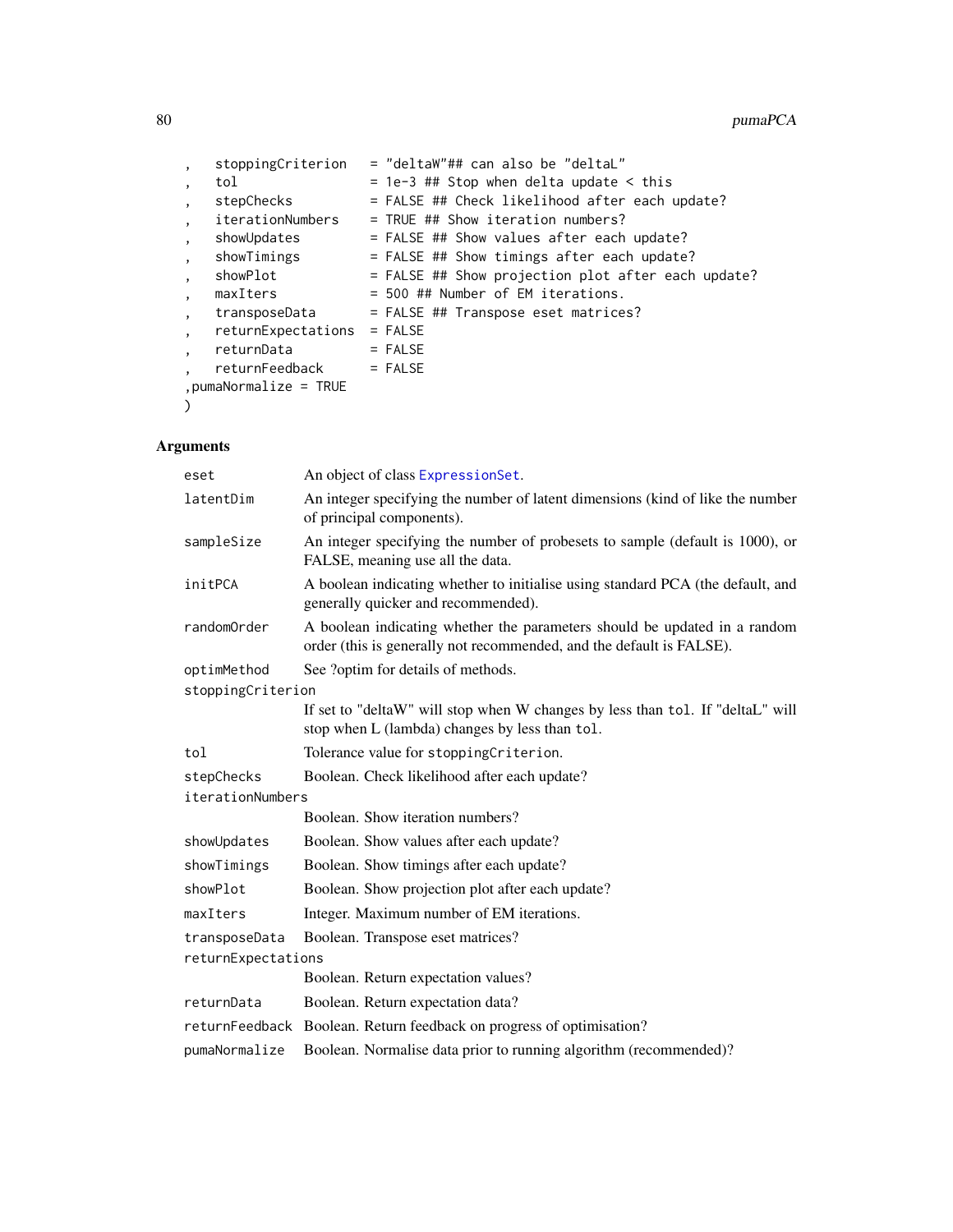```
,   stoppingCriterion   = "deltaW"## can also be "deltaL"
,   tol                 = 1e-3 ## Stop when delta update < this
,   stepChecks          = FALSE ## Check likelihood after each update?
,   iterationNumbers    = TRUE ## Show iteration numbers?
,   showUpdates         = FALSE ## Show values after each update?
,   showTimings         = FALSE ## Show timings after each update?
,   showPlot            = FALSE ## Show projection plot after each update?
,   maxIters            = 500 ## Number of EM iterations.
,   transposeData       = FALSE ## Transpose eset matrices?
,   returnExpectations  = FALSE
,   returnData          = FALSE
,   returnFeedback      = FALSE
,pumaNormalize = TRUE
)
```

## Arguments

| | |
|---|---|
| eset | An object of class ExpressionSet. |
| latentDim | An integer specifying the number of latent dimensions (kind of like the number of principal components). |
| sampleSize | An integer specifying the number of probesets to sample (default is 1000), or FALSE, meaning use all the data. |
| initPCA | A boolean indicating whether to initialise using standard PCA (the default, and generally quicker and recommended). |
| randomOrder | A boolean indicating whether the parameters should be updated in a random order (this is generally not recommended, and the default is FALSE). |
| optimMethod | See ?optim for details of methods. |
| stoppingCriterion | If set to "deltaW" will stop when W changes by less than `tol`. If "deltaL" will stop when L (lambda) changes by less than `tol`. |
| tol | Tolerance value for `stoppingCriterion`. |
| stepChecks | Boolean. Check likelihood after each update? |
| iterationNumbers | Boolean. Show iteration numbers? |
| showUpdates | Boolean. Show values after each update? |
| showTimings | Boolean. Show timings after each update? |
| showPlot | Boolean. Show projection plot after each update? |
| maxIters | Integer. Maximum number of EM iterations. |
| transposeData | Boolean. Transpose eset matrices? |
| returnExpectations | Boolean. Return expectation values? |
| returnData | Boolean. Return expectation data? |
| returnFeedback | Boolean. Return feedback on progress of optimisation? |
| pumaNormalize | Boolean. Normalise data prior to running algorithm (recommended)? |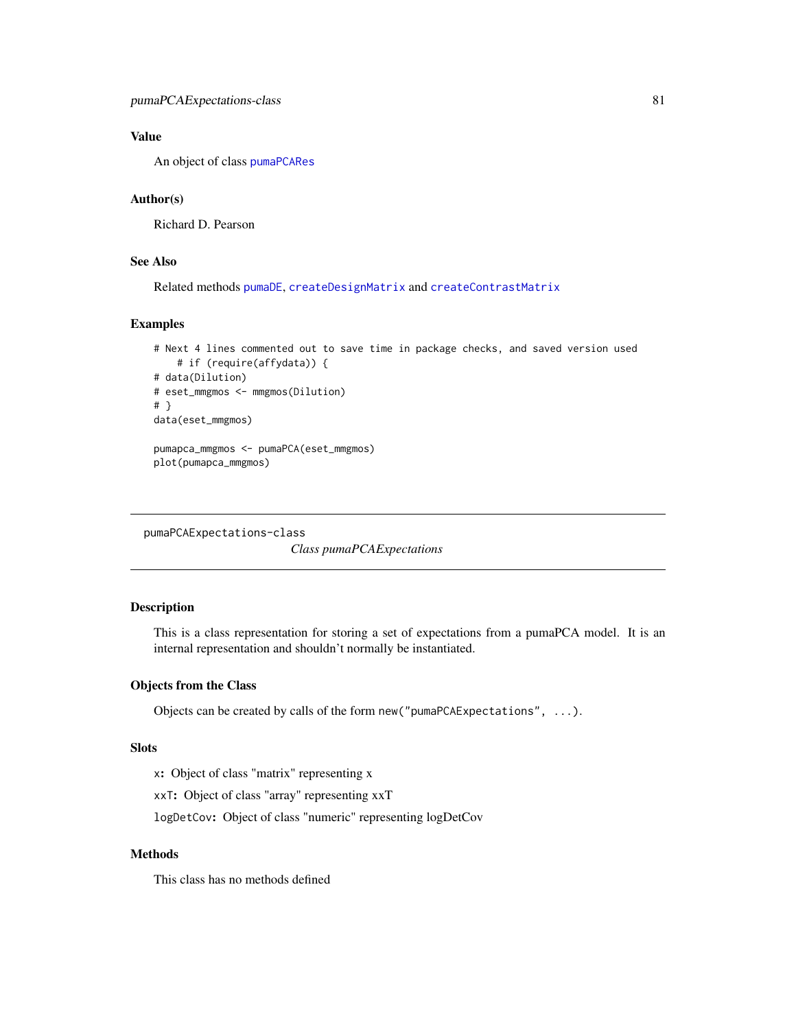## Value

An object of class pumaPCARes

## Author(s)

Richard D. Pearson

## See Also

Related methods pumaDE, createDesignMatrix and createContrastMatrix

## Examples

```
# Next 4 lines commented out to save time in package checks, and saved version used
    # if (require(affydata)) {
# data(Dilution)
# eset_mmgmos <- mmgmos(Dilution)
# }
data(eset_mmgmos)

pumapca_mmgmos <- pumaPCA(eset_mmgmos)
plot(pumapca_mmgmos)
```

---

pumaPCAExpectations-class

*Class pumaPCAExpectations*

---

## Description

This is a class representation for storing a set of expectations from a pumaPCA model. It is an internal representation and shouldn't normally be instantiated.

## Objects from the Class

Objects can be created by calls of the form `new("pumaPCAExpectations", ...)`.

## Slots

`x`**:** Object of class "matrix" representing x

`xxT`**:** Object of class "array" representing xxT

`logDetCov`**:** Object of class "numeric" representing logDetCov

## Methods

This class has no methods defined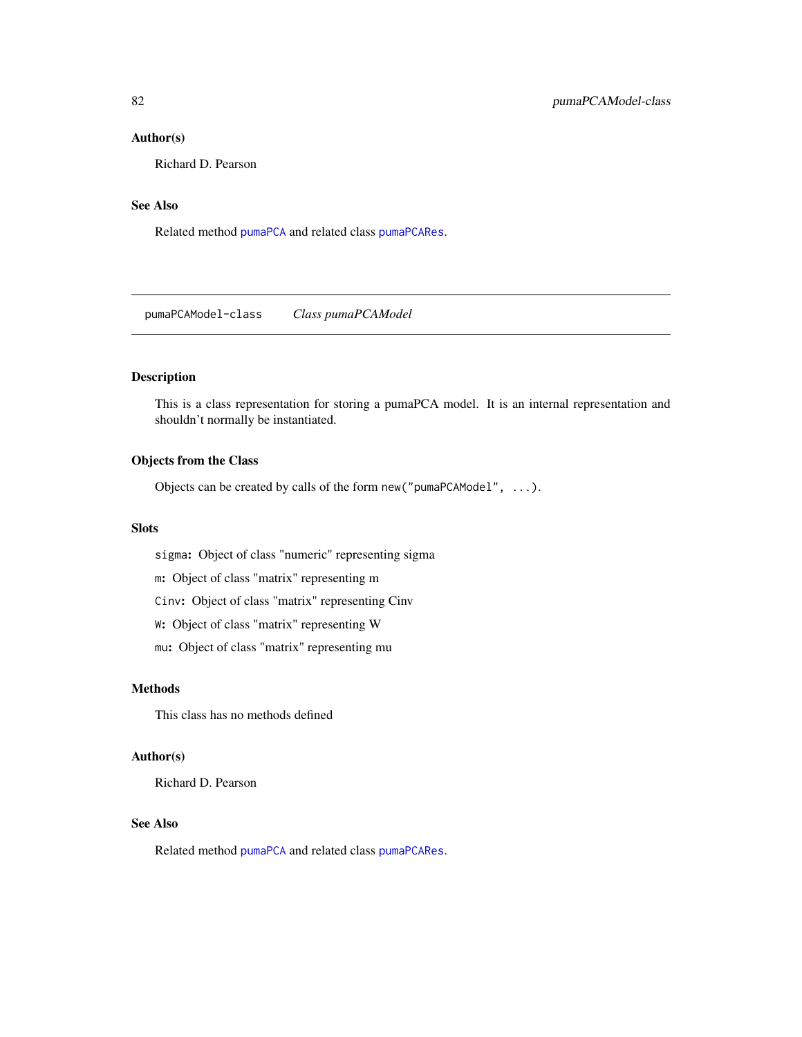### Author(s)

Richard D. Pearson

### See Also

Related method `pumaPCA` and related class `pumaPCARes`.

---

## pumaPCAModel-class &nbsp;&nbsp;&nbsp; *Class pumaPCAModel*

---

### Description

This is a class representation for storing a pumaPCA model. It is an internal representation and shouldn't normally be instantiated.

### Objects from the Class

Objects can be created by calls of the form `new("pumaPCAModel", ...)`.

### Slots

`sigma`**:** Object of class "numeric" representing sigma

`m`**:** Object of class "matrix" representing m

`Cinv`**:** Object of class "matrix" representing Cinv

`W`**:** Object of class "matrix" representing W

`mu`**:** Object of class "matrix" representing mu

### Methods

This class has no methods defined

### Author(s)

Richard D. Pearson

### See Also

Related method `pumaPCA` and related class `pumaPCARes`.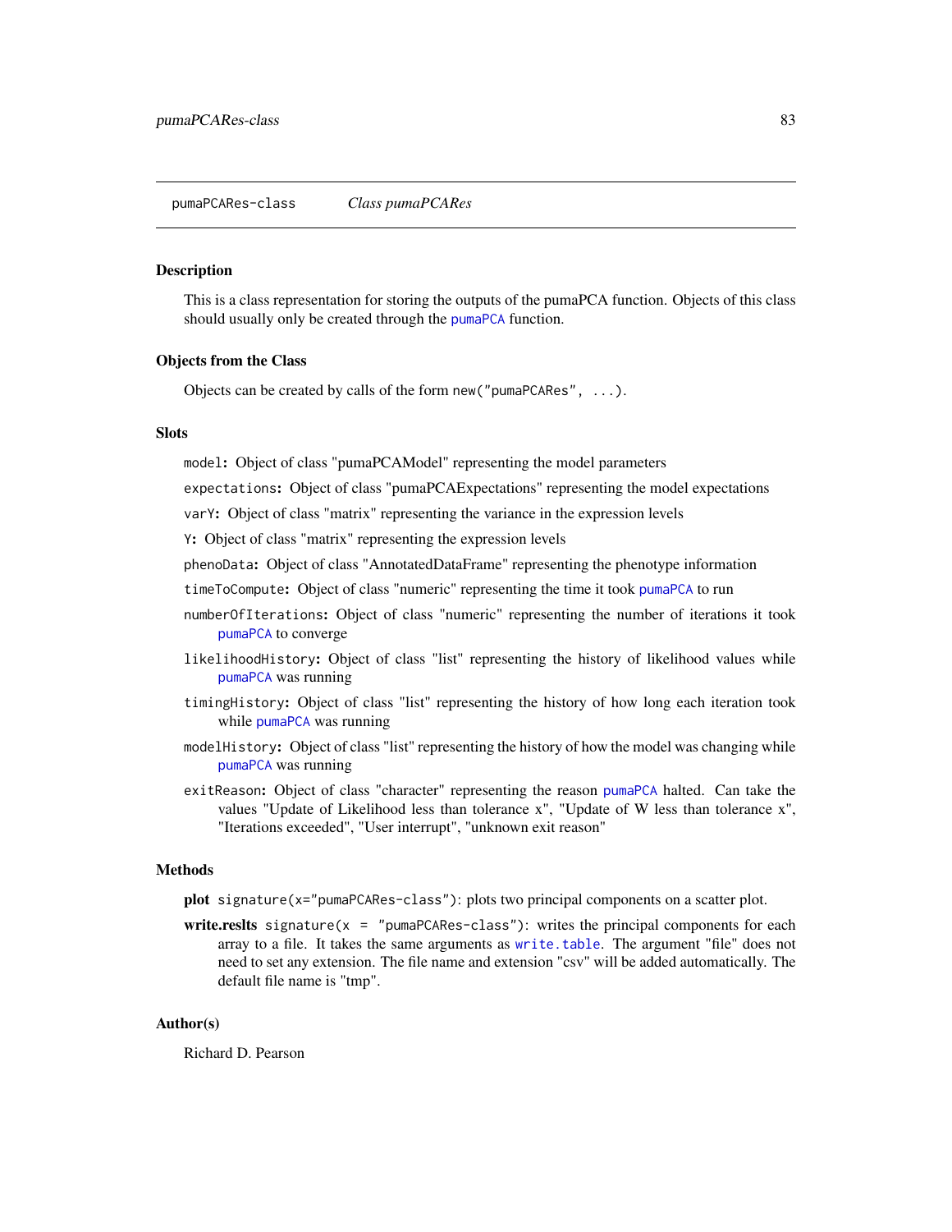## pumaPCARes-class *Class pumaPCARes*

### Description

This is a class representation for storing the outputs of the pumaPCA function. Objects of this class should usually only be created through the pumaPCA function.

### Objects from the Class

Objects can be created by calls of the form `new("pumaPCARes", ...)`.

### Slots

- `model`: Object of class "pumaPCAModel" representing the model parameters
- `expectations`: Object of class "pumaPCAExpectations" representing the model expectations
- `varY`: Object of class "matrix" representing the variance in the expression levels
- `Y`: Object of class "matrix" representing the expression levels
- `phenoData`: Object of class "AnnotatedDataFrame" representing the phenotype information
- `timeToCompute`: Object of class "numeric" representing the time it took pumaPCA to run
- `numberOfIterations`: Object of class "numeric" representing the number of iterations it took pumaPCA to converge
- `likelihoodHistory`: Object of class "list" representing the history of likelihood values while pumaPCA was running
- `timingHistory`: Object of class "list" representing the history of how long each iteration took while pumaPCA was running
- `modelHistory`: Object of class "list" representing the history of how the model was changing while pumaPCA was running
- `exitReason`: Object of class "character" representing the reason pumaPCA halted. Can take the values "Update of Likelihood less than tolerance x", "Update of W less than tolerance x", "Iterations exceeded", "User interrupt", "unknown exit reason"

### Methods

- **plot** `signature(x="pumaPCARes-class")`: plots two principal components on a scatter plot.
- **write.reslts** `signature(x = "pumaPCARes-class")`: writes the principal components for each array to a file. It takes the same arguments as `write.table`. The argument "file" does not need to set any extension. The file name and extension "csv" will be added automatically. The default file name is "tmp".

### Author(s)

Richard D. Pearson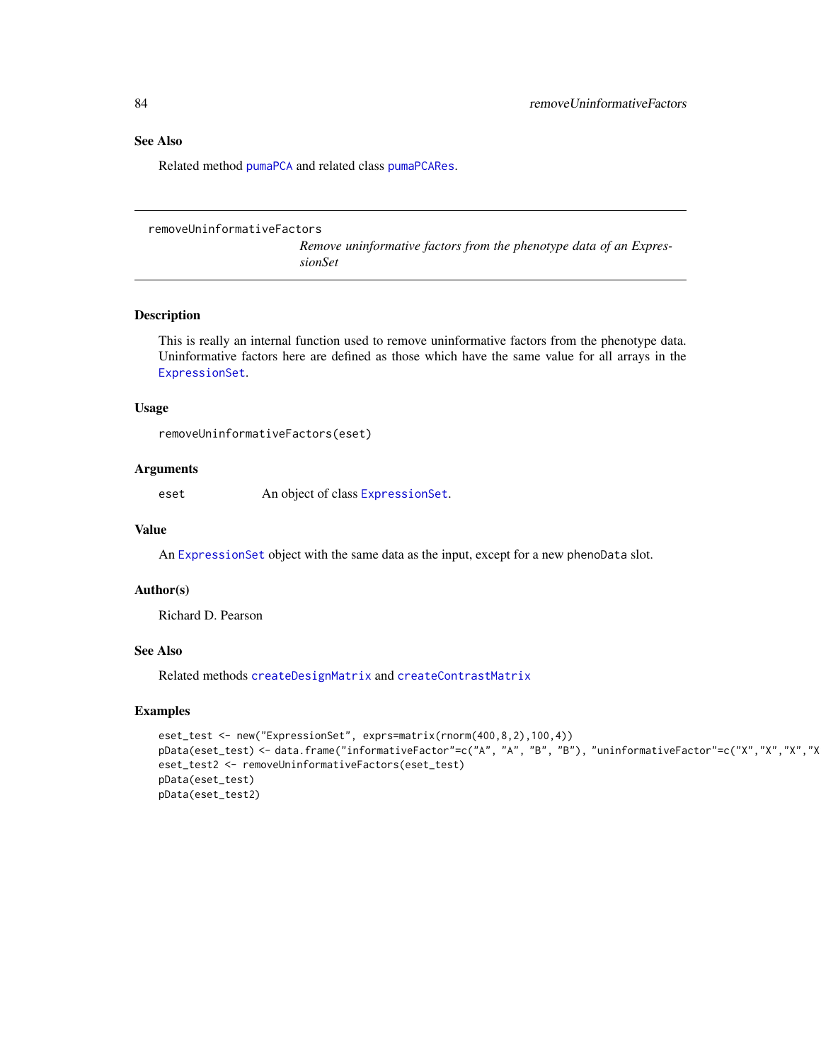## See Also

Related method pumaPCA and related class pumaPCARes.

---

removeUninformativeFactors

*Remove uninformative factors from the phenotype data of an ExpressionSet*

---

### Description

This is really an internal function used to remove uninformative factors from the phenotype data. Uninformative factors here are defined as those which have the same value for all arrays in the ExpressionSet.

### Usage

```
removeUninformativeFactors(eset)
```

### Arguments

eset An object of class ExpressionSet.

### Value

An ExpressionSet object with the same data as the input, except for a new phenoData slot.

### Author(s)

Richard D. Pearson

### See Also

Related methods createDesignMatrix and createContrastMatrix

### Examples

```
eset_test <- new("ExpressionSet", exprs=matrix(rnorm(400,8,2),100,4))
pData(eset_test) <- data.frame("informativeFactor"=c("A", "A", "B", "B"), "uninformativeFactor"=c("X","X","X","X
eset_test2 <- removeUninformativeFactors(eset_test)
pData(eset_test)
pData(eset_test2)
```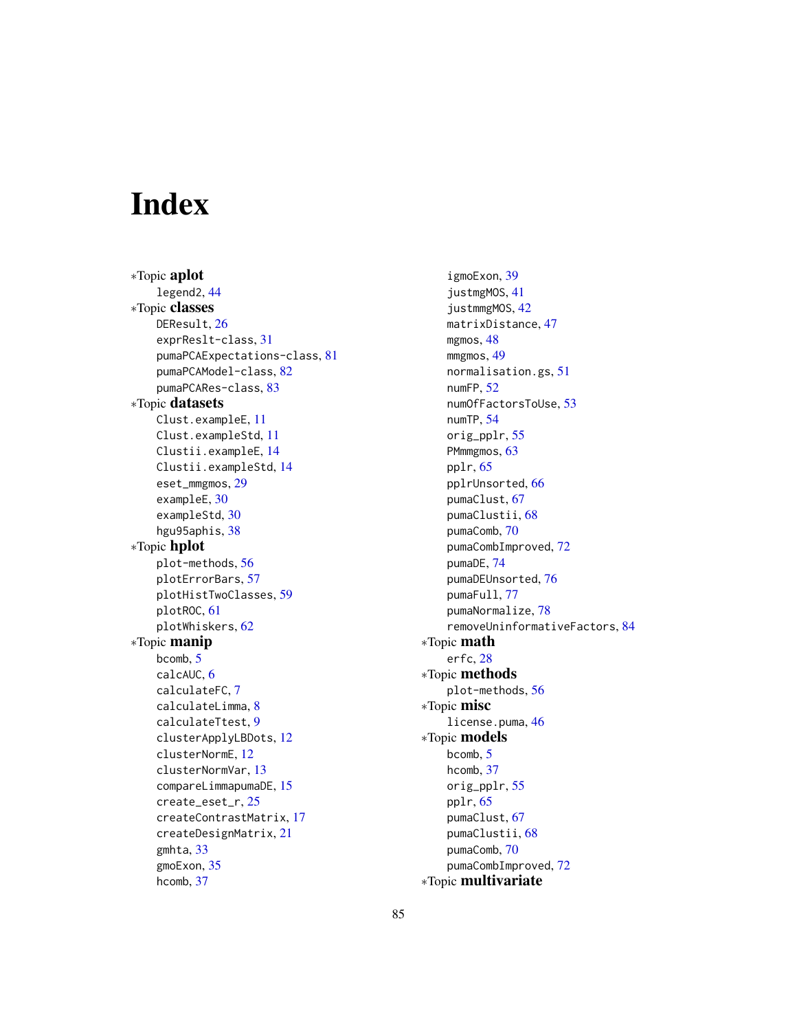# Index

*Topic **aplot**
- legend2, 44

*Topic **classes**
- DEResult, 26
- exprReslt-class, 31
- pumaPCAExpectations-class, 81
- pumaPCAModel-class, 82
- pumaPCARes-class, 83

*Topic **datasets**
- Clust.exampleE, 11
- Clust.exampleStd, 11
- Clustii.exampleE, 14
- Clustii.exampleStd, 14
- eset_mmgmos, 29
- exampleE, 30
- exampleStd, 30
- hgu95aphis, 38

*Topic **hplot**
- plot-methods, 56
- plotErrorBars, 57
- plotHistTwoClasses, 59
- plotROC, 61
- plotWhiskers, 62

*Topic **manip**
- bcomb, 5
- calcAUC, 6
- calculateFC, 7
- calculateLimma, 8
- calculateTtest, 9
- clusterApplyLBDots, 12
- clusterNormE, 12
- clusterNormVar, 13
- compareLimmapumaDE, 15
- create_eset_r, 25
- createContrastMatrix, 17
- createDesignMatrix, 21
- gmhta, 33
- gmoExon, 35
- hcomb, 37
- igmoExon, 39
- justmgMOS, 41
- justmmgMOS, 42
- matrixDistance, 47
- mgmos, 48
- mmgmos, 49
- normalisation.gs, 51
- numFP, 52
- numOfFactorsToUse, 53
- numTP, 54
- orig_pplr, 55
- PMmmgmos, 63
- pplr, 65
- pplrUnsorted, 66
- pumaClust, 67
- pumaClustii, 68
- pumaComb, 70
- pumaCombImproved, 72
- pumaDE, 74
- pumaDEUnsorted, 76
- pumaFull, 77
- pumaNormalize, 78
- removeUninformativeFactors, 84

*Topic **math**
- erfc, 28

*Topic **methods**
- plot-methods, 56

*Topic **misc**
- license.puma, 46

*Topic **models**
- bcomb, 5
- hcomb, 37
- orig_pplr, 55
- pplr, 65
- pumaClust, 67
- pumaClustii, 68
- pumaComb, 70
- pumaCombImproved, 72

*Topic **multivariate**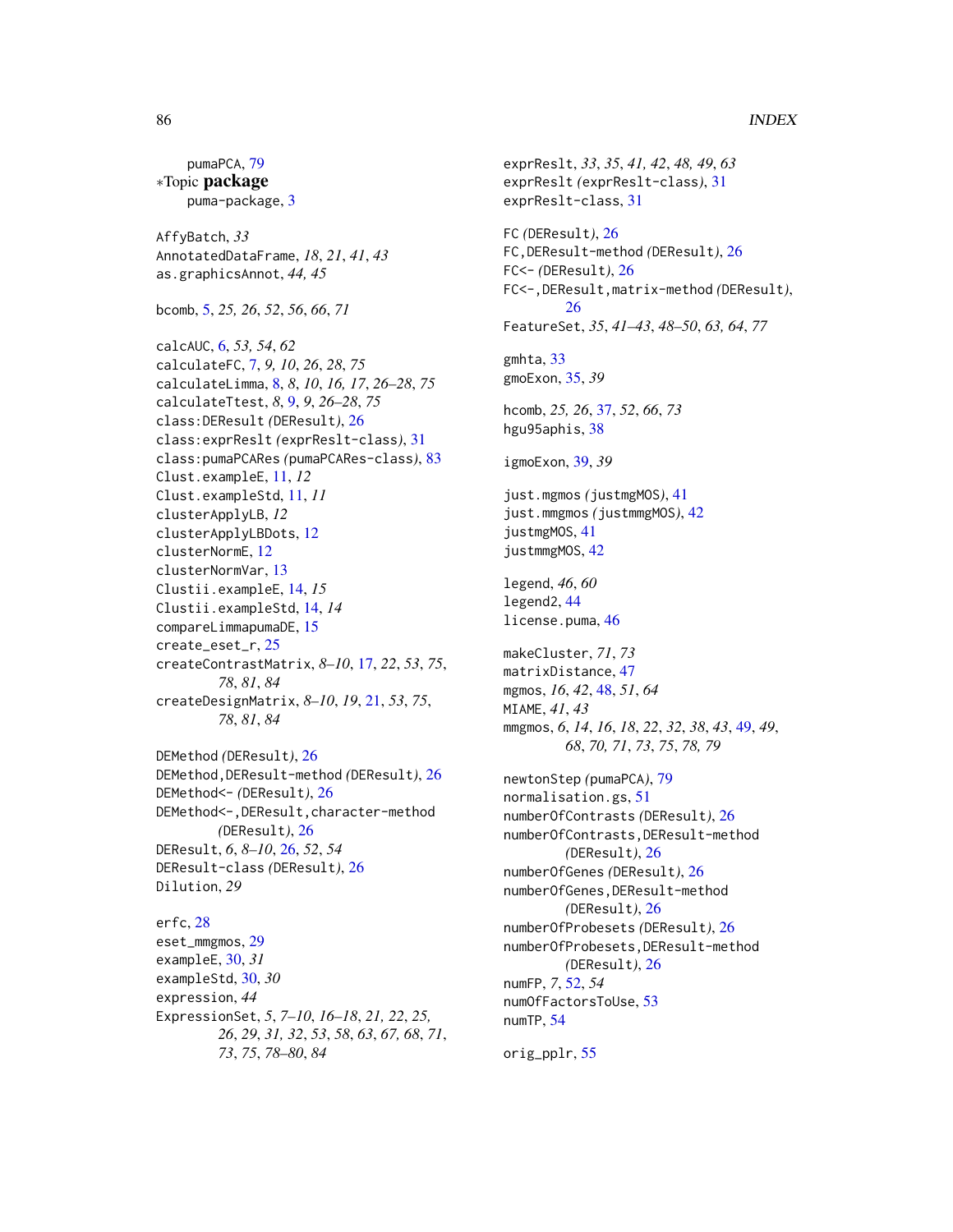pumaPCA, 79

*Topic **package**

puma-package, 3

AffyBatch, *33*
AnnotatedDataFrame, *18*, *21*, *41*, *43*
as.graphicsAnnot, *44*, *45*

bcomb, 5, *25*, *26*, *52*, *56*, *66*, *71*

calcAUC, 6, *53*, *54*, *62*
calculateFC, 7, *9*, *10*, *26*, *28*, *75*
calculateLimma, 8, *8*, *10*, *16*, *17*, *26–28*, *75*
calculateTtest, *8*, 9, *9*, *26–28*, *75*
class:DEResult *(*DEResult*)*, 26
class:exprReslt *(*exprReslt-class*)*, 31
class:pumaPCARes *(*pumaPCARes-class*)*, 83
Clust.exampleE, 11, *12*
Clust.exampleStd, 11, *11*
clusterApplyLB, *12*
clusterApplyLBDots, 12
clusterNormE, 12
clusterNormVar, 13
Clustii.exampleE, 14, *15*
Clustii.exampleStd, 14, *14*
compareLimmapumaDE, 15
create_eset_r, 25
createContrastMatrix, *8–10*, 17, *22*, *53*, *75*, *78*, *81*, *84*
createDesignMatrix, *8–10*, *19*, 21, *53*, *75*, *78*, *81*, *84*

DEMethod *(*DEResult*)*, 26
DEMethod,DEResult-method *(*DEResult*)*, 26
DEMethod<- *(*DEResult*)*, 26
DEMethod<-,DEResult,character-method *(*DEResult*)*, 26
DEResult, *6*, *8–10*, 26, *52*, *54*
DEResult-class *(*DEResult*)*, 26
Dilution, *29*

erfc, 28
eset_mmgmos, 29
exampleE, 30, *31*
exampleStd, 30, *30*
expression, *44*
ExpressionSet, *5*, *7–10*, *16–18*, *21*, *22*, *25*, *26*, *29*, *31*, *32*, *53*, *58*, *63*, *67*, *68*, *71*, *73*, *75*, *78–80*, *84*

exprReslt, *33*, *35*, *41*, *42*, *48*, *49*, *63*
exprReslt *(*exprReslt-class*)*, 31
exprReslt-class, 31

FC *(*DEResult*)*, 26
FC,DEResult-method *(*DEResult*)*, 26
FC<- *(*DEResult*)*, 26
FC<-,DEResult,matrix-method *(*DEResult*)*, 26
FeatureSet, *35*, *41–43*, *48–50*, *63*, *64*, *77*

gmhta, 33
gmoExon, 35, *39*

hcomb, *25*, *26*, 37, *52*, *66*, *73*
hgu95aphis, 38

igmoExon, 39, *39*

just.mgmos *(*justmgMOS*)*, 41
just.mmgmos *(*justmmgMOS*)*, 42
justmgMOS, 41
justmmgMOS, 42

legend, *46*, *60*
legend2, 44
license.puma, 46

makeCluster, *71*, *73*
matrixDistance, 47
mgmos, *16*, *42*, 48, *51*, *64*
MIAME, *41*, *43*
mmgmos, *6*, *14*, *16*, *18*, *22*, *32*, *38*, *43*, 49, *49*, *68*, *70*, *71*, *73*, *75*, *78*, *79*

newtonStep *(*pumaPCA*)*, 79
normalisation.gs, 51
numberOfContrasts *(*DEResult*)*, 26
numberOfContrasts,DEResult-method *(*DEResult*)*, 26
numberOfGenes *(*DEResult*)*, 26
numberOfGenes,DEResult-method *(*DEResult*)*, 26
numberOfProbesets *(*DEResult*)*, 26
numberOfProbesets,DEResult-method *(*DEResult*)*, 26
numFP, *7*, 52, *54*
numOfFactorsToUse, 53
numTP, 54

orig_pplr, 55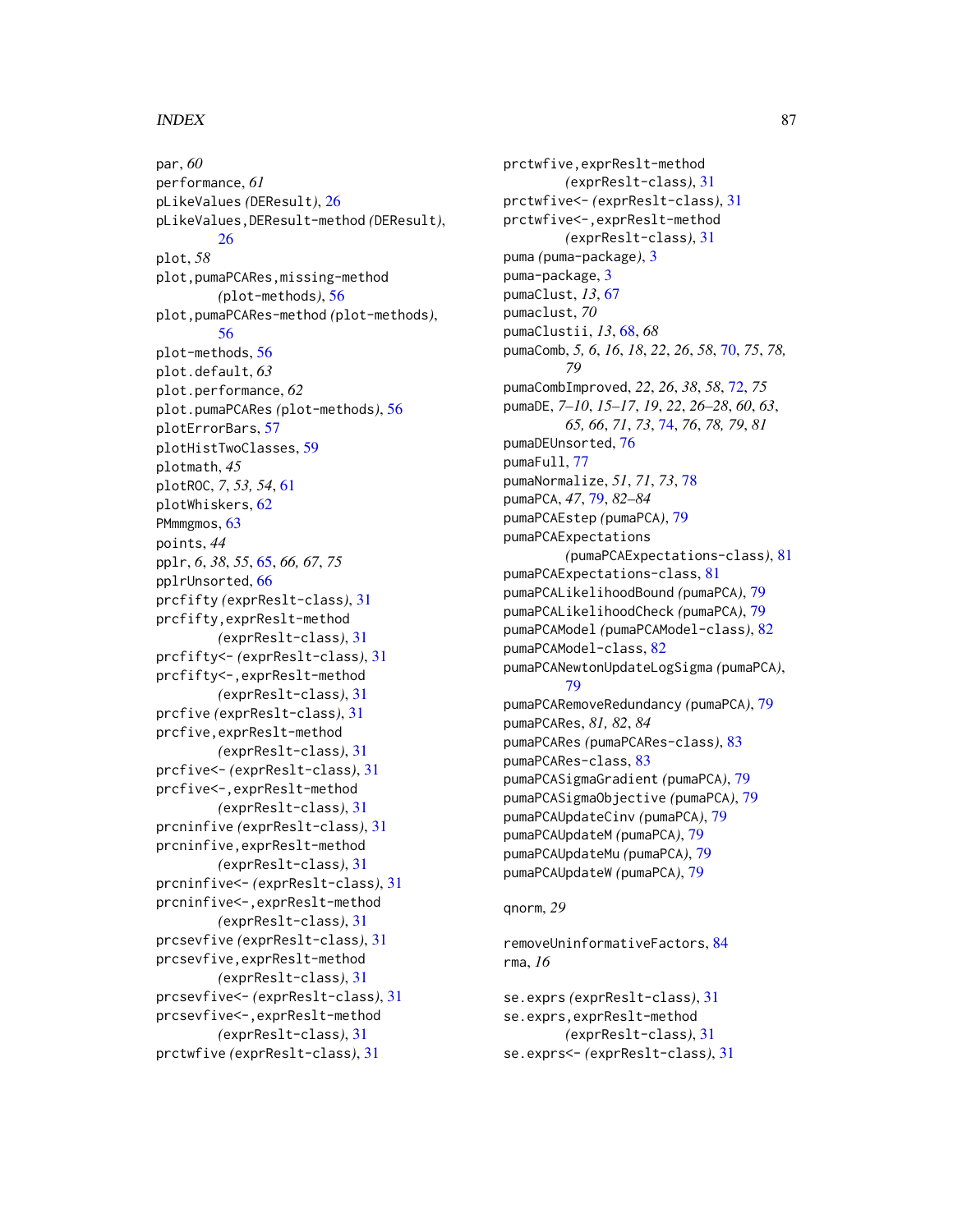par, *60*
performance, *61*
pLikeValues *(DEResult)*, 26
pLikeValues,DEResult-method *(DEResult)*, 26
plot, *58*
plot,pumaPCARes,missing-method *(plot-methods)*, 56
plot,pumaPCARes-method *(plot-methods)*, 56
plot-methods, 56
plot.default, *63*
plot.performance, *62*
plot.pumaPCARes *(plot-methods)*, 56
plotErrorBars, 57
plotHistTwoClasses, 59
plotmath, *45*
plotROC, *7*, *53, 54*, 61
plotWhiskers, 62
PMmmgmos, 63
points, *44*
pplr, *6*, *38*, *55*, 65, *66, 67*, *75*
pplrUnsorted, 66
prcfifty *(exprReslt-class)*, 31
prcfifty,exprReslt-method *(exprReslt-class)*, 31
prcfifty<- *(exprReslt-class)*, 31
prcfifty<-,exprReslt-method *(exprReslt-class)*, 31
prcfive *(exprReslt-class)*, 31
prcfive,exprReslt-method *(exprReslt-class)*, 31
prcfive<- *(exprReslt-class)*, 31
prcfive<-,exprReslt-method *(exprReslt-class)*, 31
prcninfive *(exprReslt-class)*, 31
prcninfive,exprReslt-method *(exprReslt-class)*, 31
prcninfive<- *(exprReslt-class)*, 31
prcninfive<-,exprReslt-method *(exprReslt-class)*, 31
prcsevfive *(exprReslt-class)*, 31
prcsevfive,exprReslt-method *(exprReslt-class)*, 31
prcsevfive<- *(exprReslt-class)*, 31
prcsevfive<-,exprReslt-method *(exprReslt-class)*, 31
prctwfive *(exprReslt-class)*, 31
prctwfive,exprReslt-method *(exprReslt-class)*, 31
prctwfive<- *(exprReslt-class)*, 31
prctwfive<-,exprReslt-method *(exprReslt-class)*, 31
puma *(puma-package)*, 3
puma-package, 3
pumaClust, *13*, 67
pumaclust, *70*
pumaClustii, *13*, 68, *68*
pumaComb, *5, 6*, *16*, *18*, *22*, *26*, *58*, 70, *75*, *78, 79*
pumaCombImproved, *22*, *26*, *38*, *58*, 72, *75*
pumaDE, *7–10*, *15–17*, *19*, *22*, *26–28*, *60*, *63*, *65, 66*, *71*, *73*, 74, *76*, *78, 79*, *81*
pumaDEUnsorted, 76
pumaFull, 77
pumaNormalize, *51*, *71*, *73*, 78
pumaPCA, *47*, 79, *82–84*
pumaPCAEstep *(pumaPCA)*, 79
pumaPCAExpectations *(pumaPCAExpectations-class)*, 81
pumaPCAExpectations-class, 81
pumaPCALikelihoodBound *(pumaPCA)*, 79
pumaPCALikelihoodCheck *(pumaPCA)*, 79
pumaPCAModel *(pumaPCAModel-class)*, 82
pumaPCAModel-class, 82
pumaPCANewtonUpdateLogSigma *(pumaPCA)*, 79
pumaPCARemoveRedundancy *(pumaPCA)*, 79
pumaPCARes, *81, 82*, *84*
pumaPCARes *(pumaPCARes-class)*, 83
pumaPCARes-class, 83
pumaPCASigmaGradient *(pumaPCA)*, 79
pumaPCASigmaObjective *(pumaPCA)*, 79
pumaPCAUpdateCinv *(pumaPCA)*, 79
pumaPCAUpdateM *(pumaPCA)*, 79
pumaPCAUpdateMu *(pumaPCA)*, 79
pumaPCAUpdateW *(pumaPCA)*, 79

qnorm, *29*

removeUninformativeFactors, 84
rma, *16*

se.exprs *(exprReslt-class)*, 31
se.exprs,exprReslt-method *(exprReslt-class)*, 31
se.exprs<- *(exprReslt-class)*, 31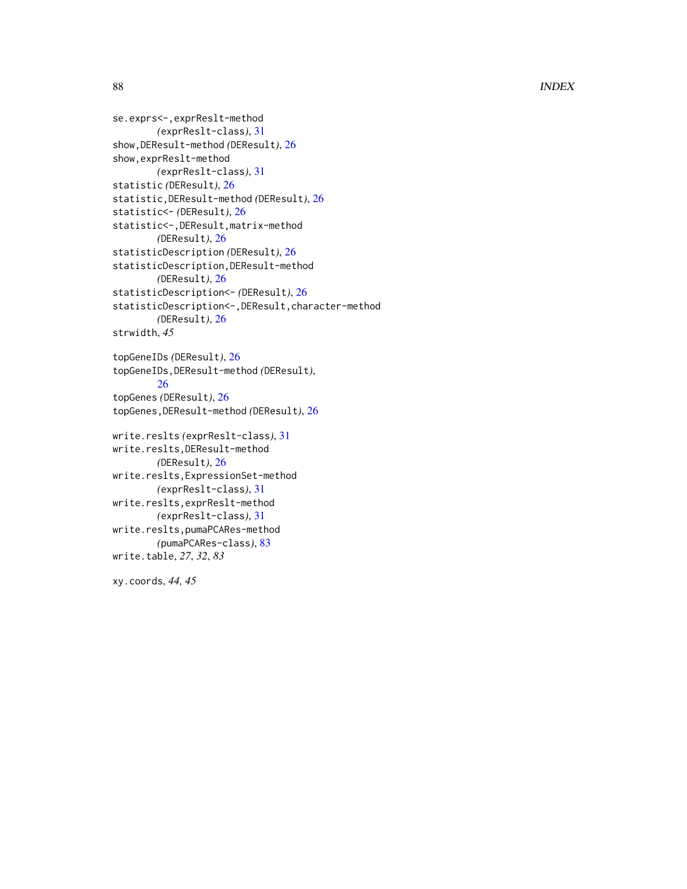se.exprs<-,exprReslt-method
        (exprReslt-class), 31
show,DEResult-method (DEResult), 26
show,exprReslt-method
        (exprReslt-class), 31
statistic (DEResult), 26
statistic,DEResult-method (DEResult), 26
statistic<- (DEResult), 26
statistic<-,DEResult,matrix-method
        (DEResult), 26
statisticDescription (DEResult), 26
statisticDescription,DEResult-method
        (DEResult), 26
statisticDescription<- (DEResult), 26
statisticDescription<-,DEResult,character-method
        (DEResult), 26
strwidth, *45*

topGeneIDs (DEResult), 26
topGeneIDs,DEResult-method (DEResult),
        26
topGenes (DEResult), 26
topGenes,DEResult-method (DEResult), 26

write.reslts (exprReslt-class), 31
write.reslts,DEResult-method
        (DEResult), 26
write.reslts,ExpressionSet-method
        (exprReslt-class), 31
write.reslts,exprReslt-method
        (exprReslt-class), 31
write.reslts,pumaPCARes-method
        (pumaPCARes-class), 83
write.table, *27*, *32*, *83*

xy.coords, *44, 45*